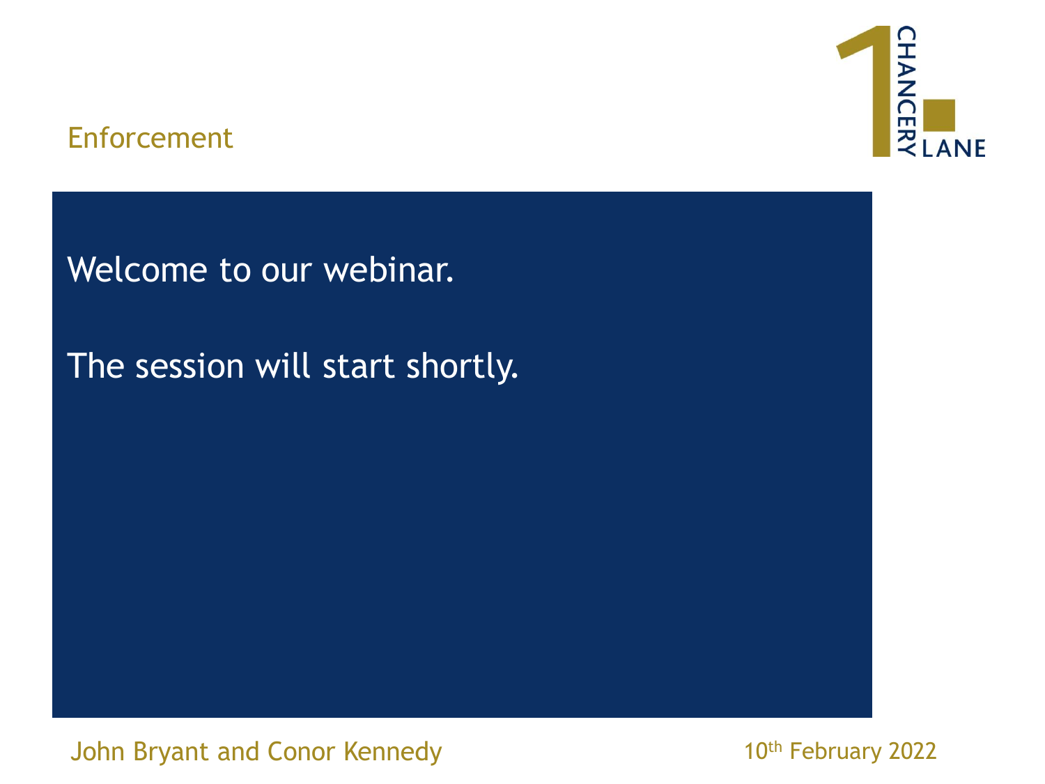# Enforcement

Welcome to our webinar.

The session will start shortly.

John Bryant and Conor Kennedy

10th February 2022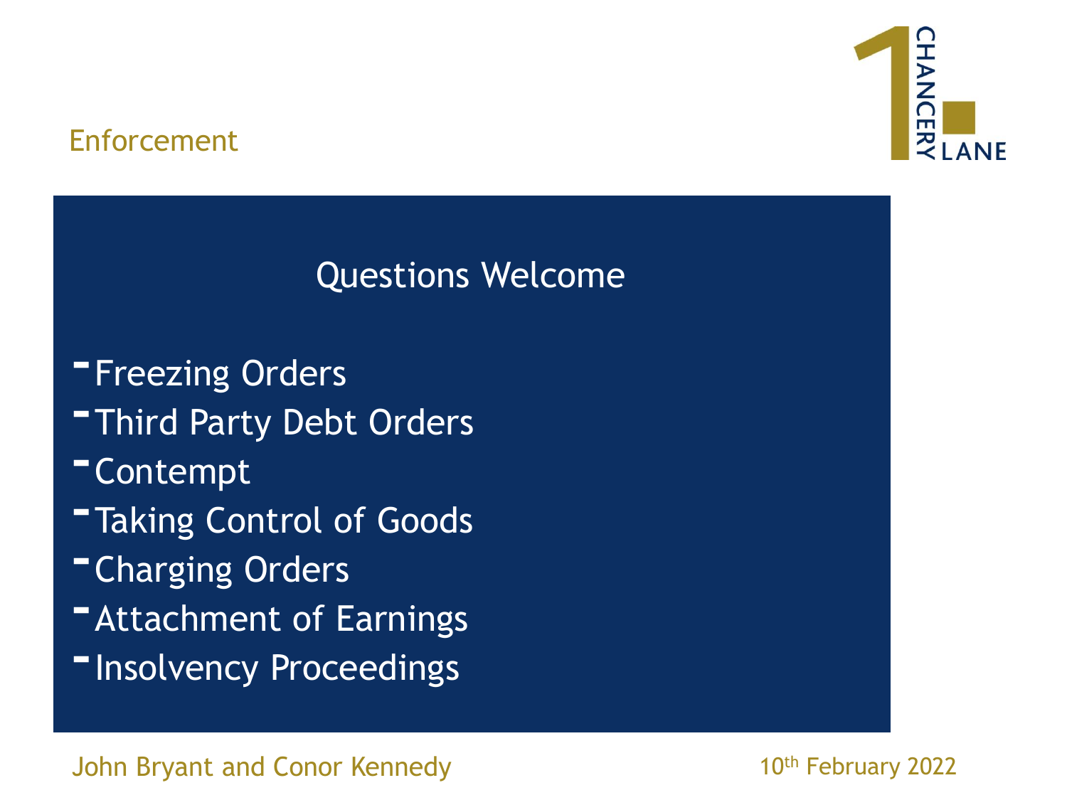Enforcement

## Questions Welcome

- Freezing Orders
- Third Party Debt Orders
- Contempt
- Taking Control of Goods
- Charging Orders
- Attachment of Earnings
- Insolvency Proceedings

John Bryant and Conor Kennedy

10th February 2022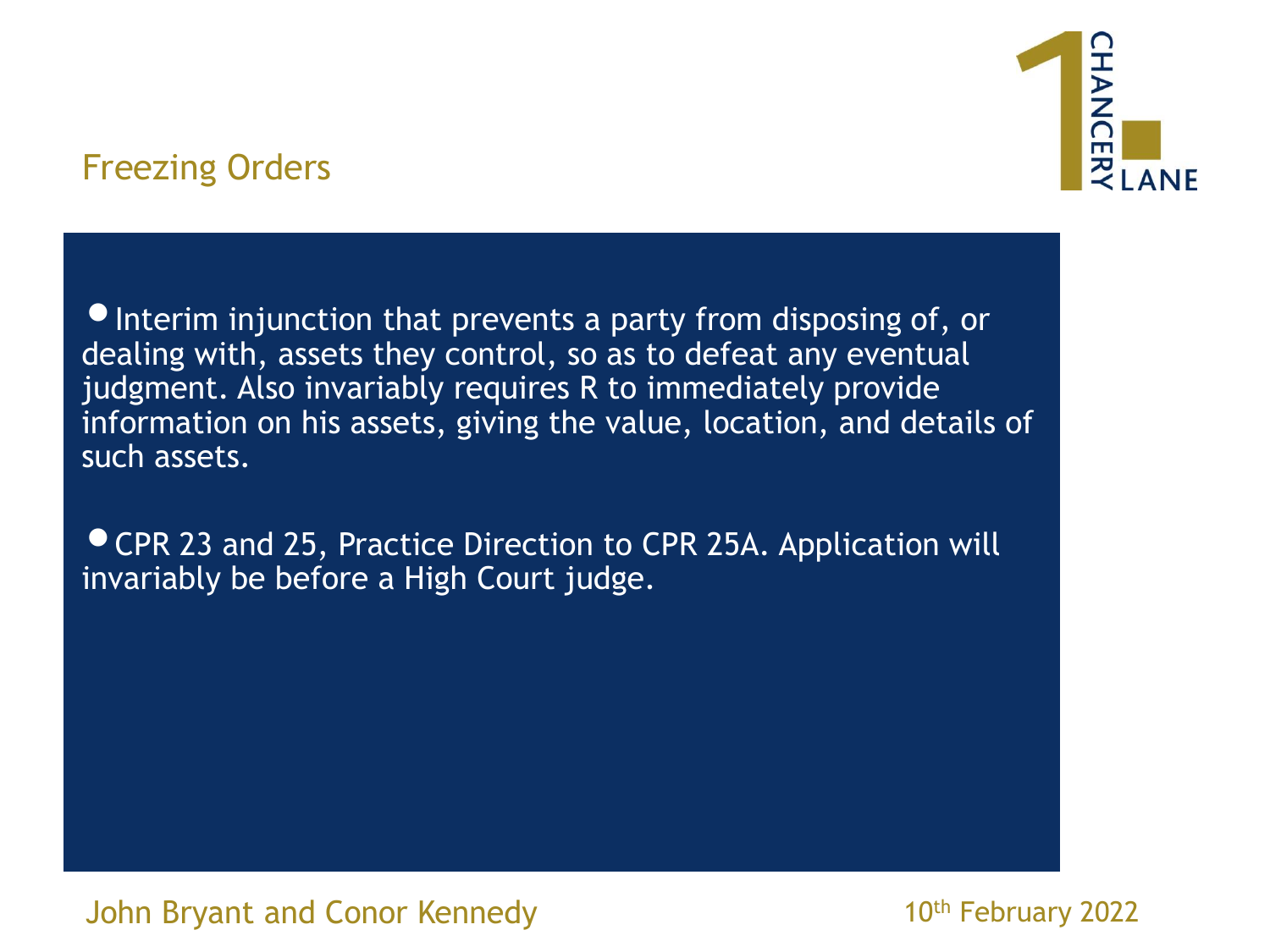## Freezing Orders

- Interim injunction that prevents a party from disposing of, or dealing with, assets they control, so as to defeat any eventual judgment. Also invariably requires R to immediately provide information on his assets, giving the value, location, and details of such assets.

- CPR 23 and 25, Practice Direction to CPR 25A. Application will invariably be before a High Court judge.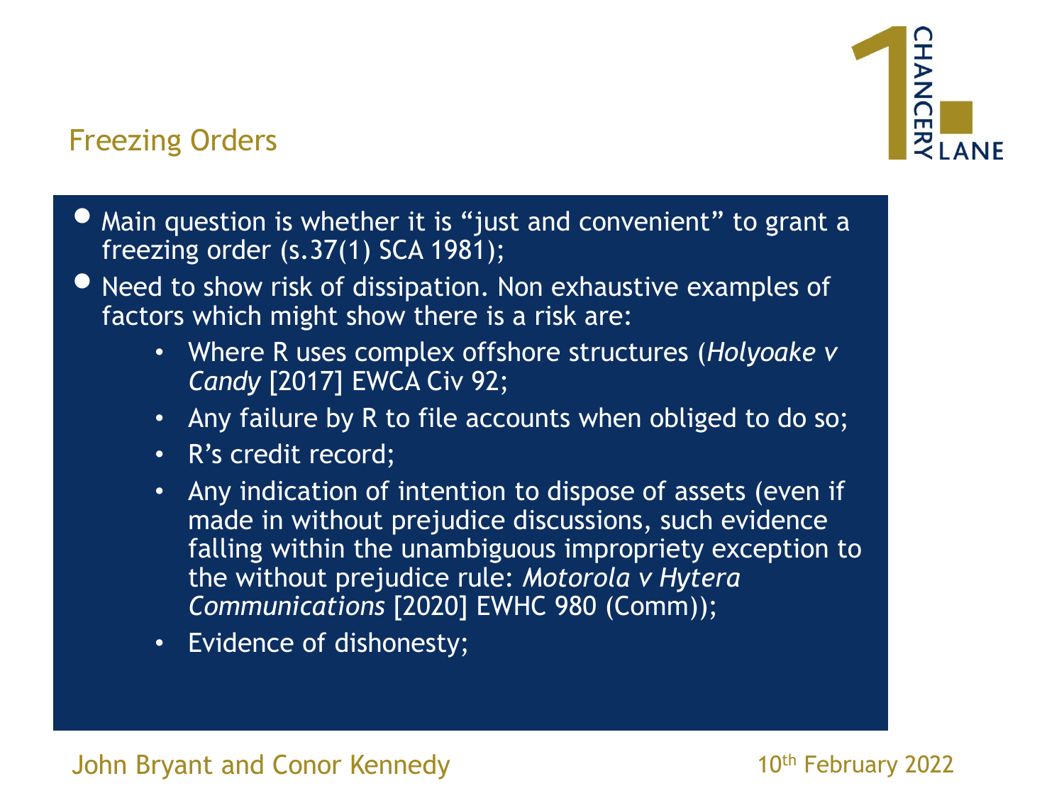## Freezing Orders

- Main question is whether it is “just and convenient” to grant a freezing order (s.37(1) SCA 1981);
- Need to show risk of dissipation. Non exhaustive examples of factors which might show there is a risk are:
  - Where R uses complex offshore structures (*Holyoake v Candy* [2017] EWCA Civ 92;
  - Any failure by R to file accounts when obliged to do so;
  - R’s credit record;
  - Any indication of intention to dispose of assets (even if made in without prejudice discussions, such evidence falling within the unambiguous impropriety exception to the without prejudice rule: *Motorola v Hytera Communications* [2020] EWHC 980 (Comm));
  - Evidence of dishonesty;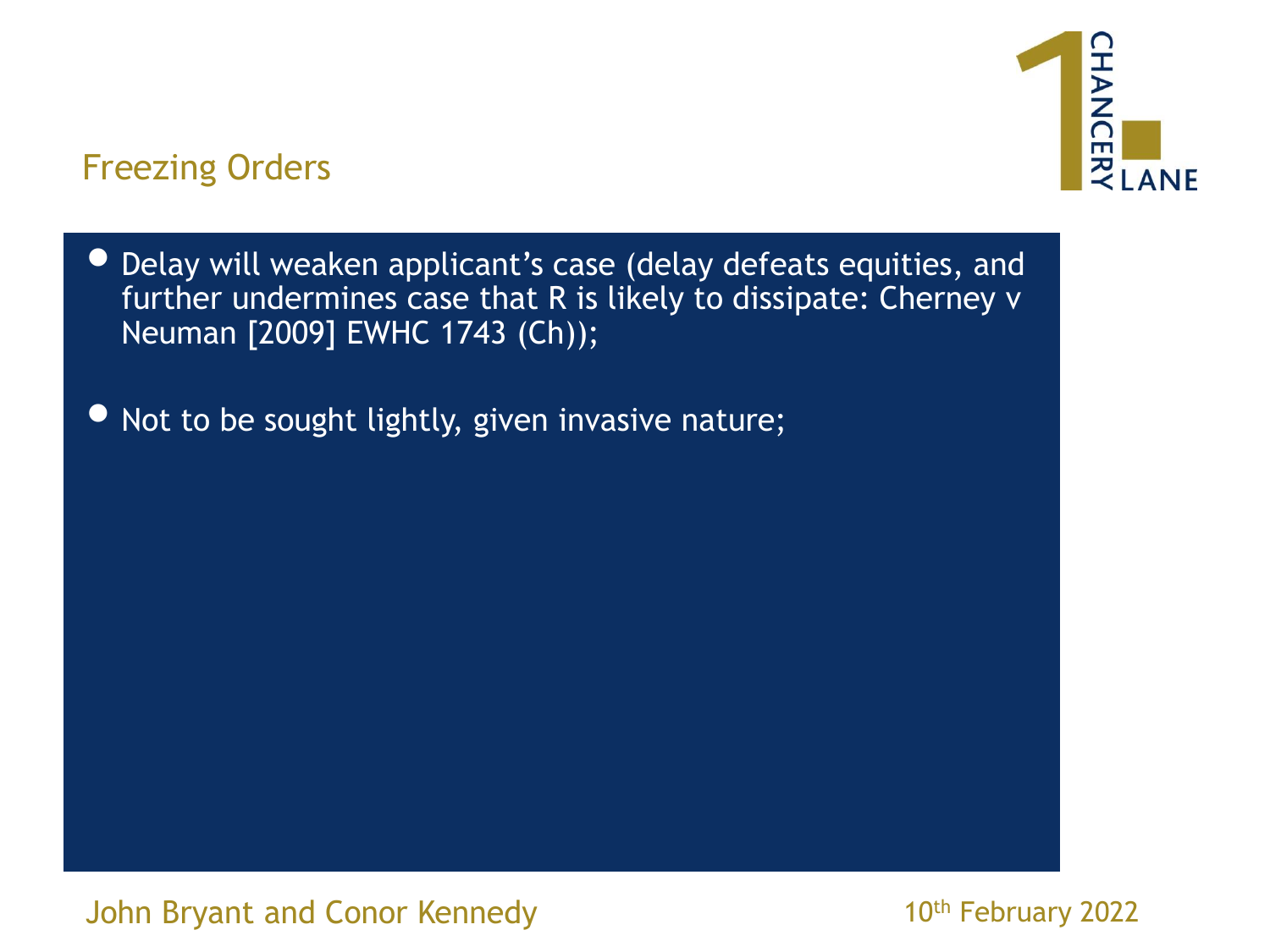## Freezing Orders

- Delay will weaken applicant's case (delay defeats equities, and further undermines case that R is likely to dissipate: Cherney v Neuman [2009] EWHC 1743 (Ch));
- Not to be sought lightly, given invasive nature;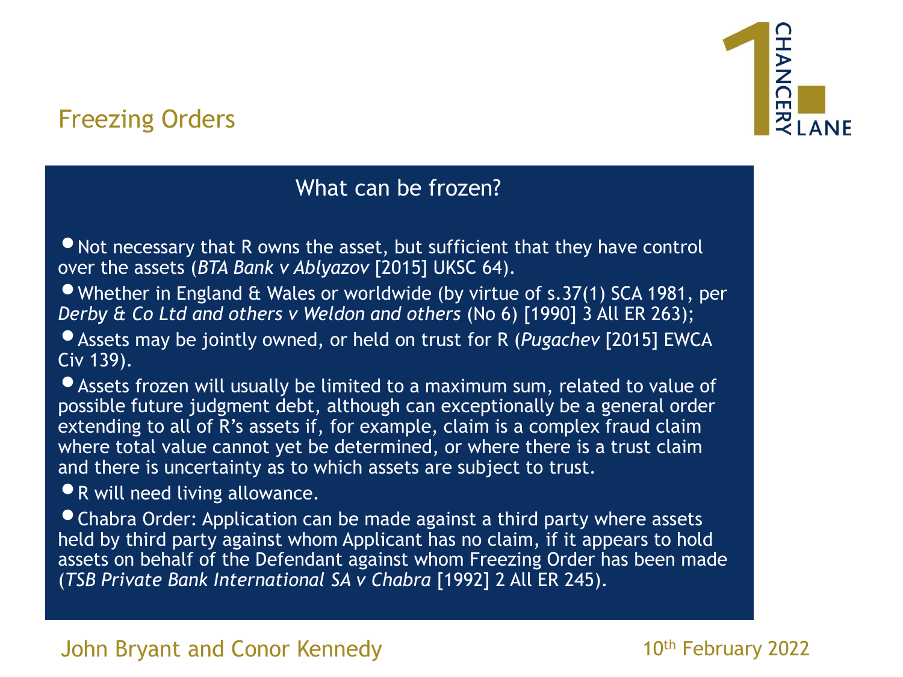## Freezing Orders

### What can be frozen?

- Not necessary that R owns the asset, but sufficient that they have control over the assets (*BTA Bank v Ablyazov* [2015] UKSC 64).
- Whether in England & Wales or worldwide (by virtue of s.37(1) SCA 1981, per *Derby & Co Ltd and others v Weldon and others* (No 6) [1990] 3 All ER 263);
- Assets may be jointly owned, or held on trust for R (*Pugachev* [2015] EWCA Civ 139).
- Assets frozen will usually be limited to a maximum sum, related to value of possible future judgment debt, although can exceptionally be a general order extending to all of R's assets if, for example, claim is a complex fraud claim where total value cannot yet be determined, or where there is a trust claim and there is uncertainty as to which assets are subject to trust.
- R will need living allowance.
- Chabra Order: Application can be made against a third party where assets held by third party against whom Applicant has no claim, if it appears to hold assets on behalf of the Defendant against whom Freezing Order has been made (*TSB Private Bank International SA v Chabra* [1992] 2 All ER 245).

John Bryant and Conor Kennedy

10th February 2022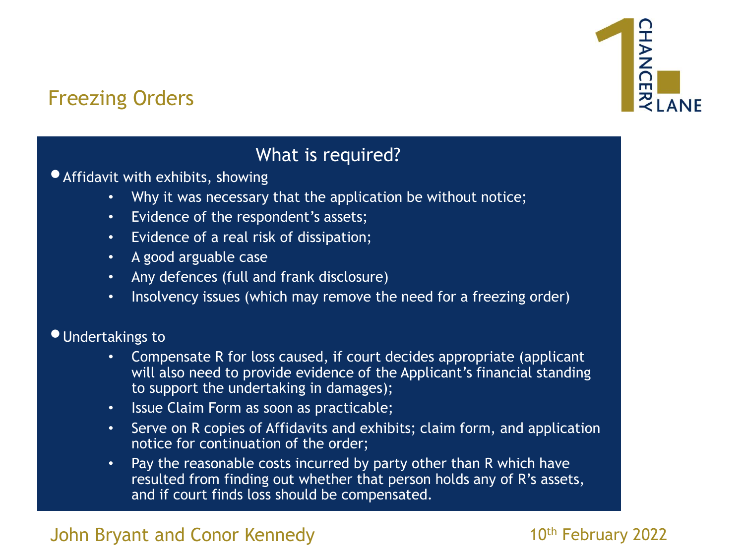## Freezing Orders

### What is required?

- Affidavit with exhibits, showing
  - Why it was necessary that the application be without notice;
  - Evidence of the respondent's assets;
  - Evidence of a real risk of dissipation;
  - A good arguable case
  - Any defences (full and frank disclosure)
  - Insolvency issues (which may remove the need for a freezing order)

- Undertakings to
  - Compensate R for loss caused, if court decides appropriate (applicant will also need to provide evidence of the Applicant's financial standing to support the undertaking in damages);
  - Issue Claim Form as soon as practicable;
  - Serve on R copies of Affidavits and exhibits; claim form, and application notice for continuation of the order;
  - Pay the reasonable costs incurred by party other than R which have resulted from finding out whether that person holds any of R's assets, and if court finds loss should be compensated.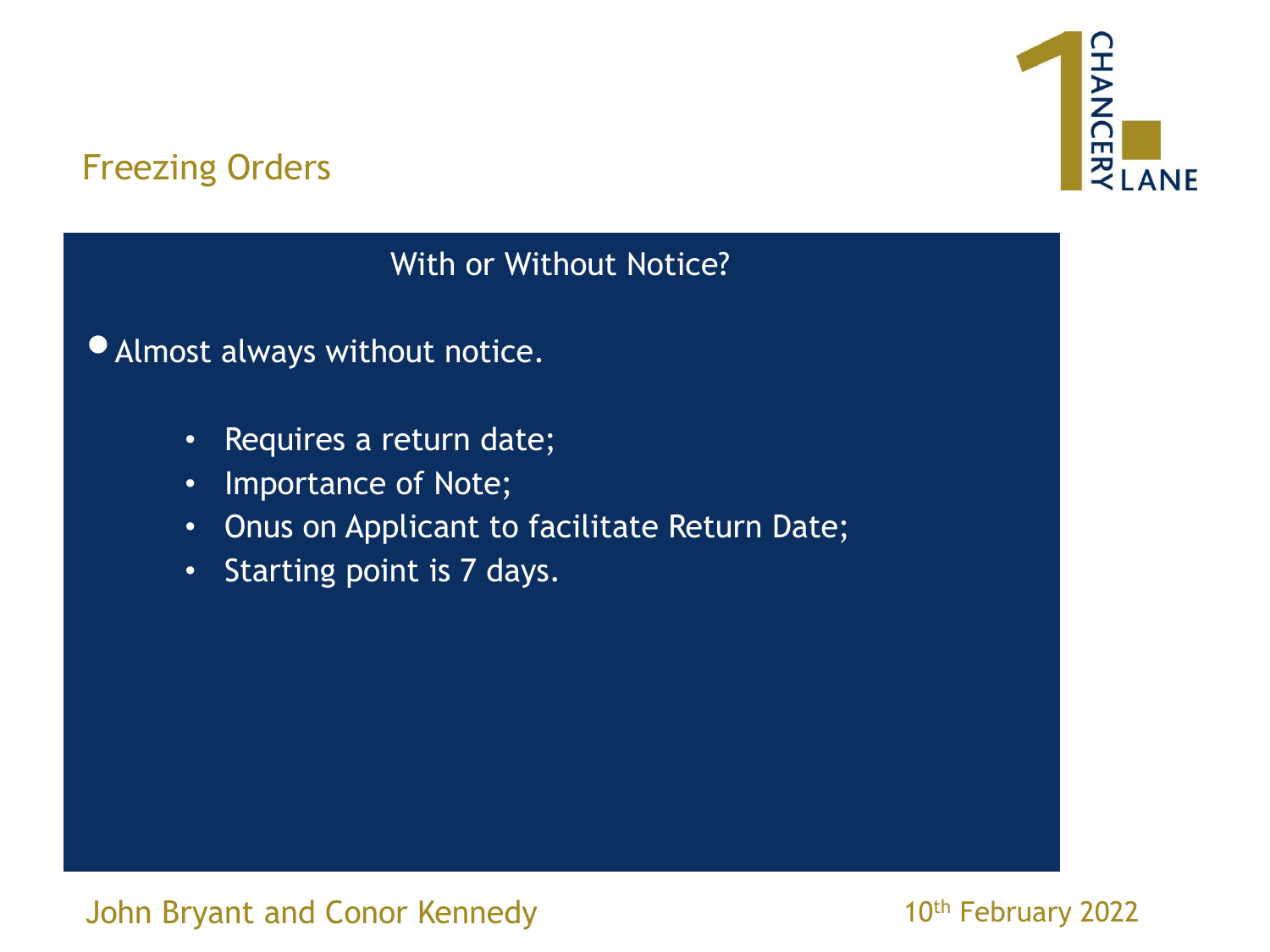## Freezing Orders

### With or Without Notice?

- Almost always without notice.
  - Requires a return date;
  - Importance of Note;
  - Onus on Applicant to facilitate Return Date;
  - Starting point is 7 days.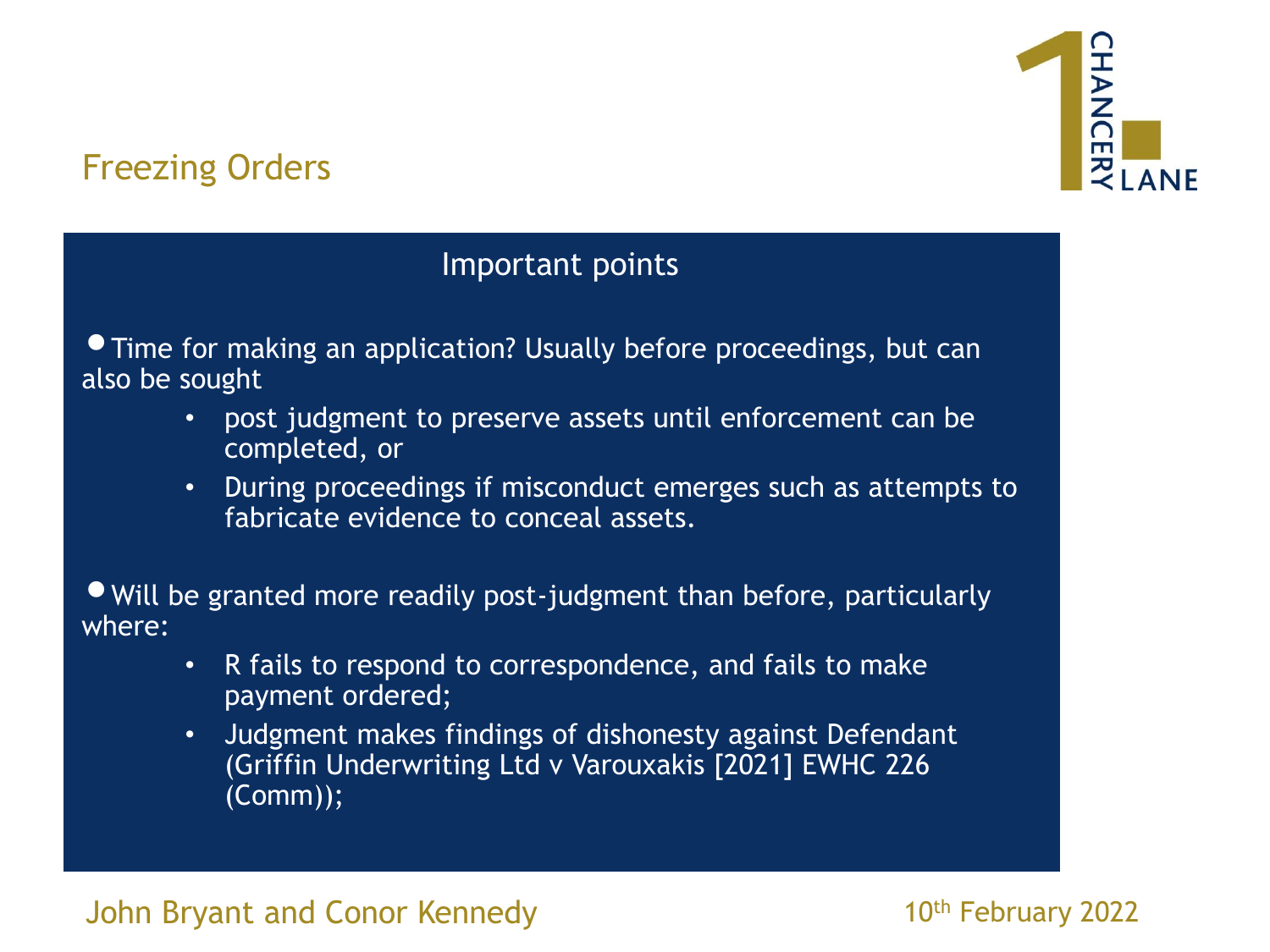## Freezing Orders

### Important points

- Time for making an application? Usually before proceedings, but can also be sought
  - post judgment to preserve assets until enforcement can be completed, or
  - During proceedings if misconduct emerges such as attempts to fabricate evidence to conceal assets.

- Will be granted more readily post-judgment than before, particularly where:
  - R fails to respond to correspondence, and fails to make payment ordered;
  - Judgment makes findings of dishonesty against Defendant (Griffin Underwriting Ltd v Varouxakis [2021] EWHC 226 (Comm));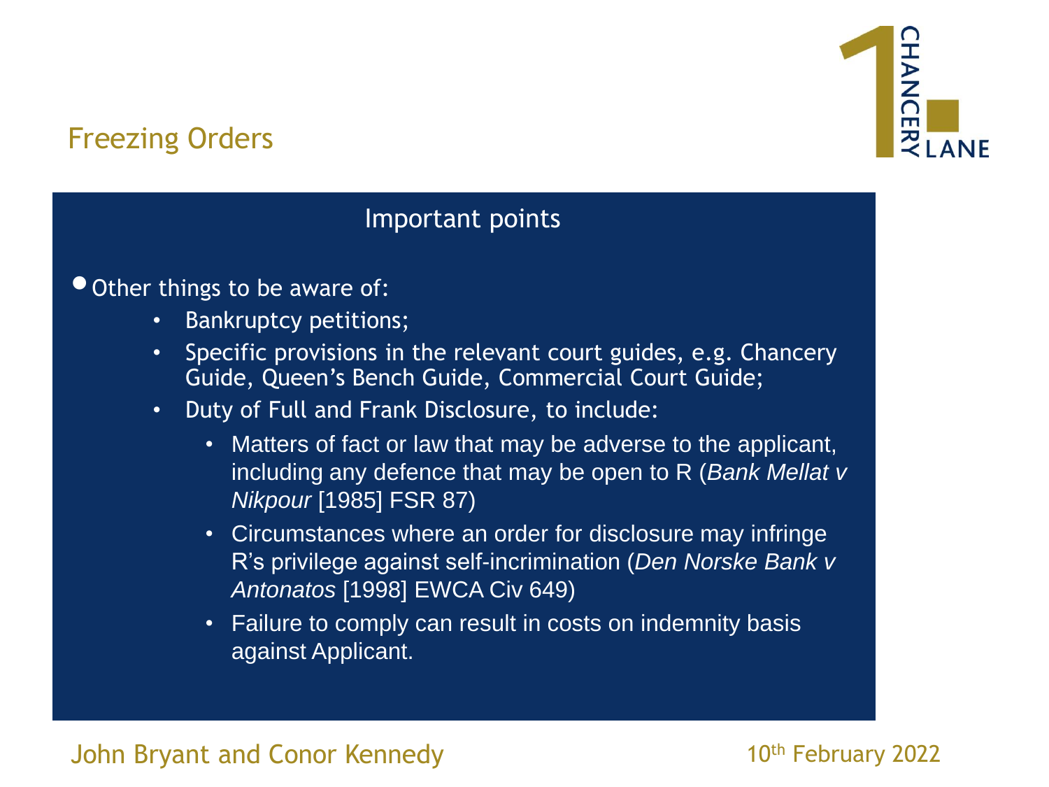## Freezing Orders

### Important points

- Other things to be aware of:
  - Bankruptcy petitions;
  - Specific provisions in the relevant court guides, e.g. Chancery Guide, Queen's Bench Guide, Commercial Court Guide;
  - Duty of Full and Frank Disclosure, to include:
    - Matters of fact or law that may be adverse to the applicant, including any defence that may be open to R (*Bank Mellat v Nikpour* [1985] FSR 87)
    - Circumstances where an order for disclosure may infringe R's privilege against self-incrimination (*Den Norske Bank v Antonatos* [1998] EWCA Civ 649)
    - Failure to comply can result in costs on indemnity basis against Applicant.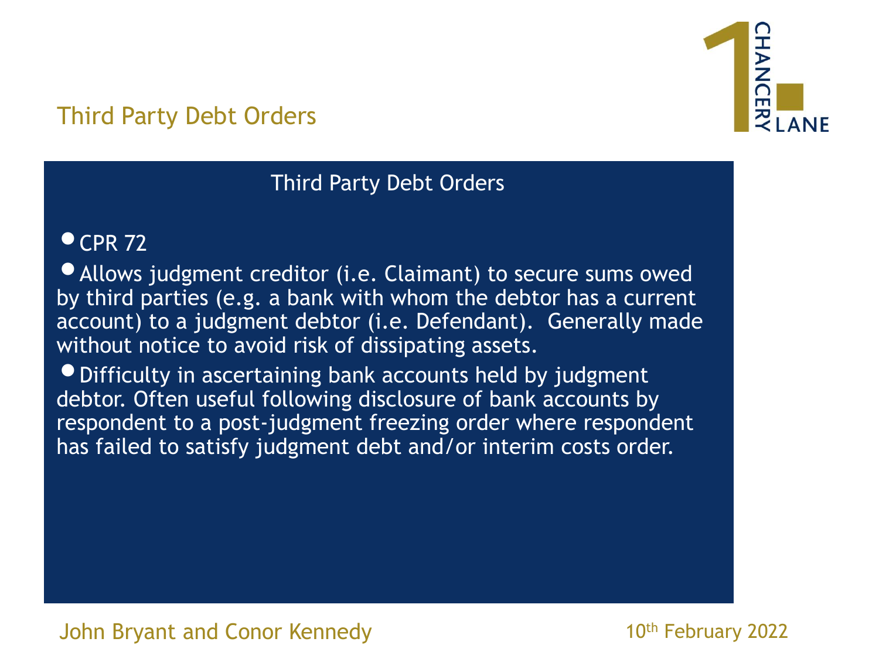## Third Party Debt Orders

### Third Party Debt Orders

- CPR 72
- Allows judgment creditor (i.e. Claimant) to secure sums owed by third parties (e.g. a bank with whom the debtor has a current account) to a judgment debtor (i.e. Defendant). Generally made without notice to avoid risk of dissipating assets.
- Difficulty in ascertaining bank accounts held by judgment debtor. Often useful following disclosure of bank accounts by respondent to a post-judgment freezing order where respondent has failed to satisfy judgment debt and/or interim costs order.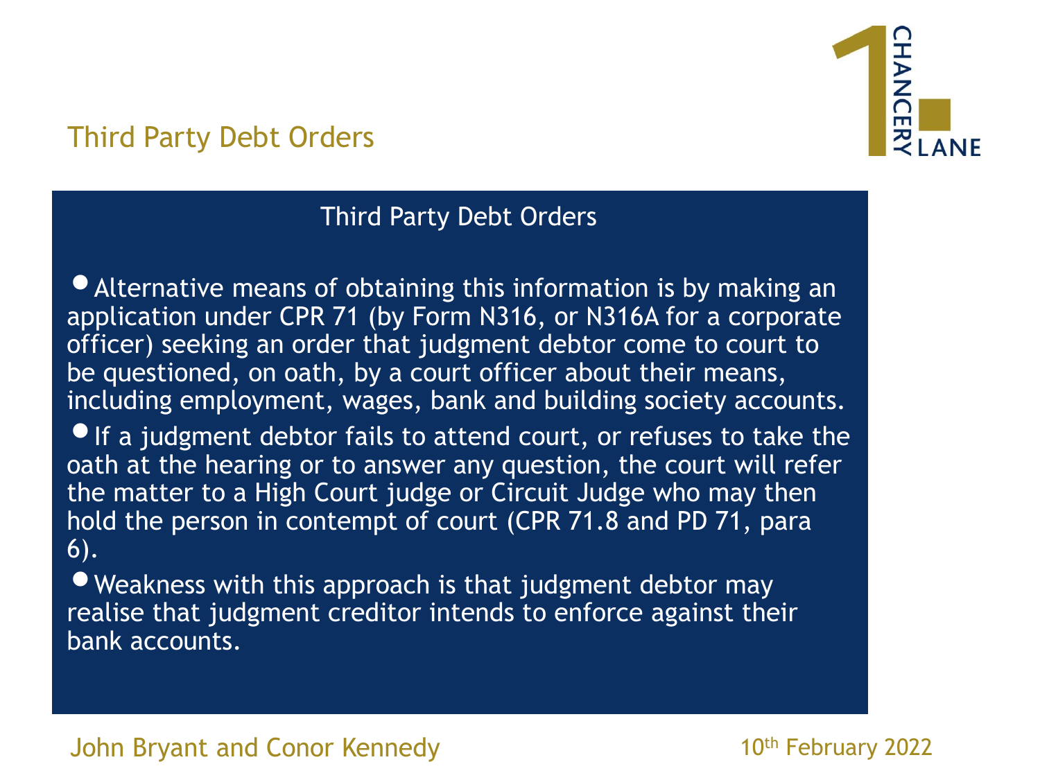## Third Party Debt Orders

### Third Party Debt Orders

- Alternative means of obtaining this information is by making an application under CPR 71 (by Form N316, or N316A for a corporate officer) seeking an order that judgment debtor come to court to be questioned, on oath, by a court officer about their means, including employment, wages, bank and building society accounts.
- If a judgment debtor fails to attend court, or refuses to take the oath at the hearing or to answer any question, the court will refer the matter to a High Court judge or Circuit Judge who may then hold the person in contempt of court (CPR 71.8 and PD 71, para 6).
- Weakness with this approach is that judgment debtor may realise that judgment creditor intends to enforce against their bank accounts.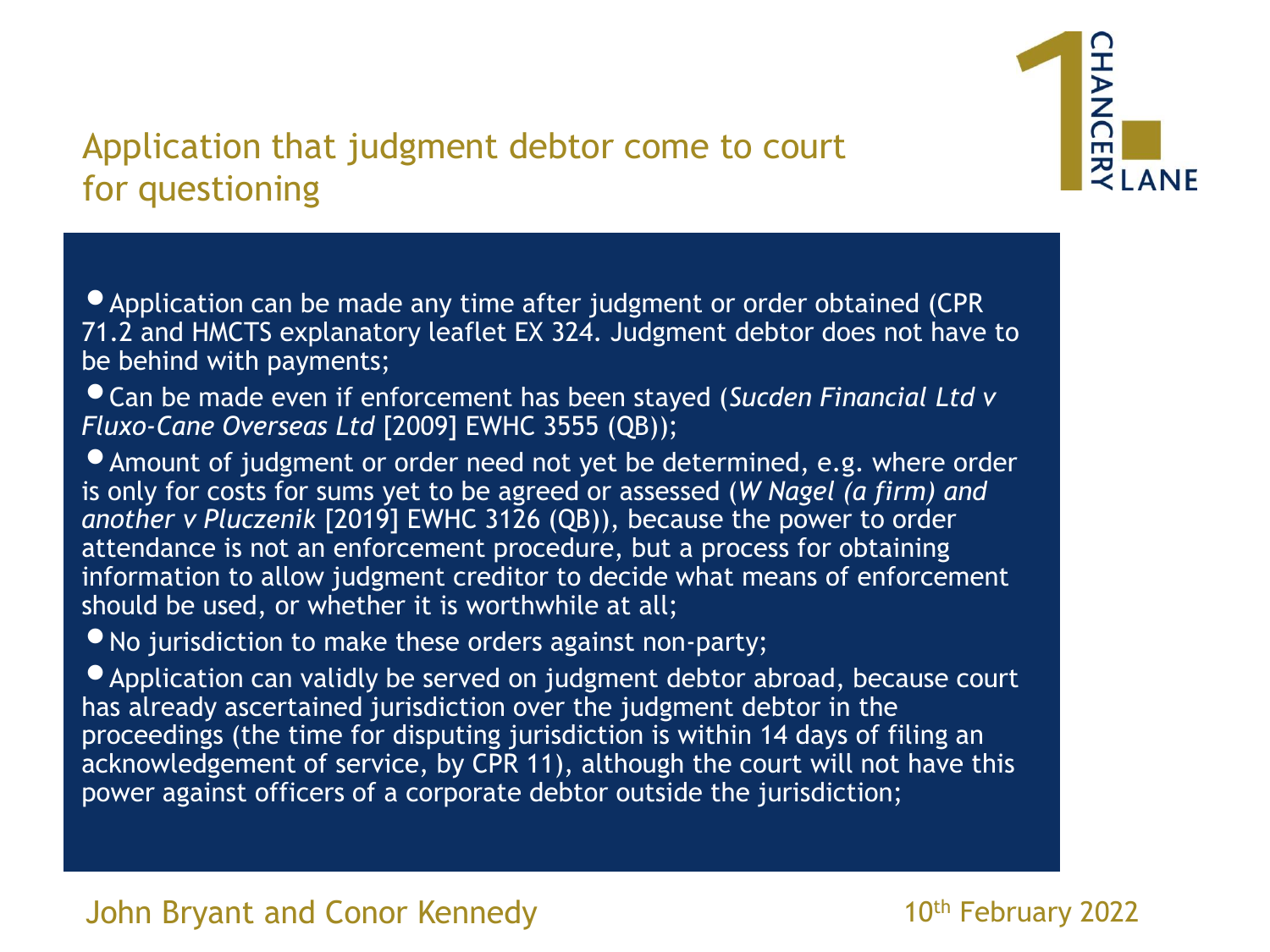## Application that judgment debtor come to court for questioning

- Application can be made any time after judgment or order obtained (CPR 71.2 and HMCTS explanatory leaflet EX 324. Judgment debtor does not have to be behind with payments;
- Can be made even if enforcement has been stayed (*Sucden Financial Ltd v Fluxo-Cane Overseas Ltd* [2009] EWHC 3555 (QB));
- Amount of judgment or order need not yet be determined, e.g. where order is only for costs for sums yet to be agreed or assessed (*W Nagel (a firm) and another v Pluczenik* [2019] EWHC 3126 (QB)), because the power to order attendance is not an enforcement procedure, but a process for obtaining information to allow judgment creditor to decide what means of enforcement should be used, or whether it is worthwhile at all;
- No jurisdiction to make these orders against non-party;
- Application can validly be served on judgment debtor abroad, because court has already ascertained jurisdiction over the judgment debtor in the proceedings (the time for disputing jurisdiction is within 14 days of filing an acknowledgement of service, by CPR 11), although the court will not have this power against officers of a corporate debtor outside the jurisdiction;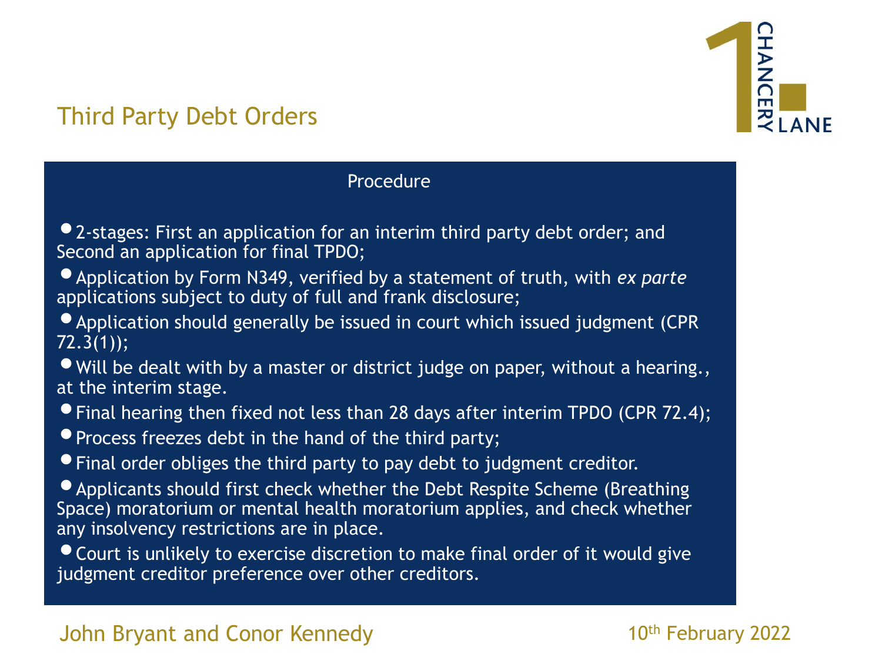## Third Party Debt Orders

### Procedure

- 2-stages: First an application for an interim third party debt order; and Second an application for final TPDO;
- Application by Form N349, verified by a statement of truth, with *ex parte* applications subject to duty of full and frank disclosure;
- Application should generally be issued in court which issued judgment (CPR 72.3(1));
- Will be dealt with by a master or district judge on paper, without a hearing., at the interim stage.
- Final hearing then fixed not less than 28 days after interim TPDO (CPR 72.4);
- Process freezes debt in the hand of the third party;
- Final order obliges the third party to pay debt to judgment creditor.
- Applicants should first check whether the Debt Respite Scheme (Breathing Space) moratorium or mental health moratorium applies, and check whether any insolvency restrictions are in place.
- Court is unlikely to exercise discretion to make final order of it would give judgment creditor preference over other creditors.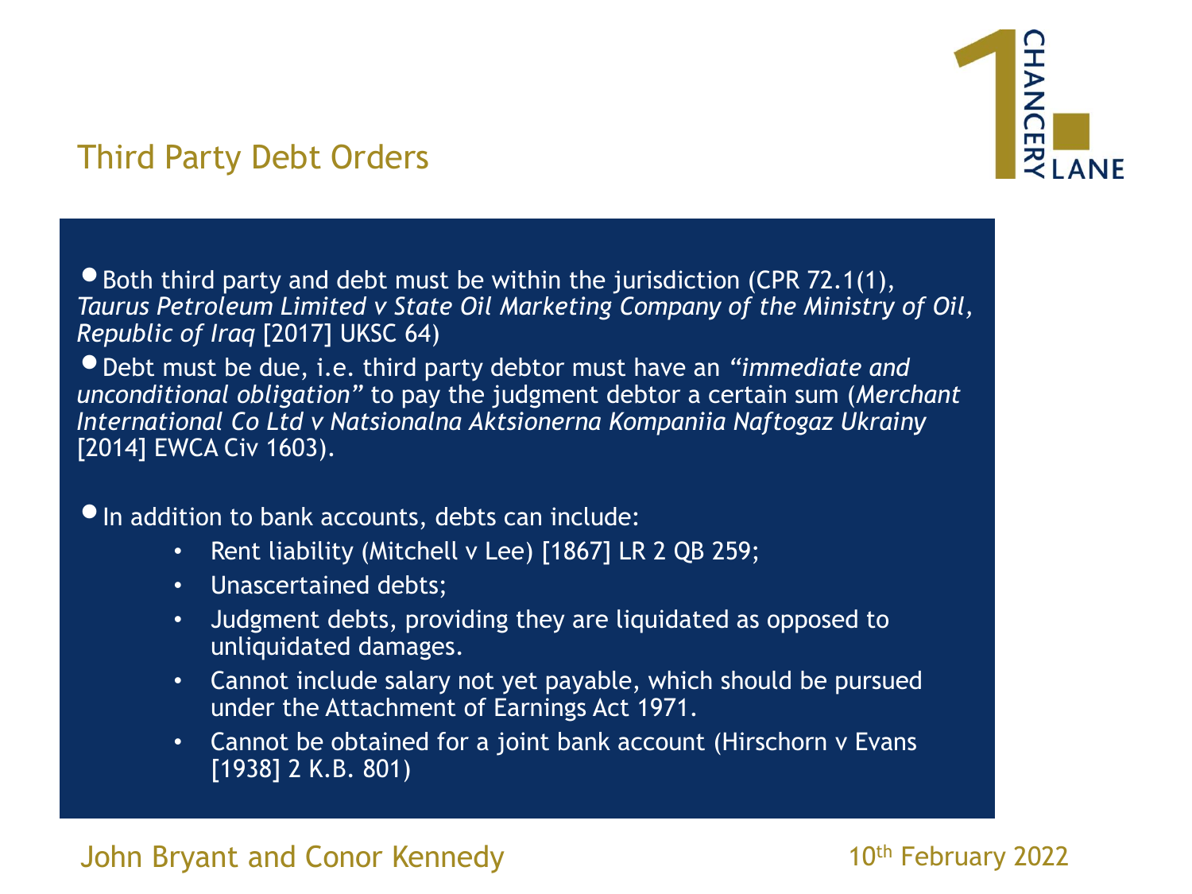## Third Party Debt Orders

- Both third party and debt must be within the jurisdiction (CPR 72.1(1), *Taurus Petroleum Limited v State Oil Marketing Company of the Ministry of Oil, Republic of Iraq* [2017] UKSC 64)
- Debt must be due, i.e. third party debtor must have an *"immediate and unconditional obligation"* to pay the judgment debtor a certain sum (*Merchant International Co Ltd v Natsionalna Aktsionerna Kompaniia Naftogaz Ukrainy* [2014] EWCA Civ 1603).

- In addition to bank accounts, debts can include:
    - Rent liability (Mitchell v Lee) [1867] LR 2 QB 259;
    - Unascertained debts;
    - Judgment debts, providing they are liquidated as opposed to unliquidated damages.
    - Cannot include salary not yet payable, which should be pursued under the Attachment of Earnings Act 1971.
    - Cannot be obtained for a joint bank account (Hirschorn v Evans [1938] 2 K.B. 801)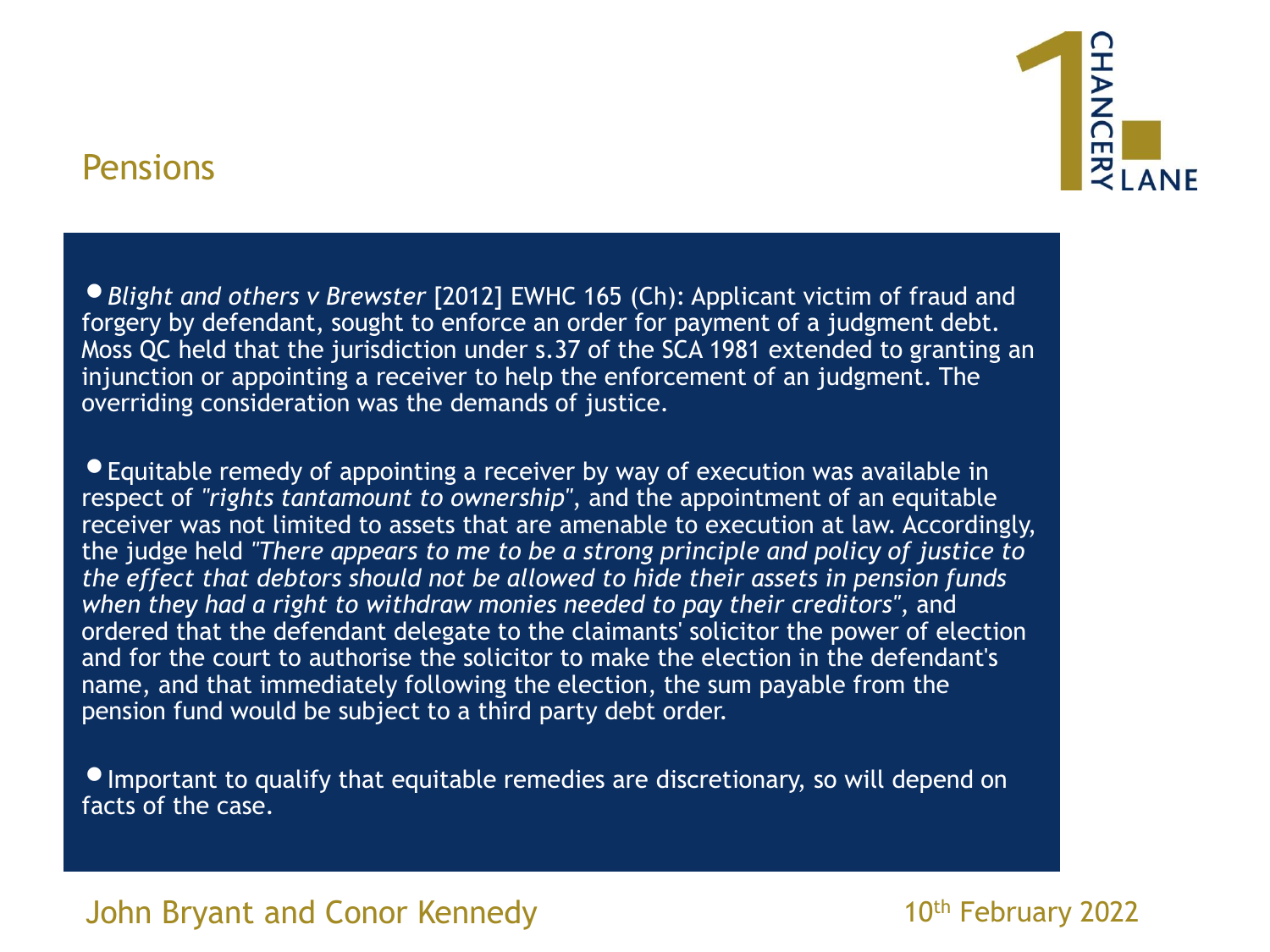## Pensions

- *Blight and others v Brewster* [2012] EWHC 165 (Ch): Applicant victim of fraud and forgery by defendant, sought to enforce an order for payment of a judgment debt. Moss QC held that the jurisdiction under s.37 of the SCA 1981 extended to granting an injunction or appointing a receiver to help the enforcement of an judgment. The overriding consideration was the demands of justice.

- Equitable remedy of appointing a receiver by way of execution was available in respect of *"rights tantamount to ownership"*, and the appointment of an equitable receiver was not limited to assets that are amenable to execution at law. Accordingly, the judge held *"There appears to me to be a strong principle and policy of justice to the effect that debtors should not be allowed to hide their assets in pension funds when they had a right to withdraw monies needed to pay their creditors"*, and ordered that the defendant delegate to the claimants' solicitor the power of election and for the court to authorise the solicitor to make the election in the defendant's name, and that immediately following the election, the sum payable from the pension fund would be subject to a third party debt order.

- Important to qualify that equitable remedies are discretionary, so will depend on facts of the case.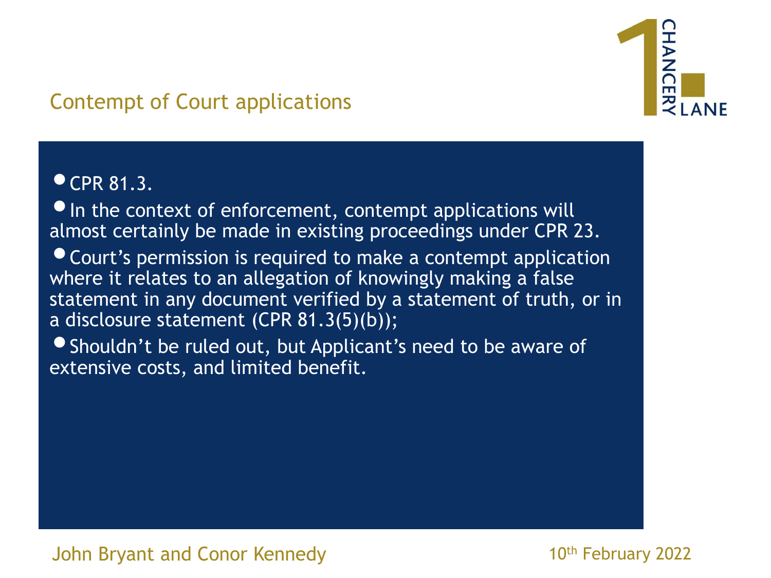## Contempt of Court applications

- CPR 81.3.
- In the context of enforcement, contempt applications will almost certainly be made in existing proceedings under CPR 23.
- Court's permission is required to make a contempt application where it relates to an allegation of knowingly making a false statement in any document verified by a statement of truth, or in a disclosure statement (CPR 81.3(5)(b));
- Shouldn't be ruled out, but Applicant's need to be aware of extensive costs, and limited benefit.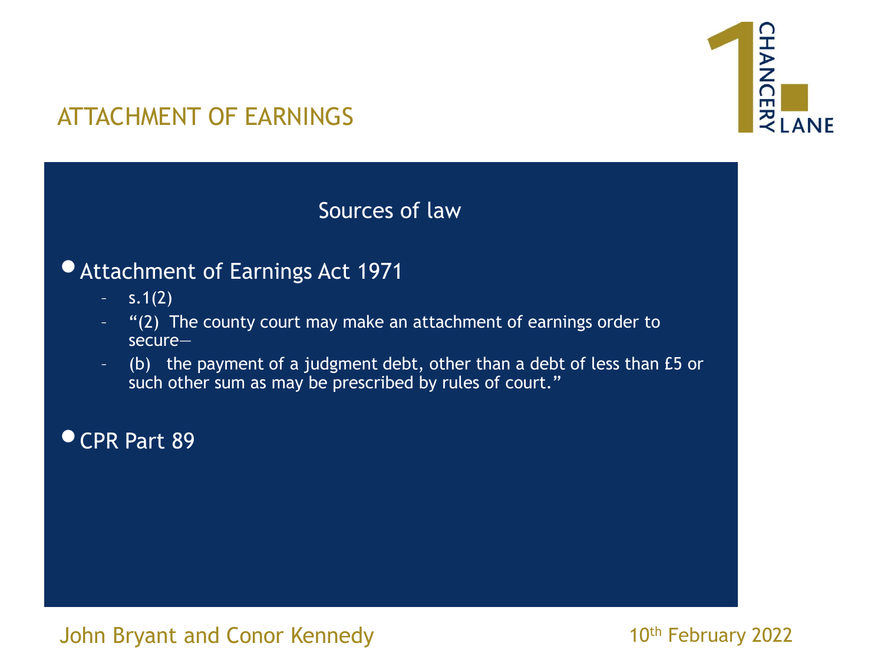# ATTACHMENT OF EARNINGS

## Sources of law

- Attachment of Earnings Act 1971
  - s.1(2)
  - "(2) The county court may make an attachment of earnings order to secure—
  - (b) the payment of a judgment debt, other than a debt of less than £5 or such other sum as may be prescribed by rules of court."
- CPR Part 89

John Bryant and Conor Kennedy

10th February 2022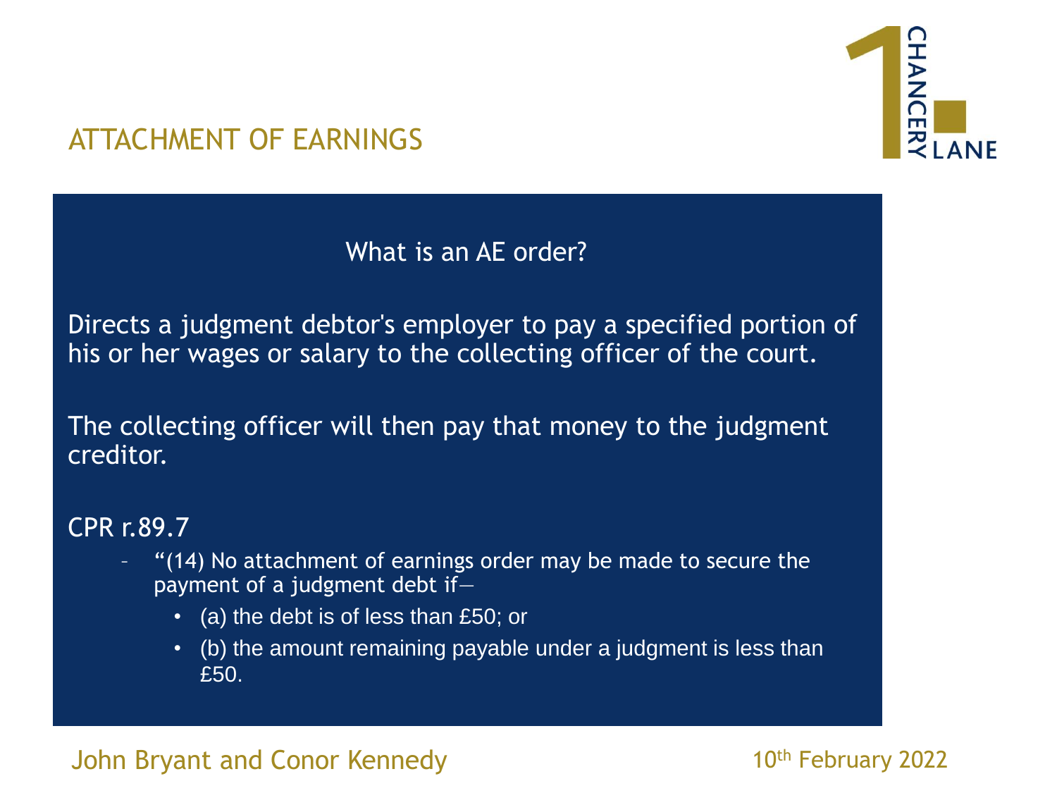# ATTACHMENT OF EARNINGS

## What is an AE order?

Directs a judgment debtor's employer to pay a specified portion of his or her wages or salary to the collecting officer of the court.

The collecting officer will then pay that money to the judgment creditor.

CPR r.89.7

- "(14) No attachment of earnings order may be made to secure the payment of a judgment debt if—
  - (a) the debt is of less than £50; or
  - (b) the amount remaining payable under a judgment is less than £50.

John Bryant and Conor Kennedy

10th February 2022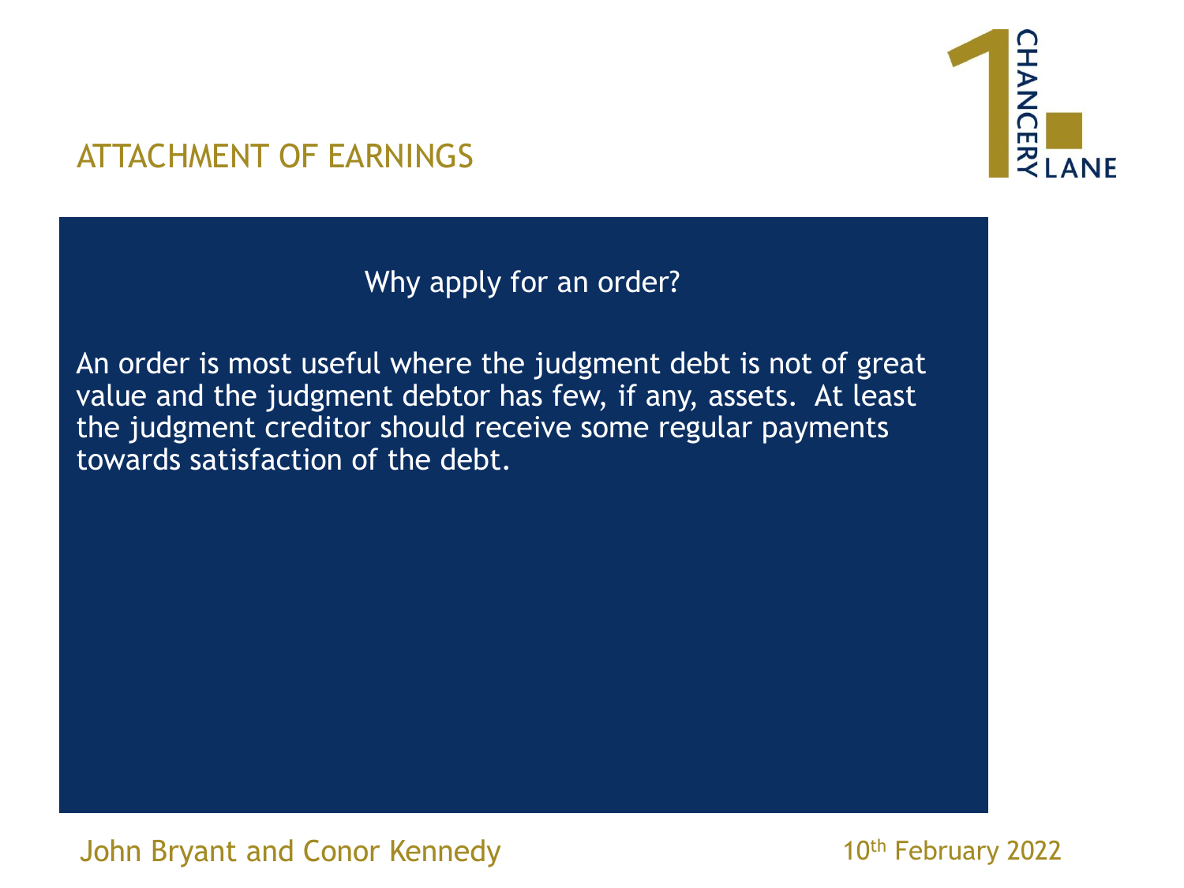# ATTACHMENT OF EARNINGS

## Why apply for an order?

An order is most useful where the judgment debt is not of great value and the judgment debtor has few, if any, assets. At least the judgment creditor should receive some regular payments towards satisfaction of the debt.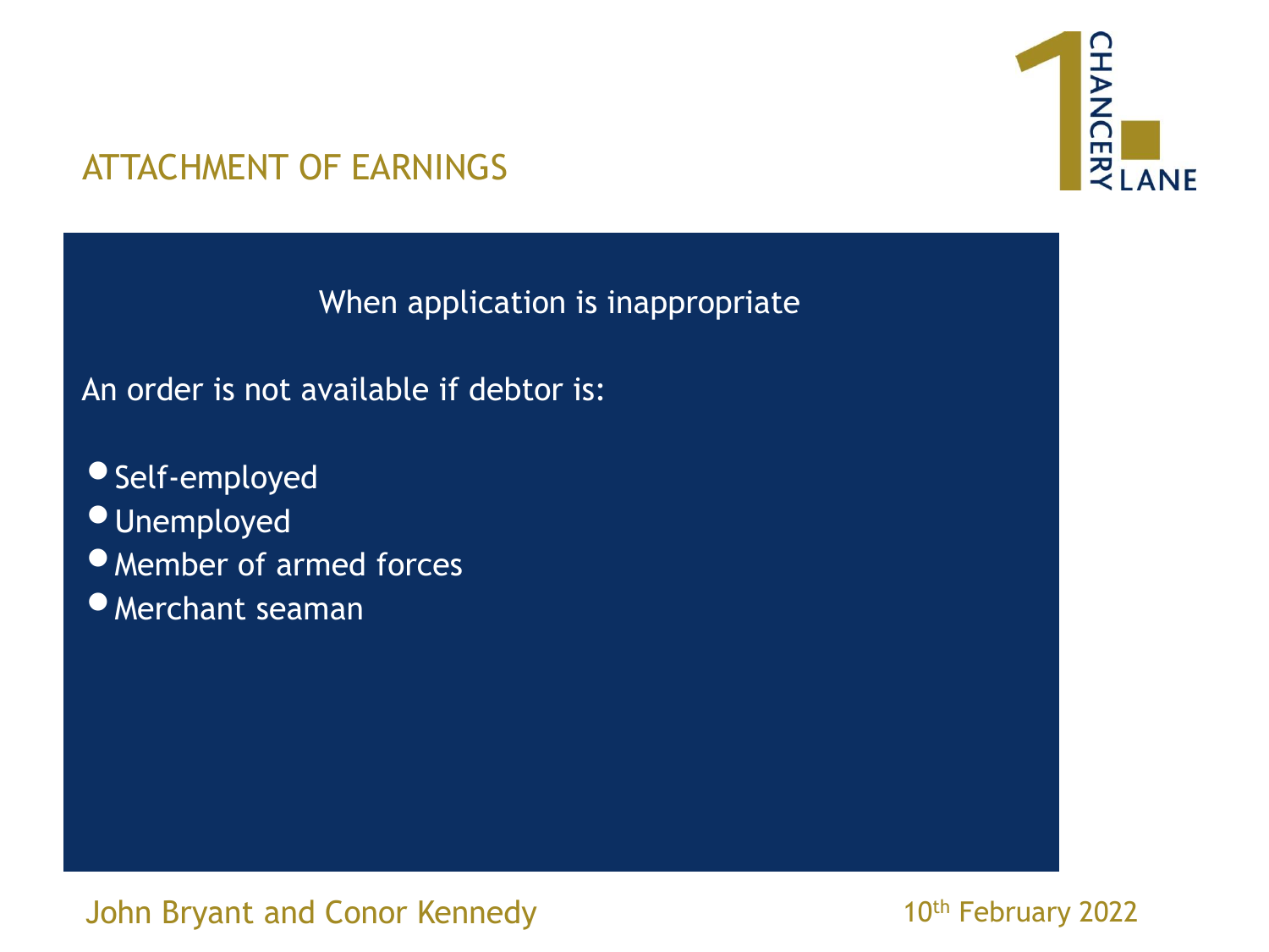## ATTACHMENT OF EARNINGS

### When application is inappropriate

An order is not available if debtor is:

- Self-employed
- Unemployed
- Member of armed forces
- Merchant seaman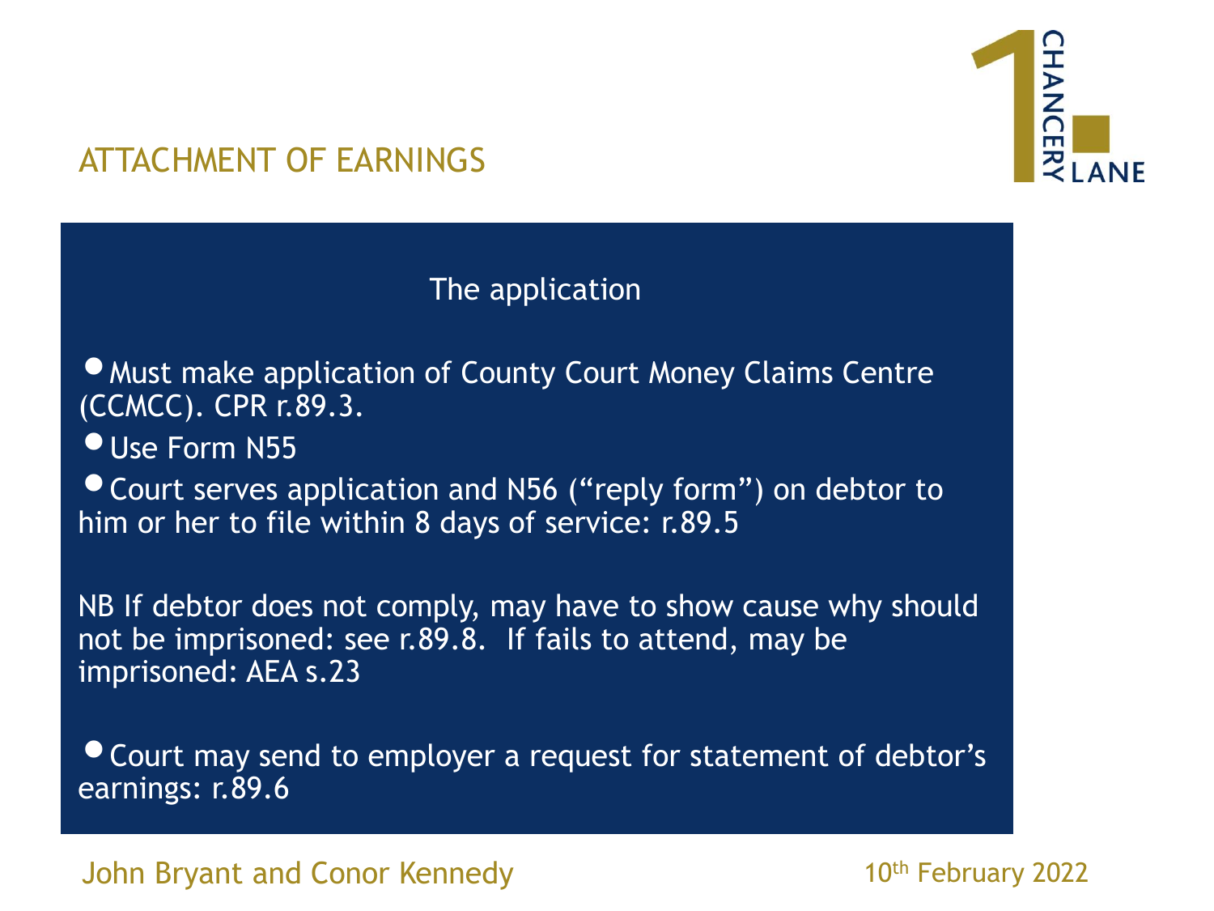# ATTACHMENT OF EARNINGS

## The application

- Must make application of County Court Money Claims Centre (CCMCC). CPR r.89.3.
- Use Form N55
- Court serves application and N56 ("reply form") on debtor to him or her to file within 8 days of service: r.89.5

NB If debtor does not comply, may have to show cause why should not be imprisoned: see r.89.8. If fails to attend, may be imprisoned: AEA s.23

- Court may send to employer a request for statement of debtor's earnings: r.89.6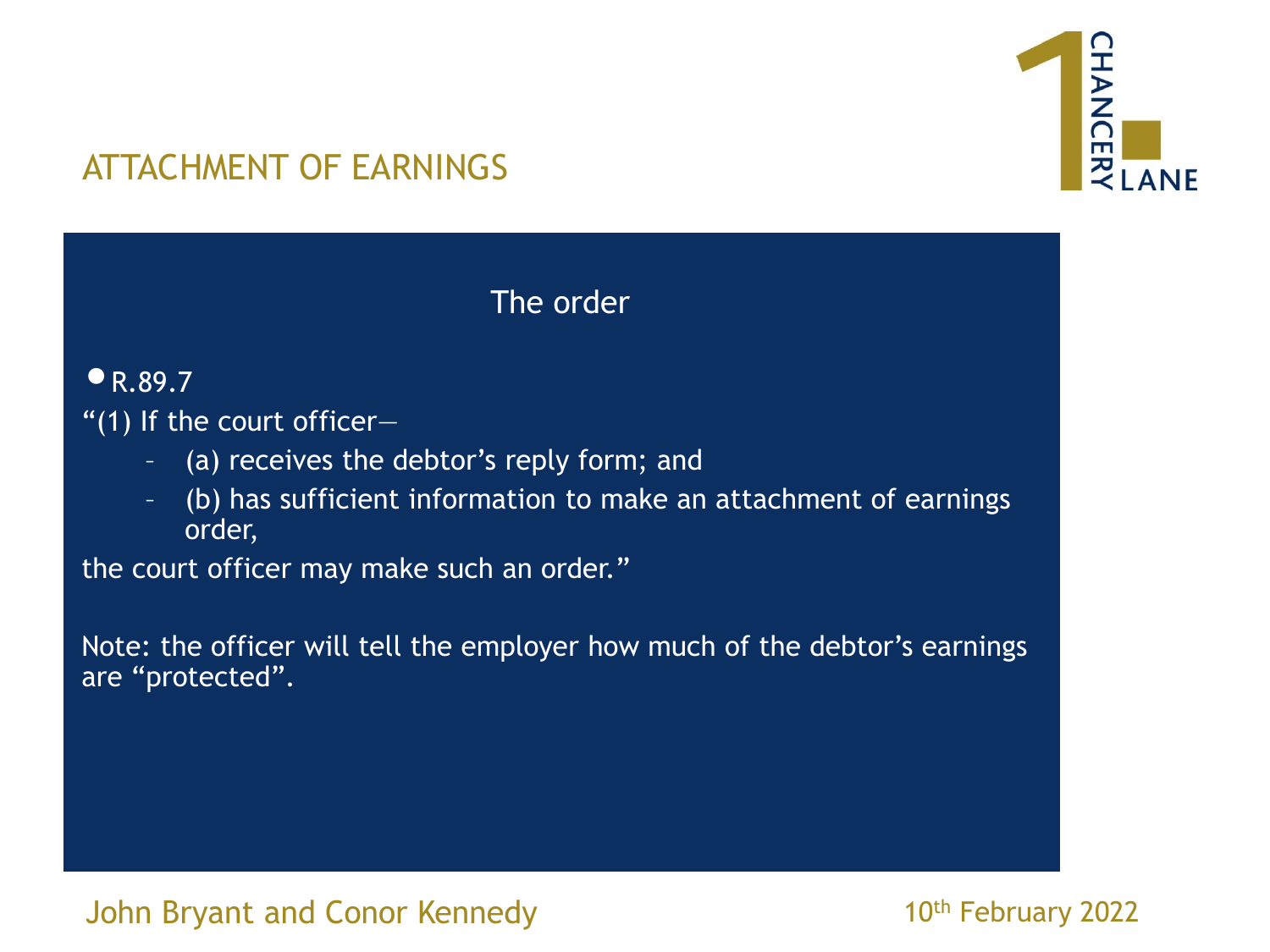## ATTACHMENT OF EARNINGS

### The order

- R.89.7

"(1) If the court officer—

- (a) receives the debtor's reply form; and
- (b) has sufficient information to make an attachment of earnings order,

the court officer may make such an order."

Note: the officer will tell the employer how much of the debtor's earnings are "protected".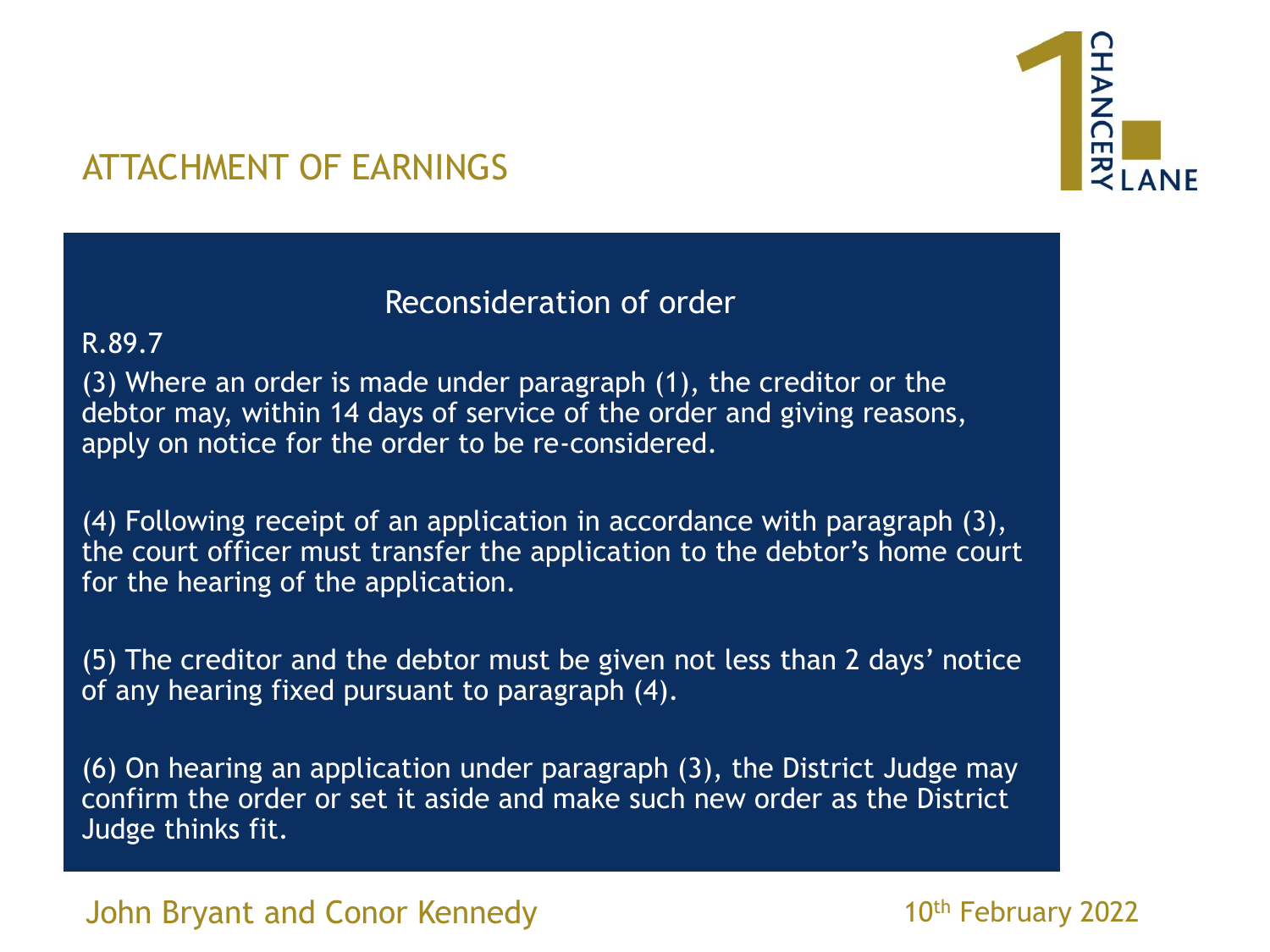# ATTACHMENT OF EARNINGS

## Reconsideration of order

R.89.7

(3) Where an order is made under paragraph (1), the creditor or the debtor may, within 14 days of service of the order and giving reasons, apply on notice for the order to be re-considered.

(4) Following receipt of an application in accordance with paragraph (3), the court officer must transfer the application to the debtor's home court for the hearing of the application.

(5) The creditor and the debtor must be given not less than 2 days' notice of any hearing fixed pursuant to paragraph (4).

(6) On hearing an application under paragraph (3), the District Judge may confirm the order or set it aside and make such new order as the District Judge thinks fit.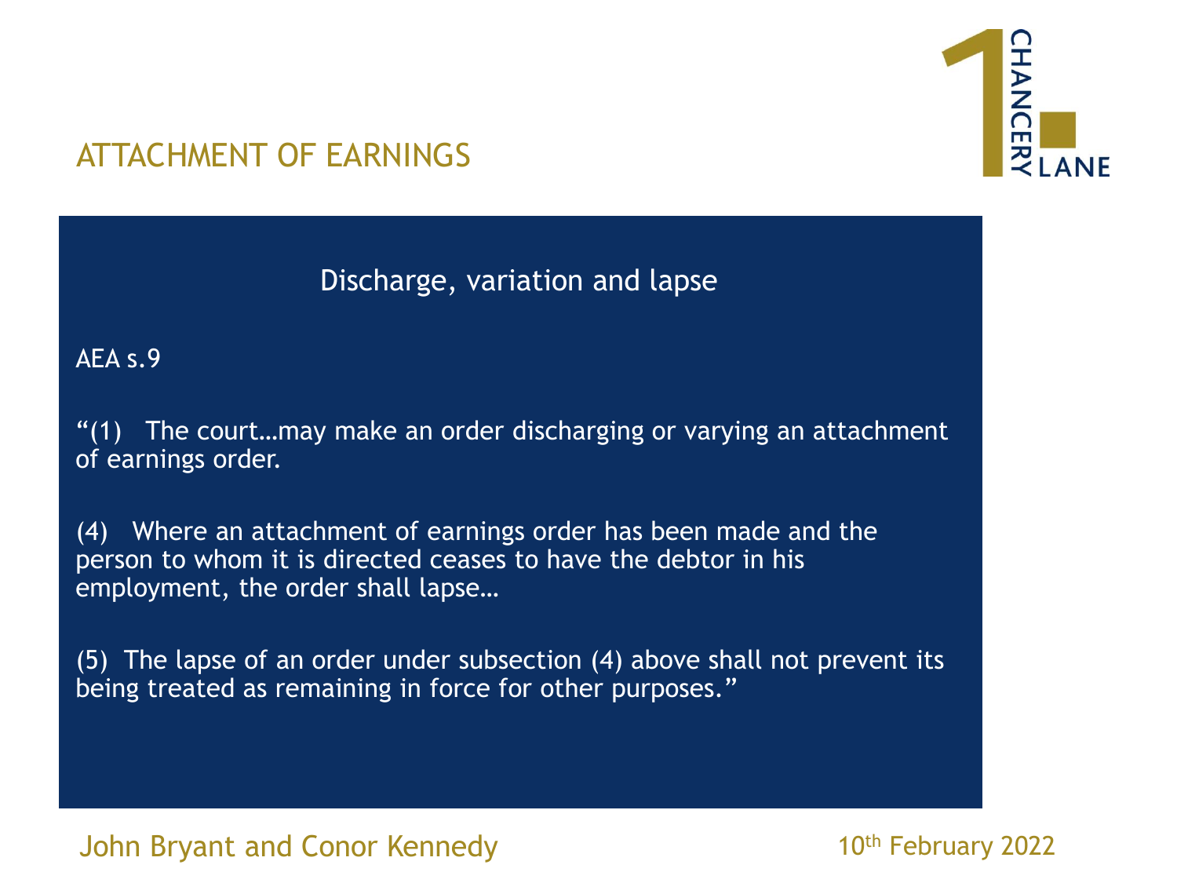## ATTACHMENT OF EARNINGS

### Discharge, variation and lapse

AEA s.9

"(1) The court…may make an order discharging or varying an attachment of earnings order.

(4) Where an attachment of earnings order has been made and the person to whom it is directed ceases to have the debtor in his employment, the order shall lapse…

(5) The lapse of an order under subsection (4) above shall not prevent its being treated as remaining in force for other purposes."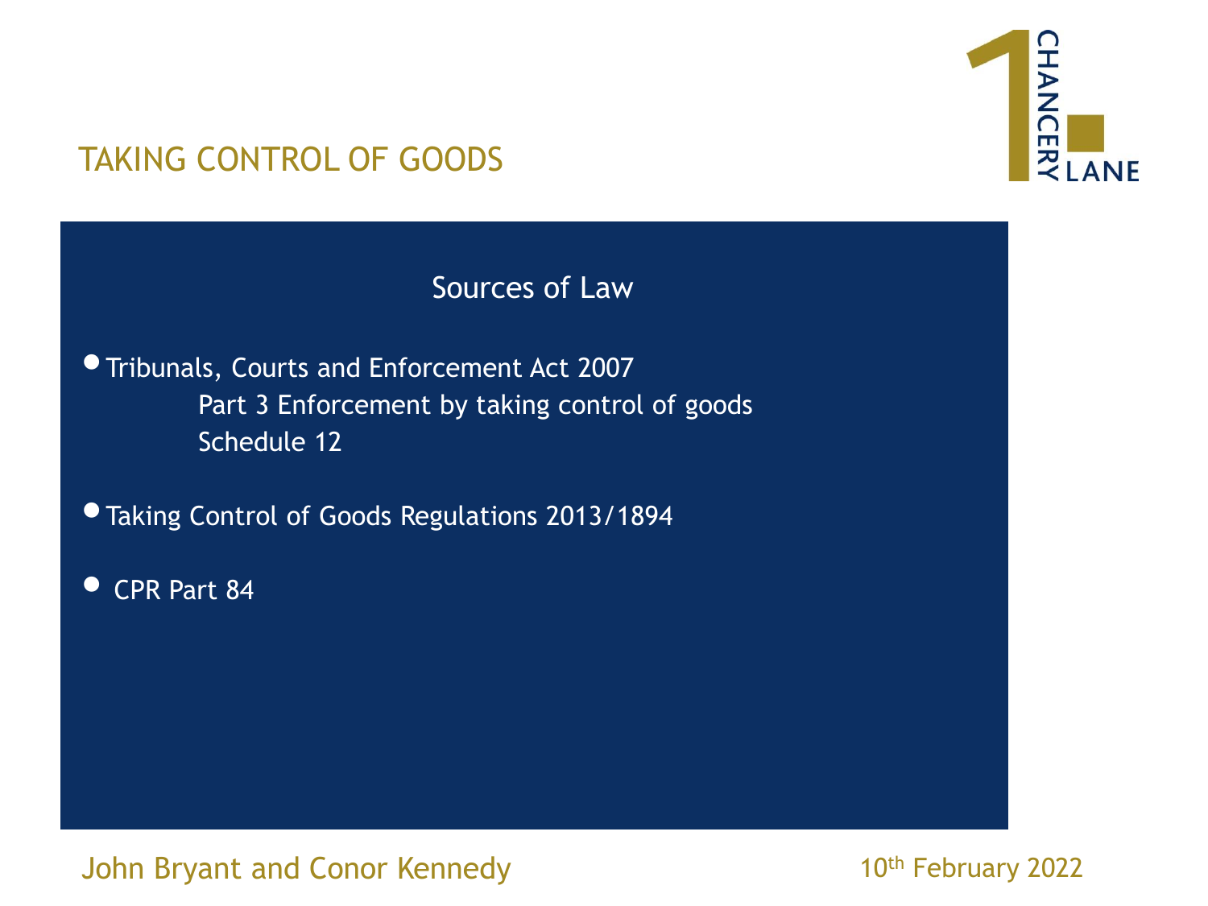# TAKING CONTROL OF GOODS

## Sources of Law

- Tribunals, Courts and Enforcement Act 2007
  - Part 3 Enforcement by taking control of goods
  - Schedule 12
- Taking Control of Goods Regulations 2013/1894
- CPR Part 84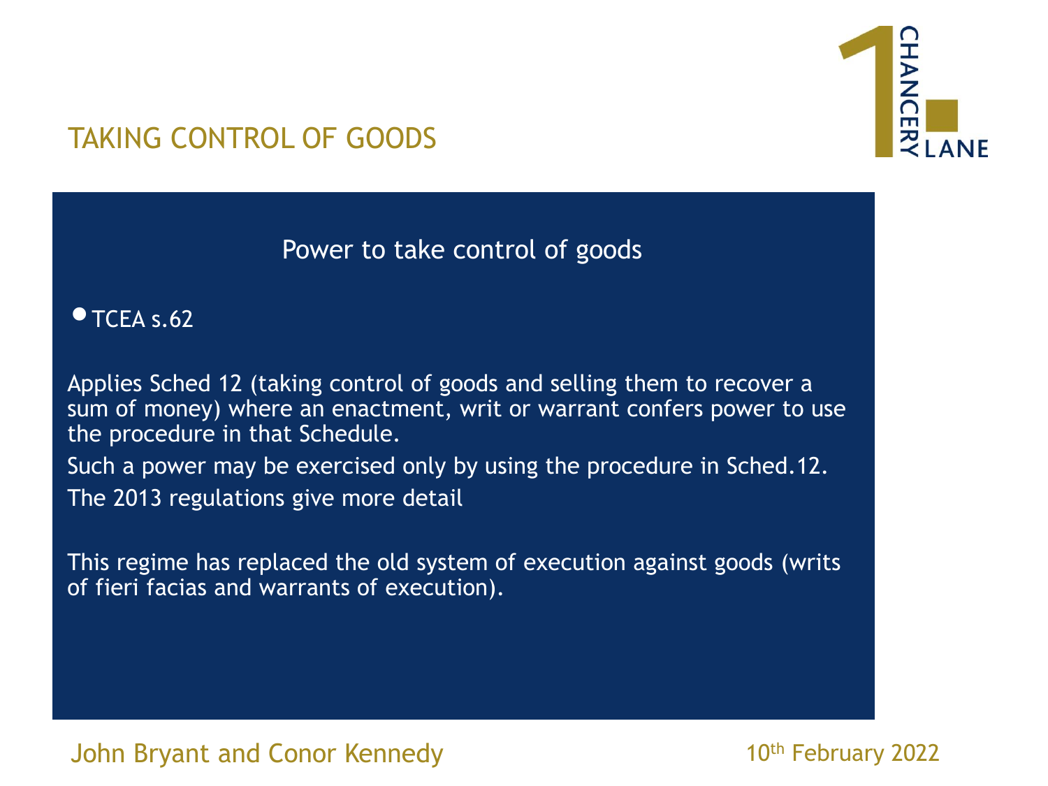# TAKING CONTROL OF GOODS

## Power to take control of goods

- TCEA s.62

Applies Sched 12 (taking control of goods and selling them to recover a sum of money) where an enactment, writ or warrant confers power to use the procedure in that Schedule.

Such a power may be exercised only by using the procedure in Sched.12.

The 2013 regulations give more detail

This regime has replaced the old system of execution against goods (writs of fieri facias and warrants of execution).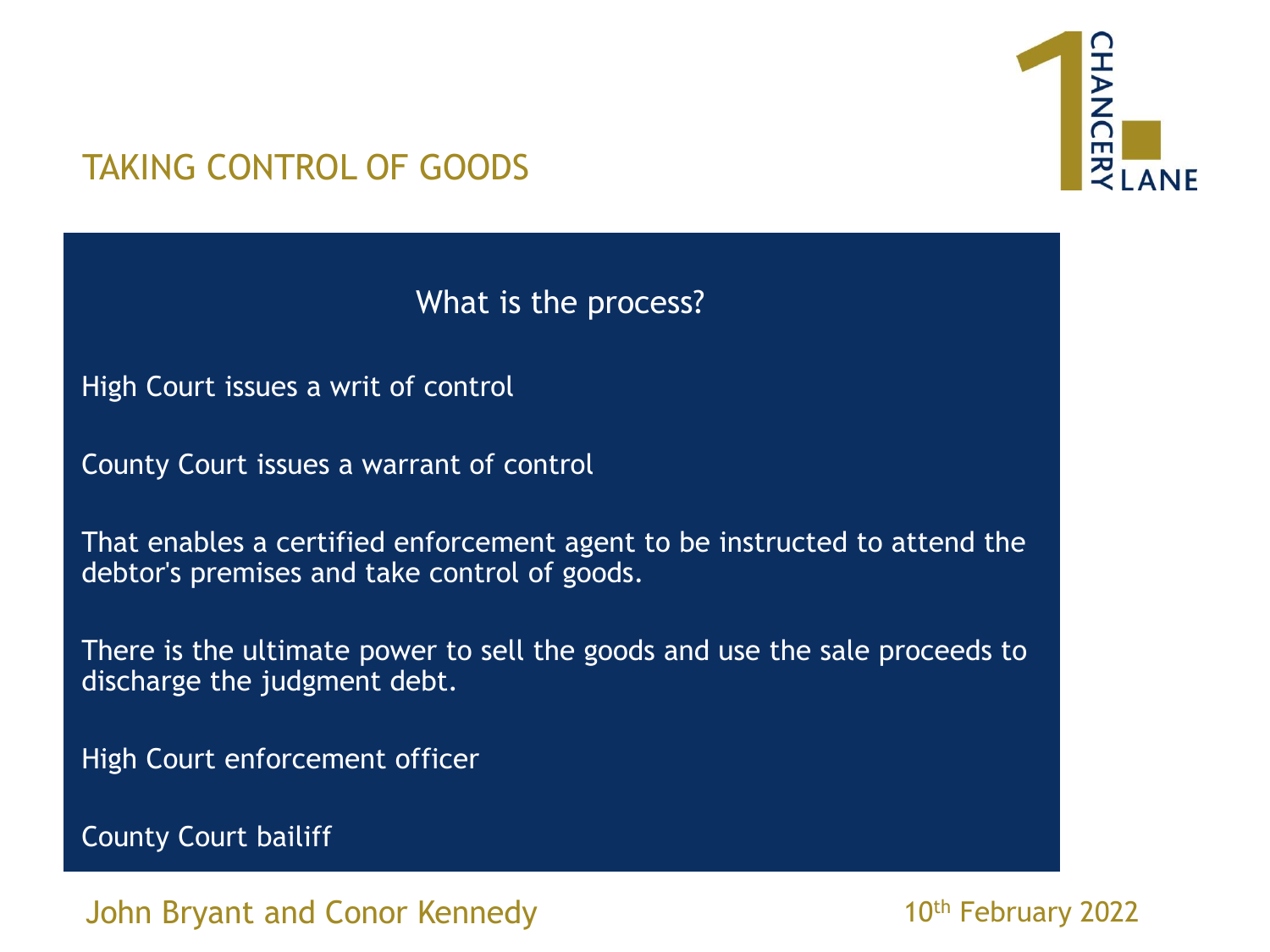# TAKING CONTROL OF GOODS

## What is the process?

High Court issues a writ of control

County Court issues a warrant of control

That enables a certified enforcement agent to be instructed to attend the debtor's premises and take control of goods.

There is the ultimate power to sell the goods and use the sale proceeds to discharge the judgment debt.

High Court enforcement officer

County Court bailiff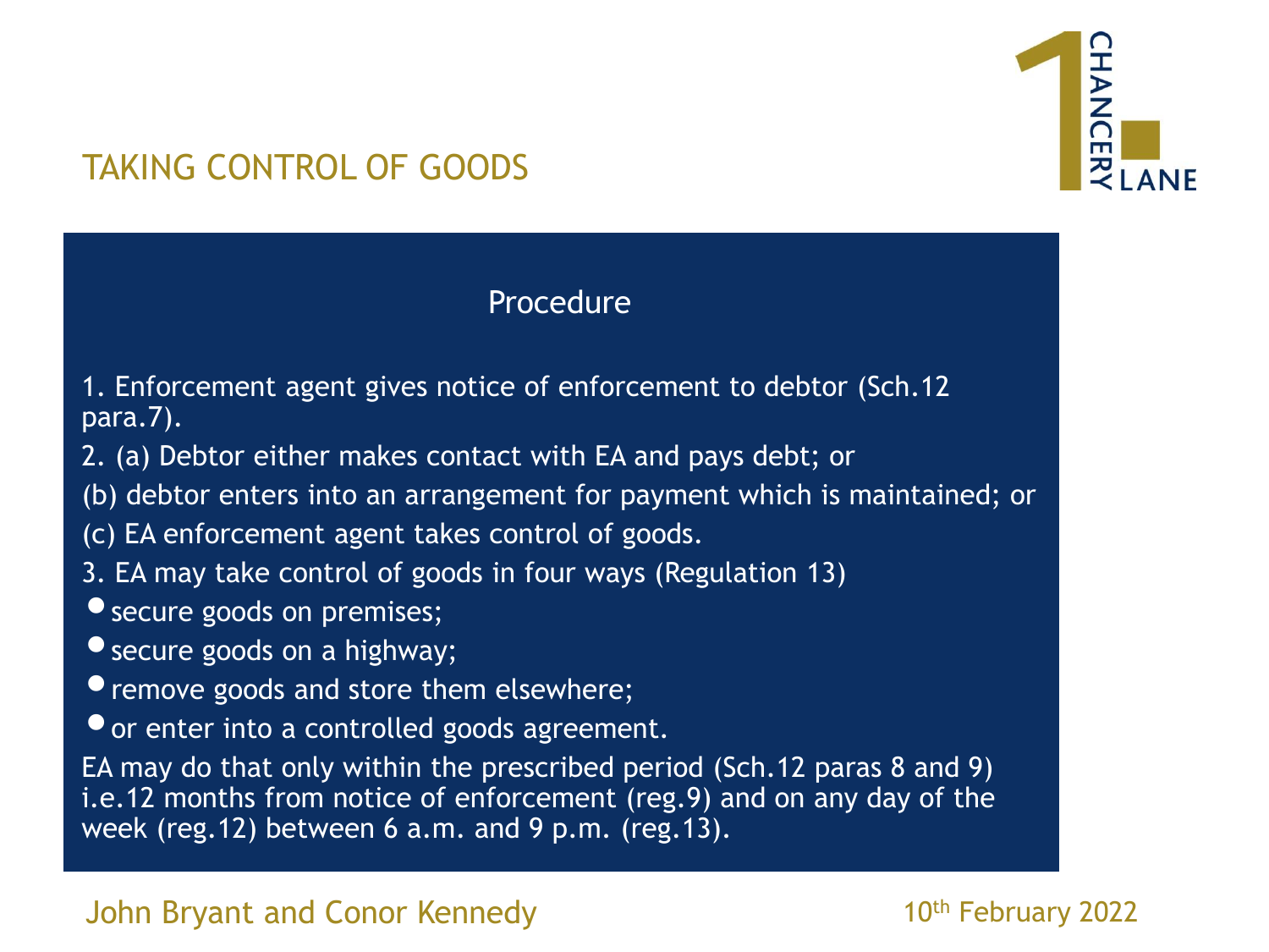## TAKING CONTROL OF GOODS

### Procedure

1. Enforcement agent gives notice of enforcement to debtor (Sch.12 para.7).
2. (a) Debtor either makes contact with EA and pays debt; or
(b) debtor enters into an arrangement for payment which is maintained; or
(c) EA enforcement agent takes control of goods.
3. EA may take control of goods in four ways (Regulation 13)

- secure goods on premises;
- secure goods on a highway;
- remove goods and store them elsewhere;
- or enter into a controlled goods agreement.

EA may do that only within the prescribed period (Sch.12 paras 8 and 9) i.e.12 months from notice of enforcement (reg.9) and on any day of the week (reg.12) between 6 a.m. and 9 p.m. (reg.13).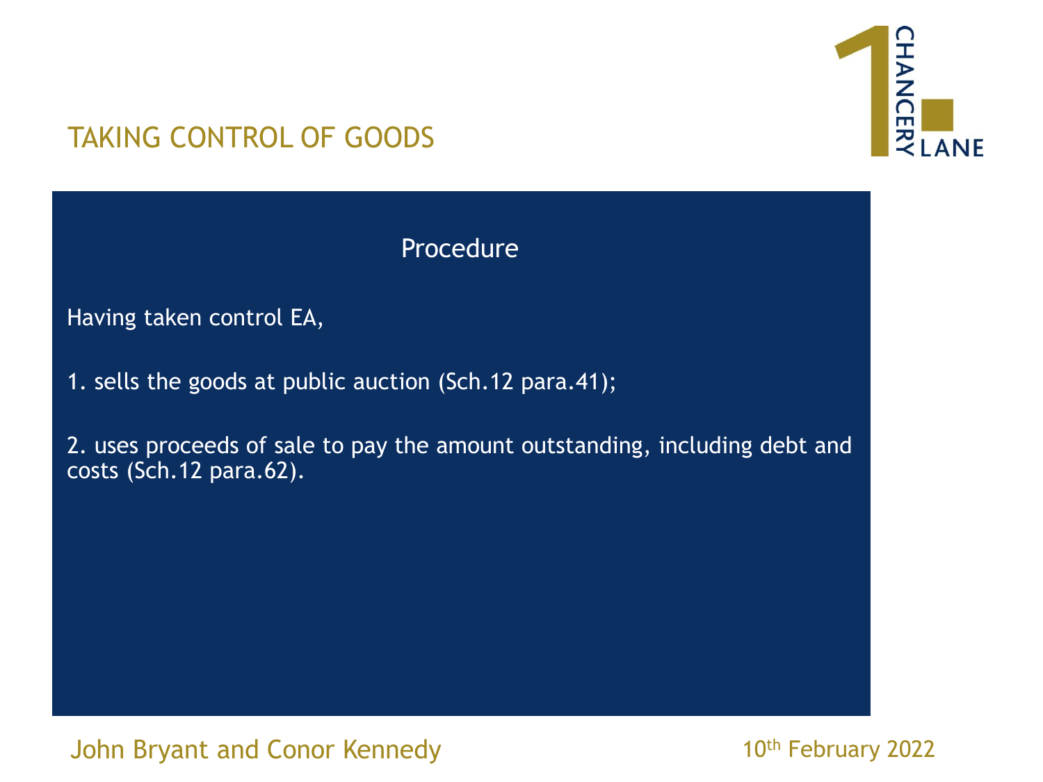# TAKING CONTROL OF GOODS

## Procedure

Having taken control EA,

1. sells the goods at public auction (Sch.12 para.41);

2. uses proceeds of sale to pay the amount outstanding, including debt and costs (Sch.12 para.62).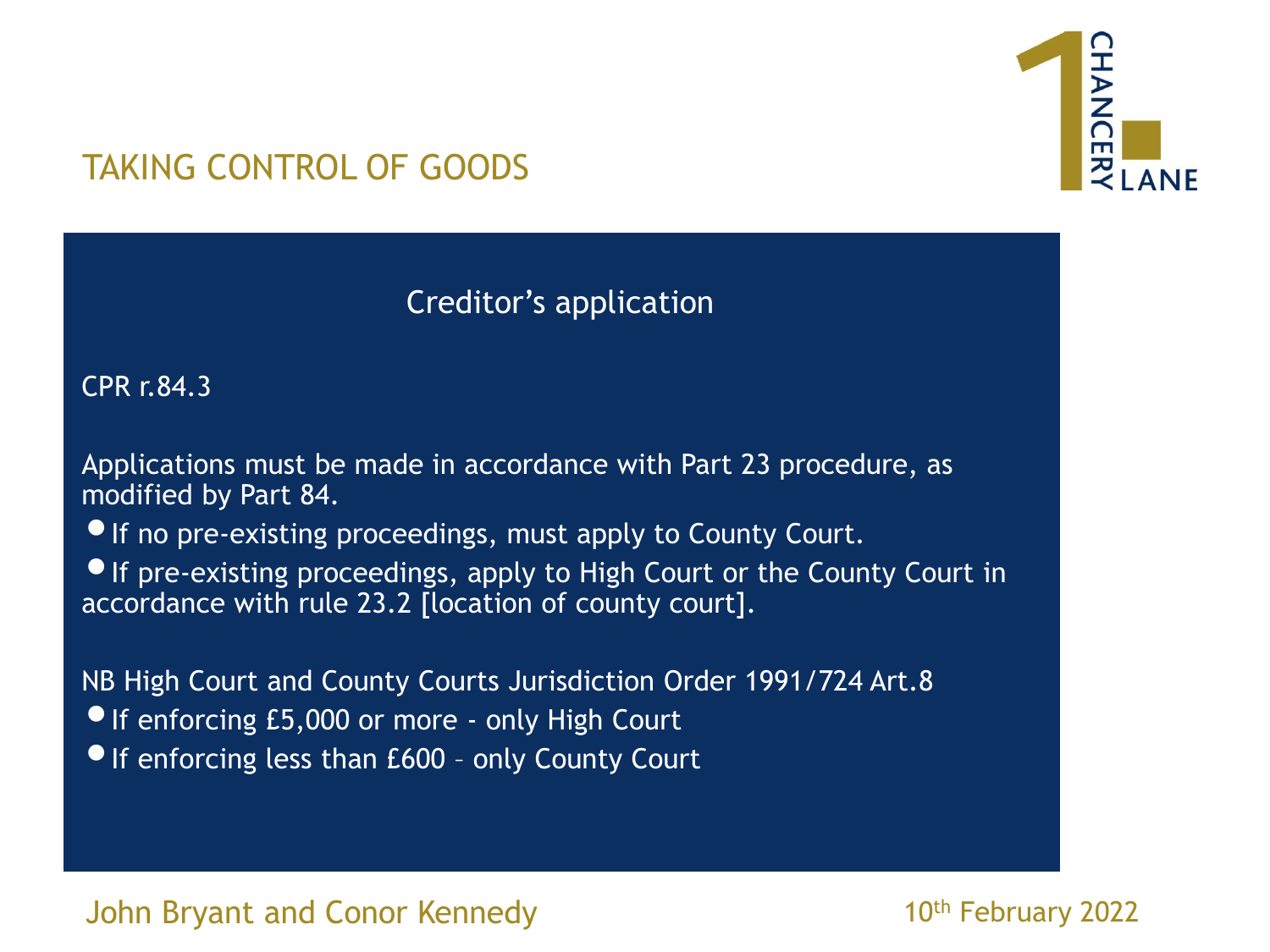# TAKING CONTROL OF GOODS

## Creditor's application

CPR r.84.3

Applications must be made in accordance with Part 23 procedure, as modified by Part 84.

- If no pre-existing proceedings, must apply to County Court.
- If pre-existing proceedings, apply to High Court or the County Court in accordance with rule 23.2 [location of county court].

NB High Court and County Courts Jurisdiction Order 1991/724 Art.8

- If enforcing £5,000 or more - only High Court
- If enforcing less than £600 – only County Court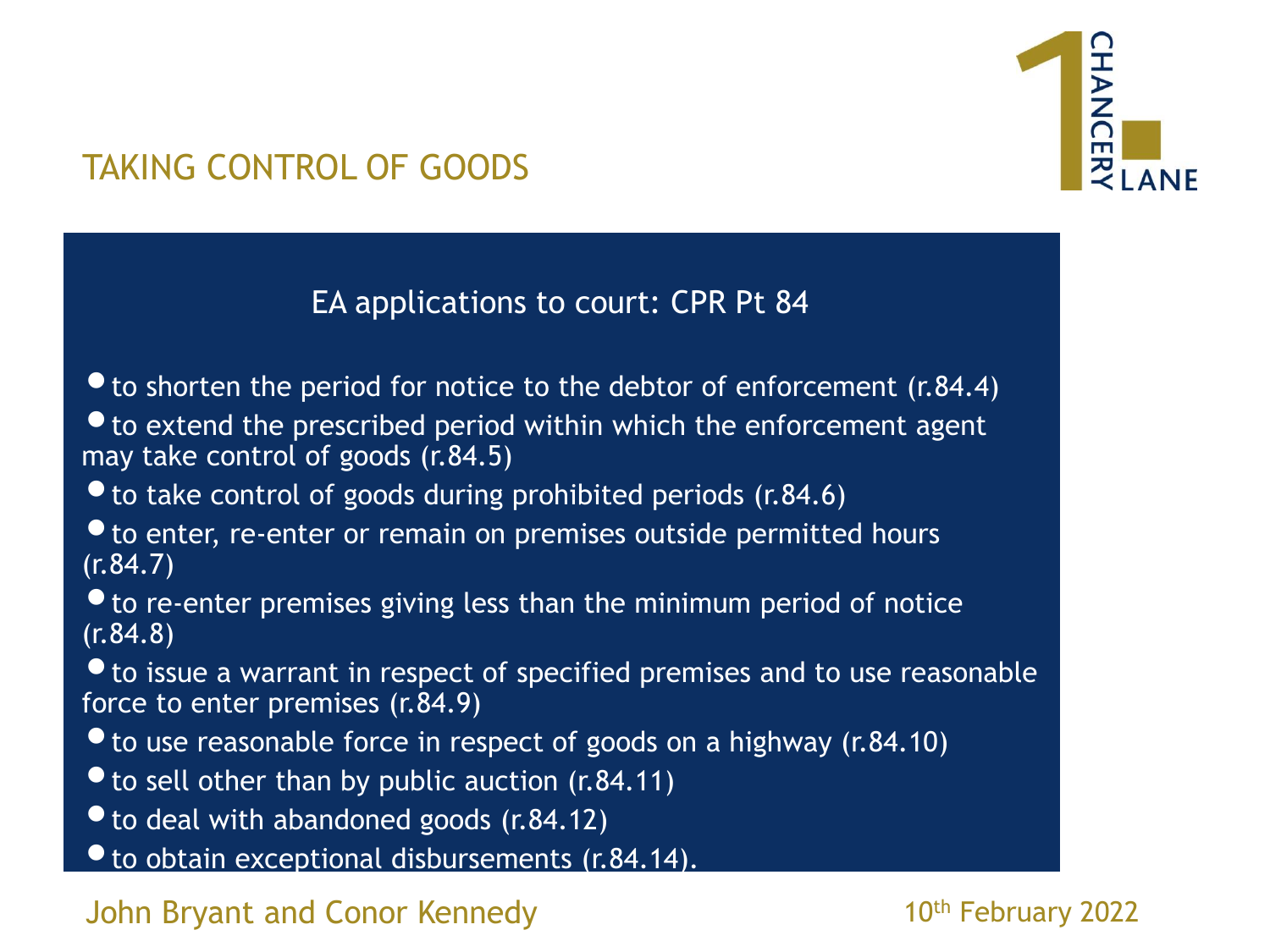# TAKING CONTROL OF GOODS

## EA applications to court: CPR Pt 84

- to shorten the period for notice to the debtor of enforcement (r.84.4)
- to extend the prescribed period within which the enforcement agent may take control of goods (r.84.5)
- to take control of goods during prohibited periods (r.84.6)
- to enter, re-enter or remain on premises outside permitted hours (r.84.7)
- to re-enter premises giving less than the minimum period of notice (r.84.8)
- to issue a warrant in respect of specified premises and to use reasonable force to enter premises (r.84.9)
- to use reasonable force in respect of goods on a highway (r.84.10)
- to sell other than by public auction (r.84.11)
- to deal with abandoned goods (r.84.12)
- to obtain exceptional disbursements (r.84.14).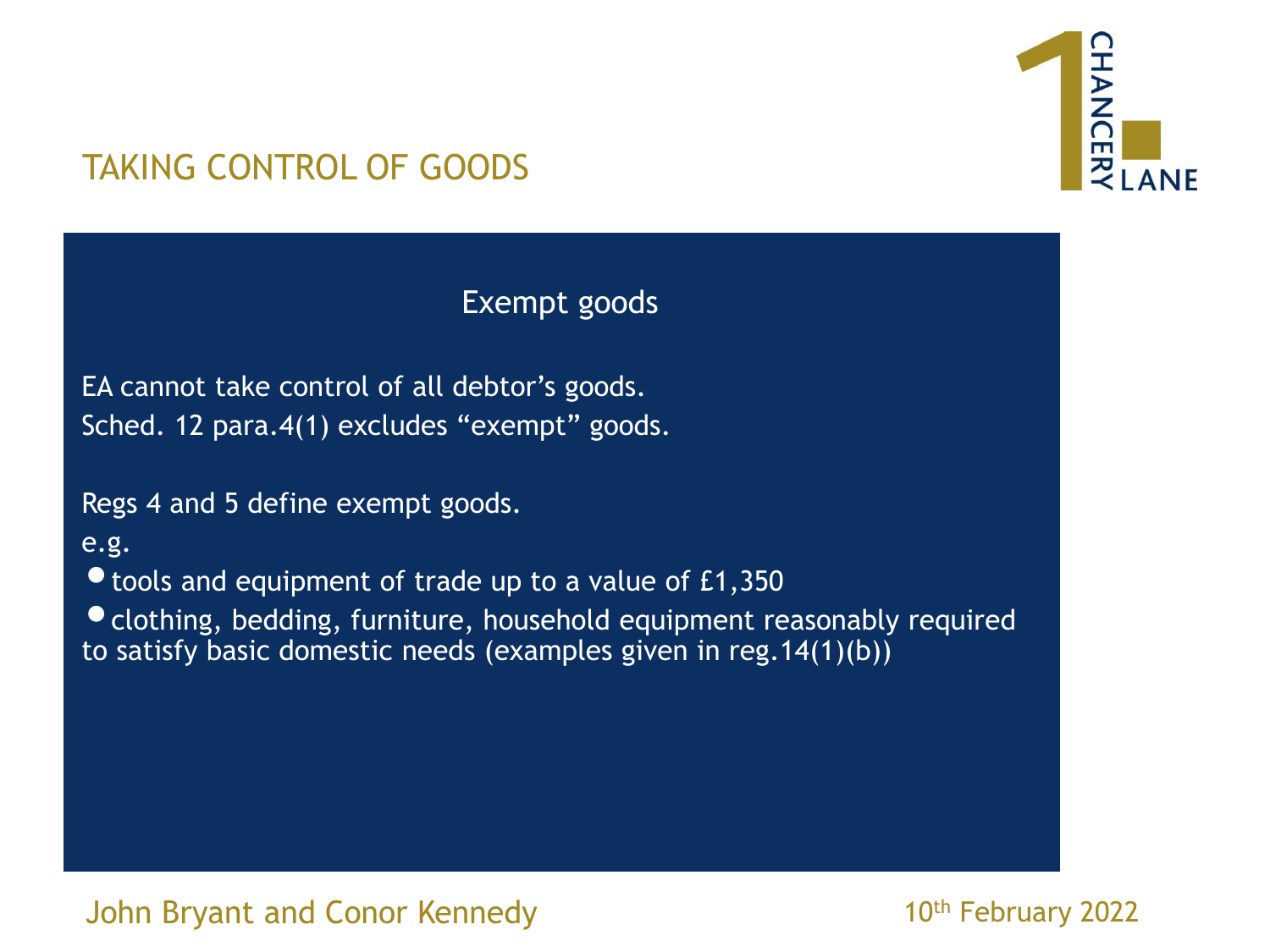# TAKING CONTROL OF GOODS

## Exempt goods

EA cannot take control of all debtor's goods.
Sched. 12 para.4(1) excludes "exempt" goods.

Regs 4 and 5 define exempt goods.

e.g.

- tools and equipment of trade up to a value of £1,350
- clothing, bedding, furniture, household equipment reasonably required to satisfy basic domestic needs (examples given in reg.14(1)(b))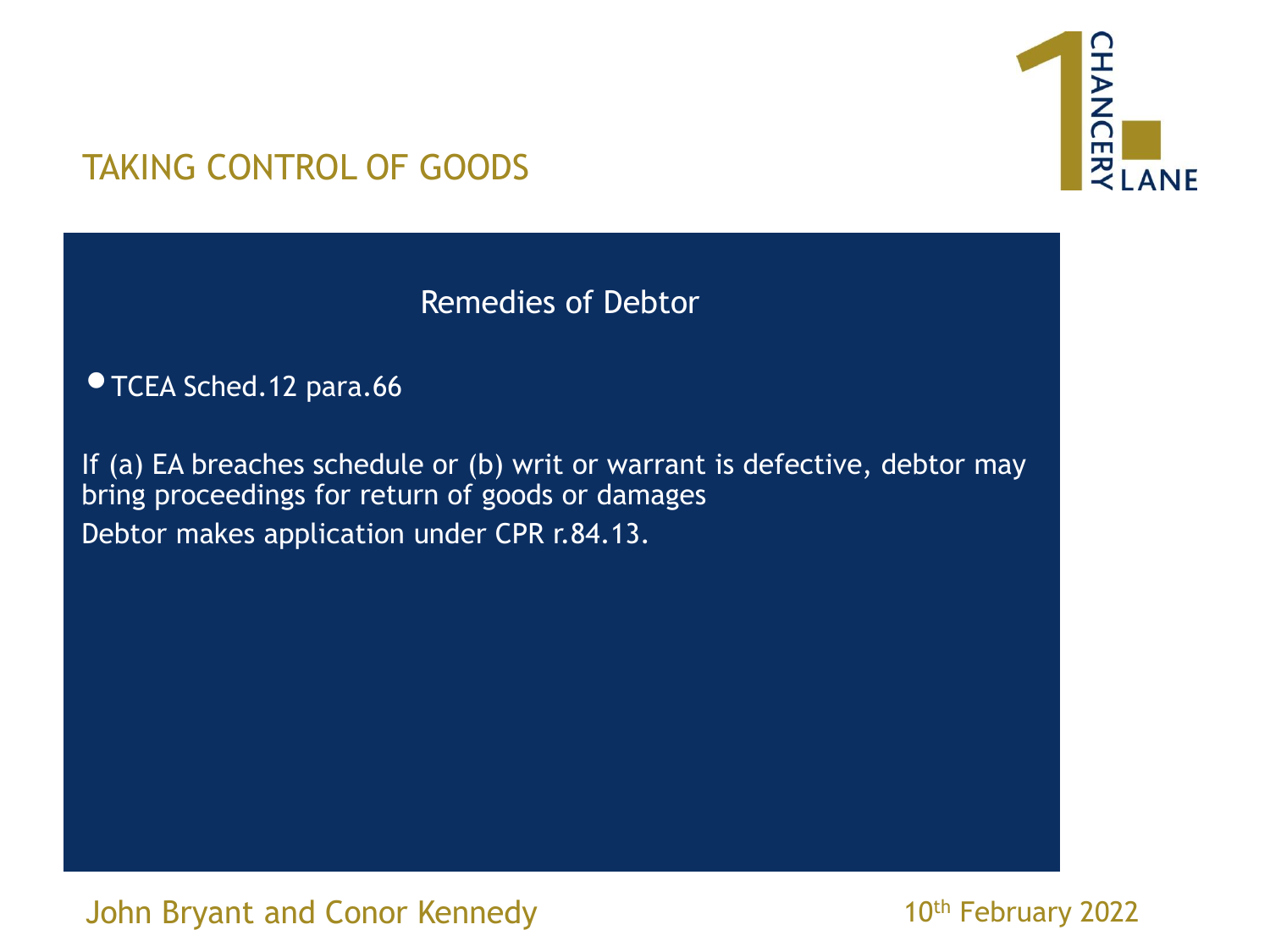# TAKING CONTROL OF GOODS

## Remedies of Debtor

- TCEA Sched.12 para.66

If (a) EA breaches schedule or (b) writ or warrant is defective, debtor may bring proceedings for return of goods or damages

Debtor makes application under CPR r.84.13.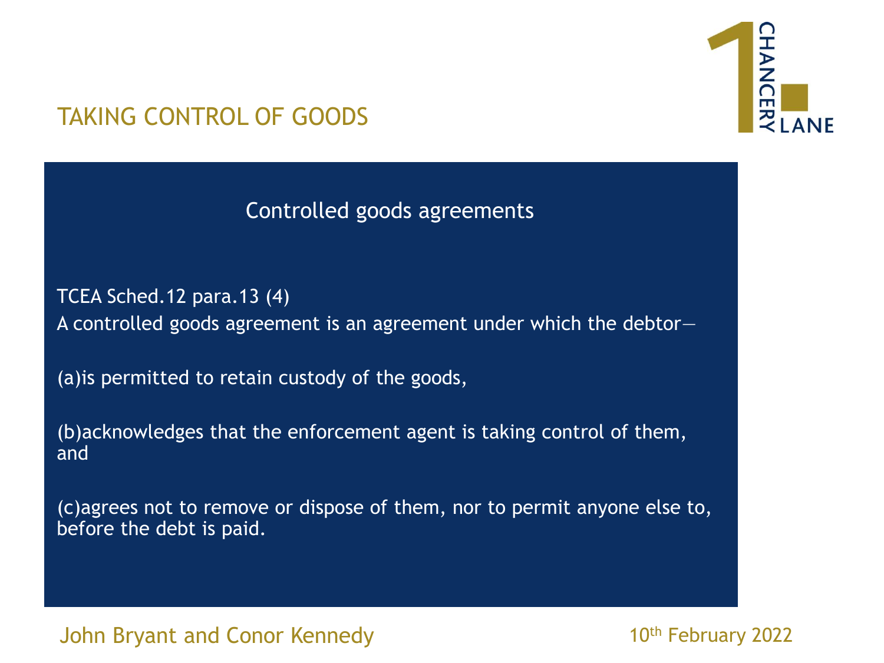## TAKING CONTROL OF GOODS

### Controlled goods agreements

TCEA Sched.12 para.13 (4)

A controlled goods agreement is an agreement under which the debtor—

(a)is permitted to retain custody of the goods,

(b)acknowledges that the enforcement agent is taking control of them, and

(c)agrees not to remove or dispose of them, nor to permit anyone else to, before the debt is paid.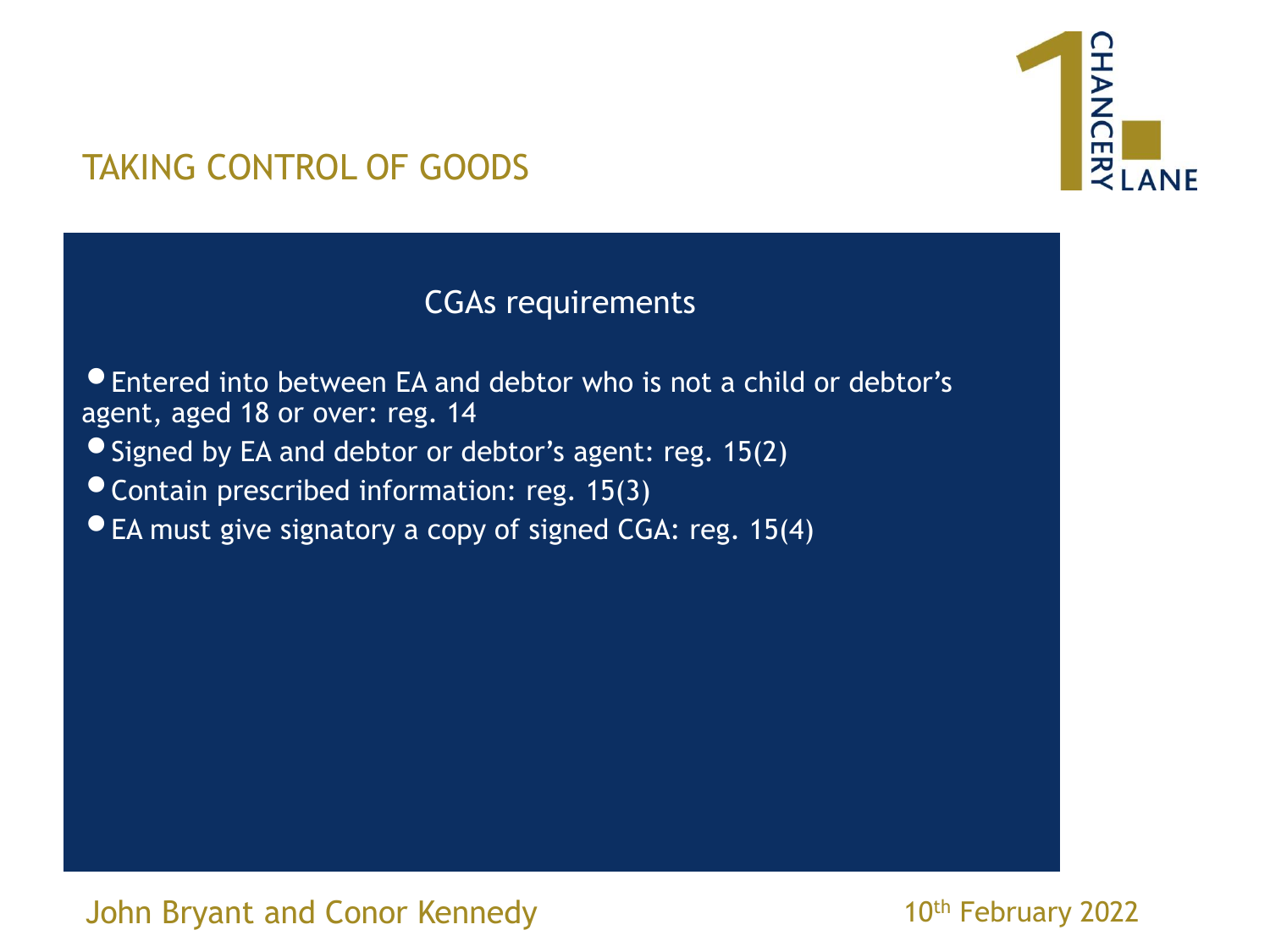# TAKING CONTROL OF GOODS

## CGAs requirements

- Entered into between EA and debtor who is not a child or debtor's agent, aged 18 or over: reg. 14
- Signed by EA and debtor or debtor's agent: reg. 15(2)
- Contain prescribed information: reg. 15(3)
- EA must give signatory a copy of signed CGA: reg. 15(4)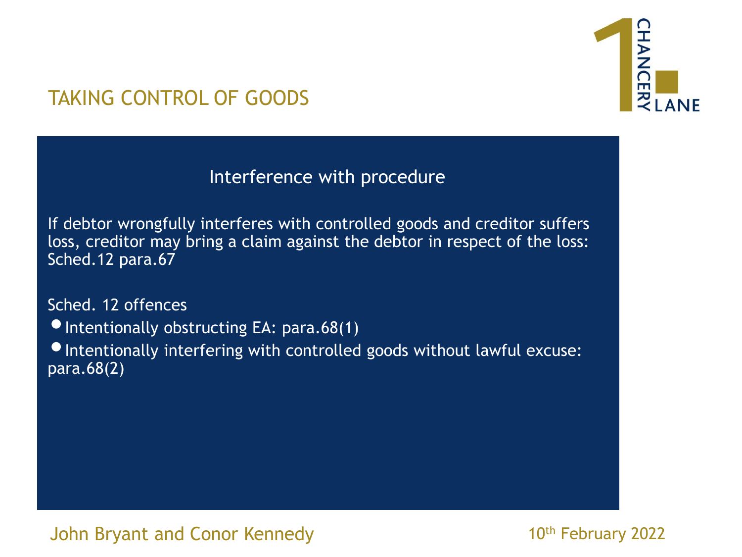# TAKING CONTROL OF GOODS

## Interference with procedure

If debtor wrongfully interferes with controlled goods and creditor suffers loss, creditor may bring a claim against the debtor in respect of the loss: Sched.12 para.67

Sched. 12 offences

- Intentionally obstructing EA: para.68(1)
- Intentionally interfering with controlled goods without lawful excuse: para.68(2)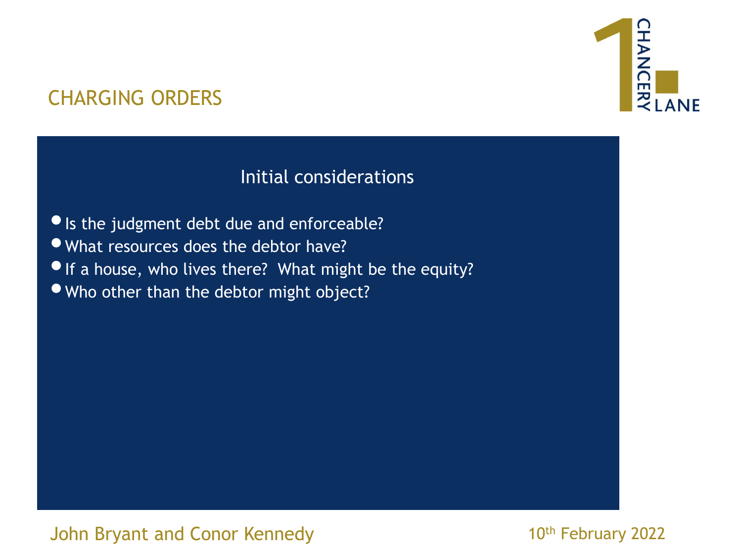# CHARGING ORDERS

## Initial considerations

- Is the judgment debt due and enforceable?
- What resources does the debtor have?
- If a house, who lives there? What might be the equity?
- Who other than the debtor might object?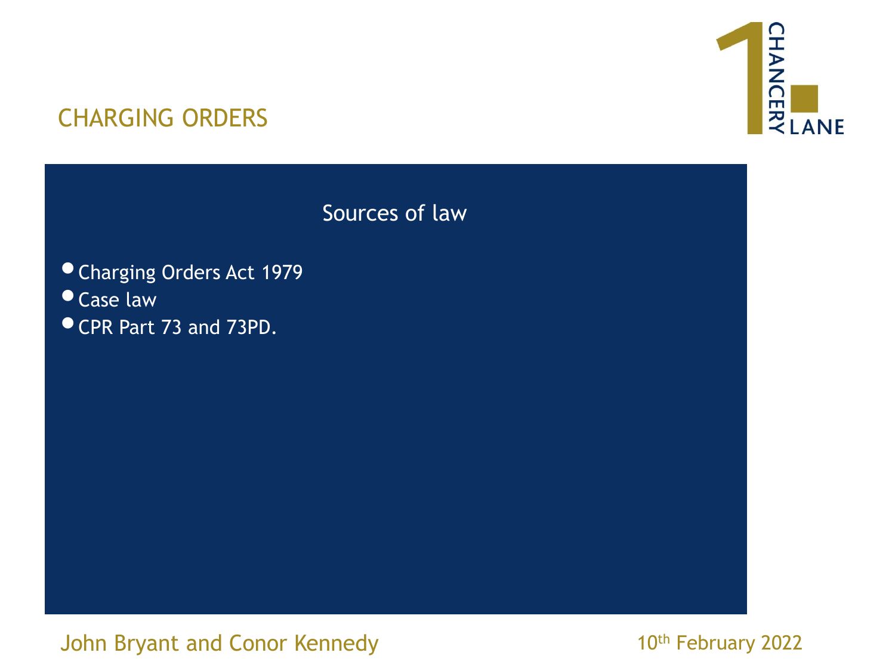# CHARGING ORDERS

## Sources of law

- Charging Orders Act 1979
- Case law
- CPR Part 73 and 73PD.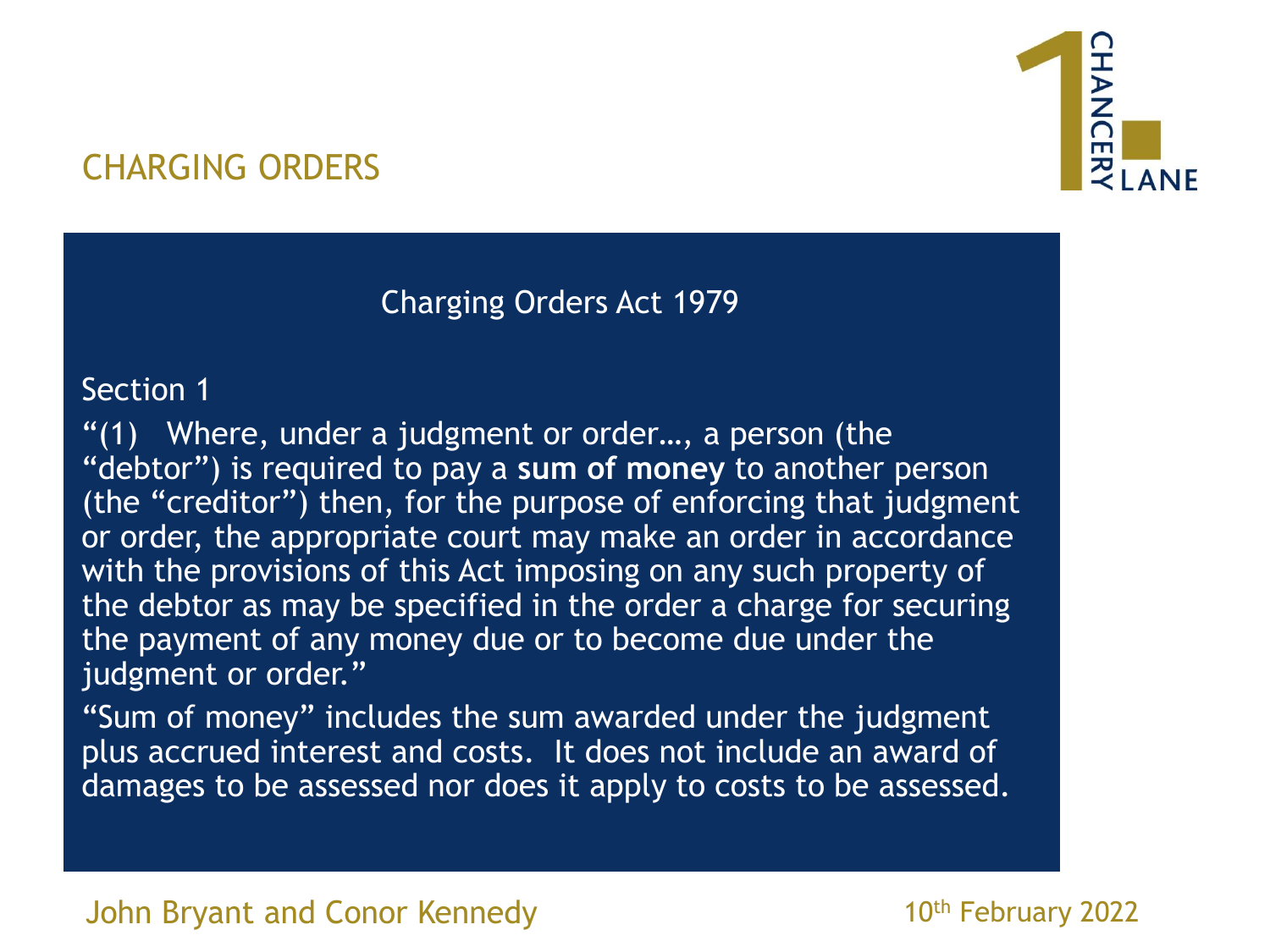## CHARGING ORDERS

### Charging Orders Act 1979

Section 1

"(1) Where, under a judgment or order…, a person (the "debtor") is required to pay a **sum of money** to another person (the "creditor") then, for the purpose of enforcing that judgment or order, the appropriate court may make an order in accordance with the provisions of this Act imposing on any such property of the debtor as may be specified in the order a charge for securing the payment of any money due or to become due under the judgment or order."

"Sum of money" includes the sum awarded under the judgment plus accrued interest and costs. It does not include an award of damages to be assessed nor does it apply to costs to be assessed.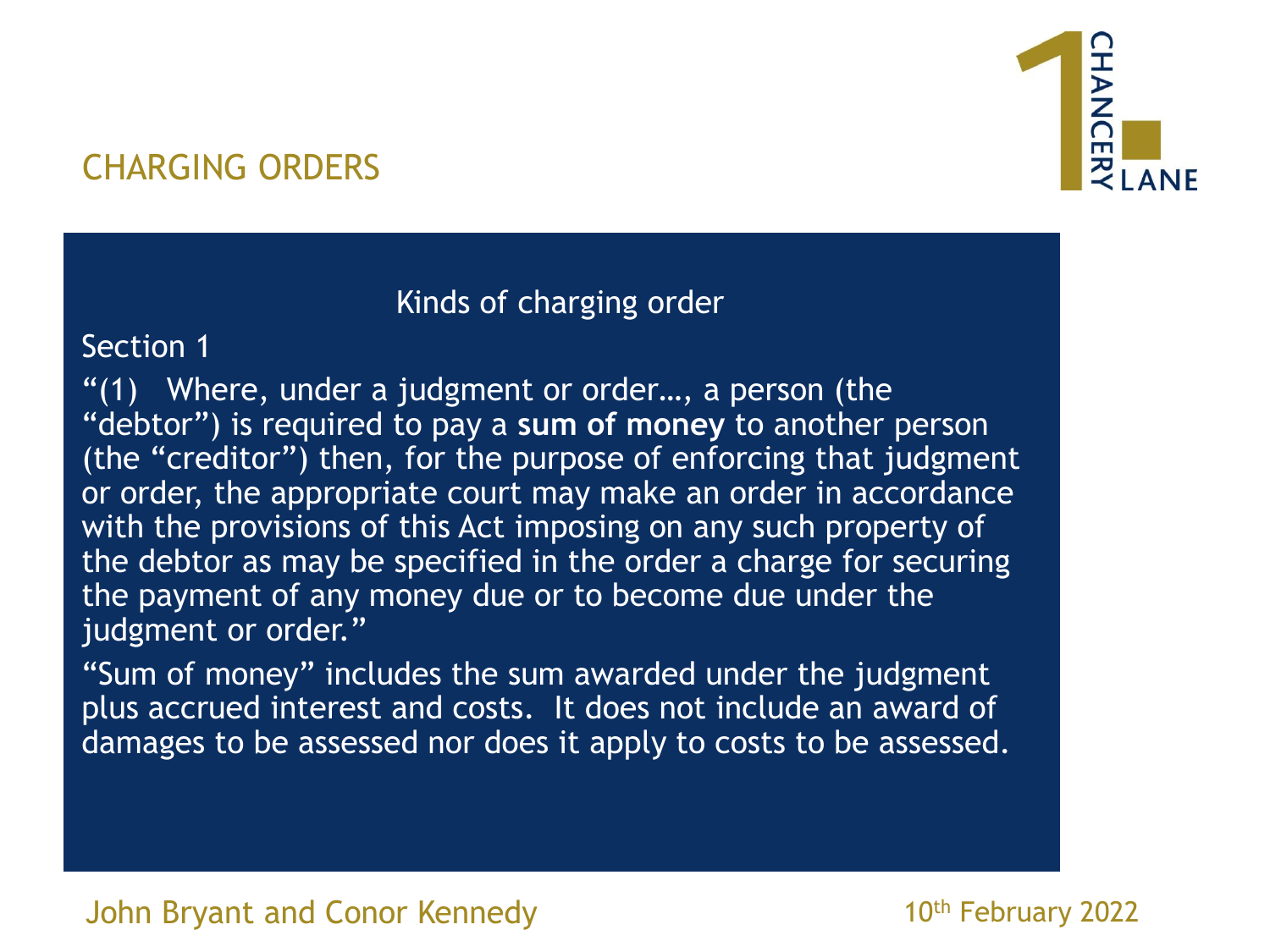# CHARGING ORDERS

## Kinds of charging order

Section 1

"(1) Where, under a judgment or order…, a person (the "debtor") is required to pay a **sum of money** to another person (the "creditor") then, for the purpose of enforcing that judgment or order, the appropriate court may make an order in accordance with the provisions of this Act imposing on any such property of the debtor as may be specified in the order a charge for securing the payment of any money due or to become due under the judgment or order."

"Sum of money" includes the sum awarded under the judgment plus accrued interest and costs. It does not include an award of damages to be assessed nor does it apply to costs to be assessed.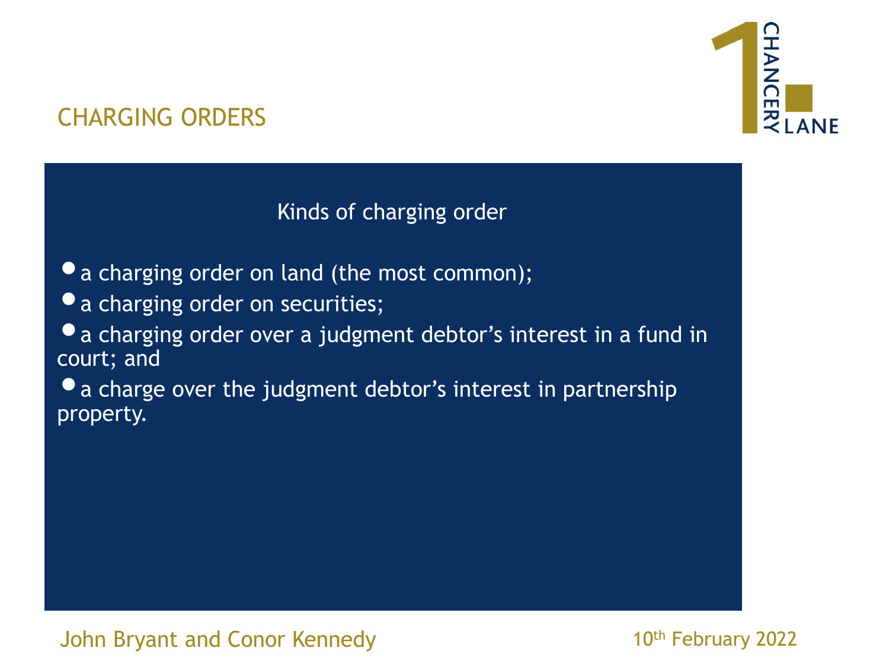# CHARGING ORDERS

## Kinds of charging order

- a charging order on land (the most common);
- a charging order on securities;
- a charging order over a judgment debtor's interest in a fund in court; and
- a charge over the judgment debtor's interest in partnership property.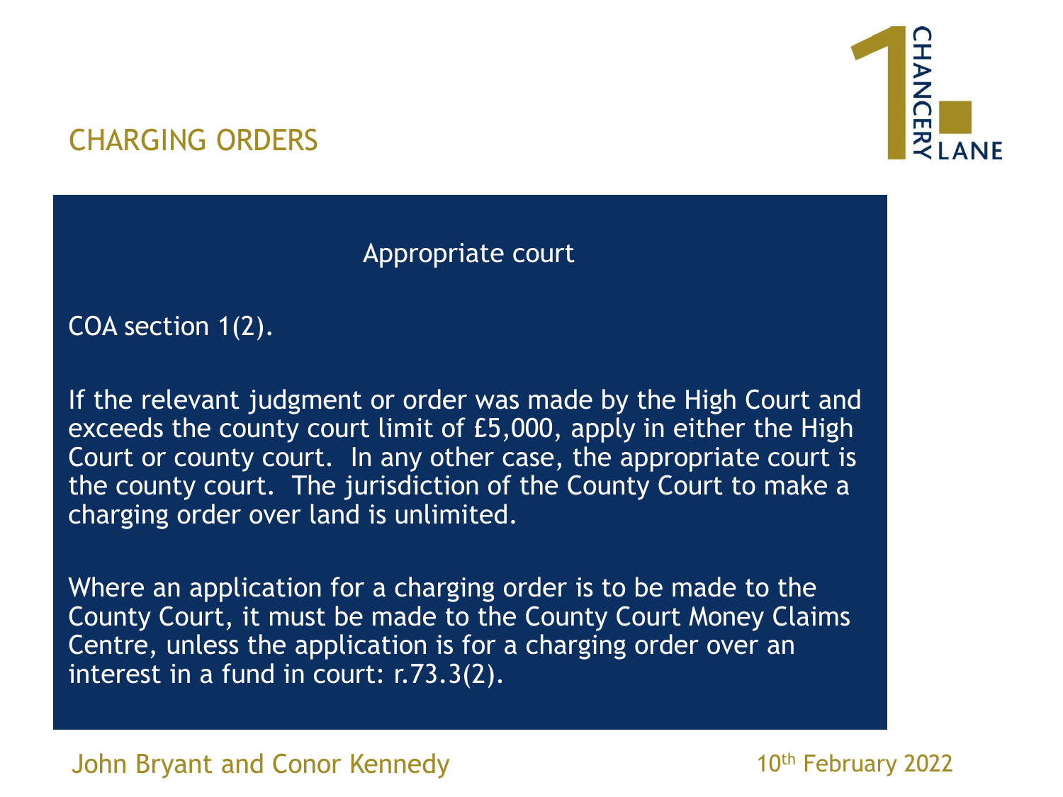# CHARGING ORDERS

## Appropriate court

COA section 1(2).

If the relevant judgment or order was made by the High Court and exceeds the county court limit of £5,000, apply in either the High Court or county court. In any other case, the appropriate court is the county court. The jurisdiction of the County Court to make a charging order over land is unlimited.

Where an application for a charging order is to be made to the County Court, it must be made to the County Court Money Claims Centre, unless the application is for a charging order over an interest in a fund in court: r.73.3(2).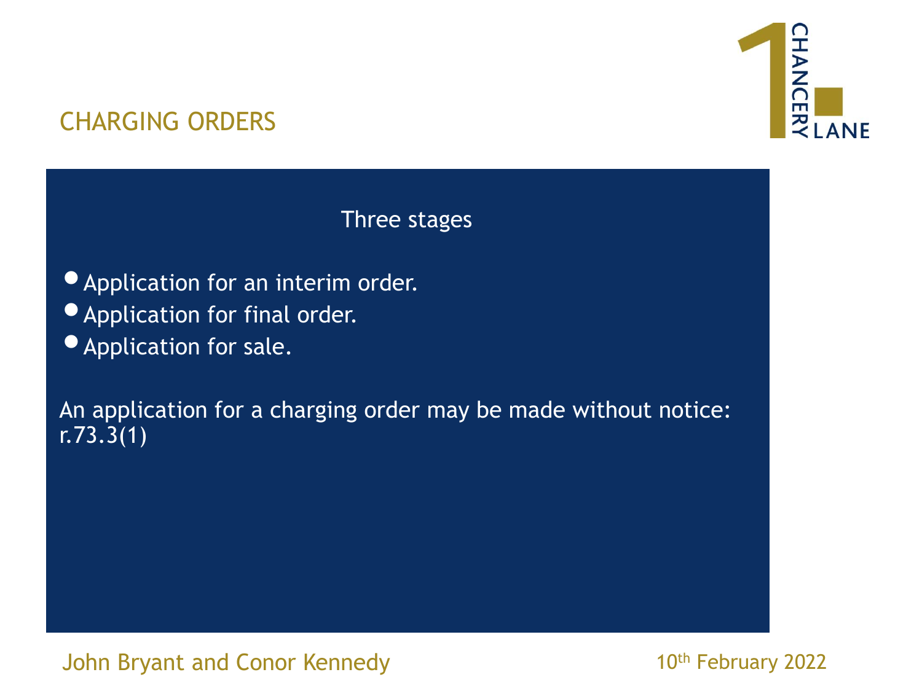## CHARGING ORDERS

### Three stages

- Application for an interim order.
- Application for final order.
- Application for sale.

An application for a charging order may be made without notice: r.73.3(1)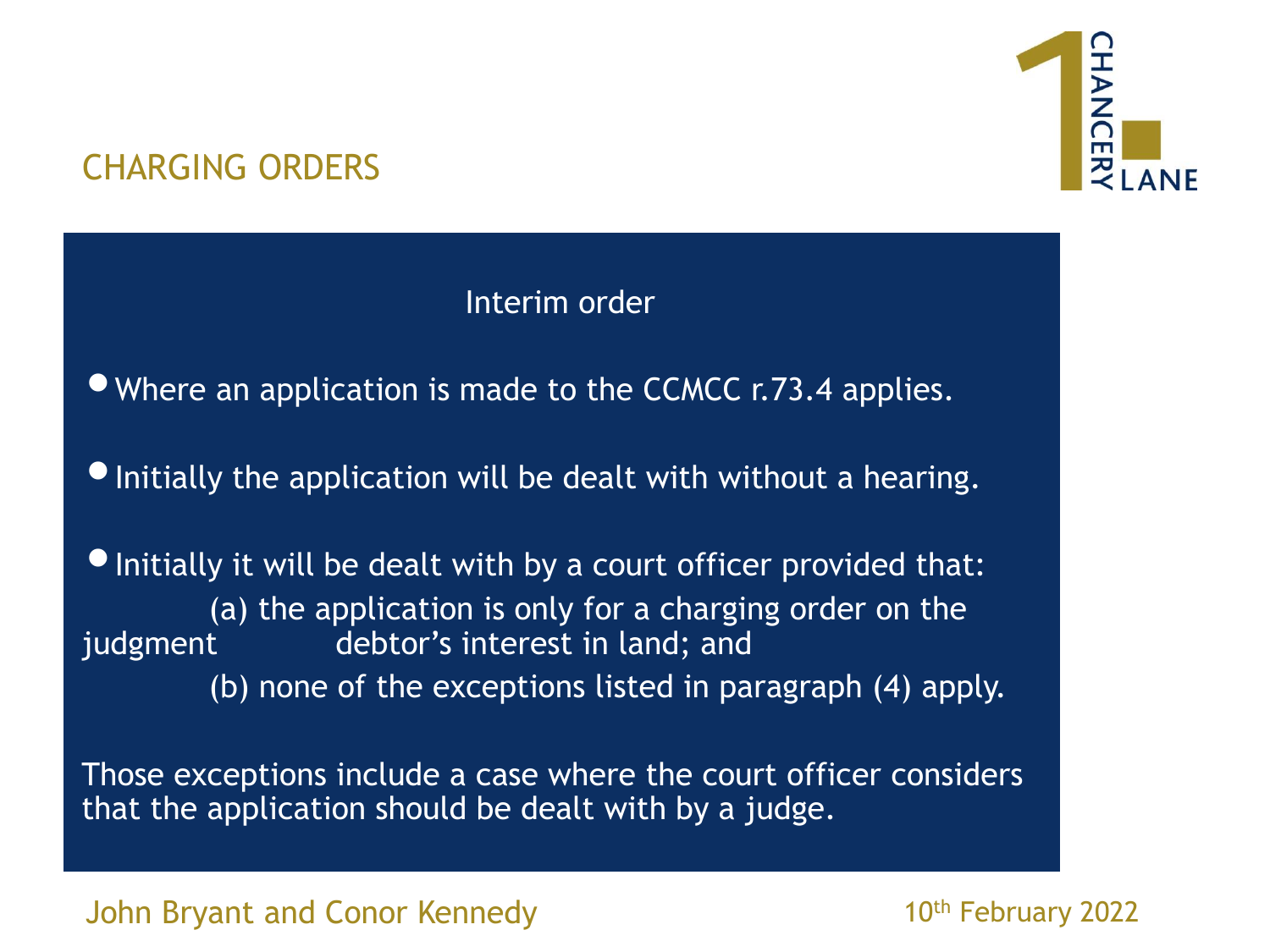## CHARGING ORDERS

### Interim order

- Where an application is made to the CCMCC r.73.4 applies.
- Initially the application will be dealt with without a hearing.
- Initially it will be dealt with by a court officer provided that:

  (a) the application is only for a charging order on the judgment debtor's interest in land; and

  (b) none of the exceptions listed in paragraph (4) apply.

Those exceptions include a case where the court officer considers that the application should be dealt with by a judge.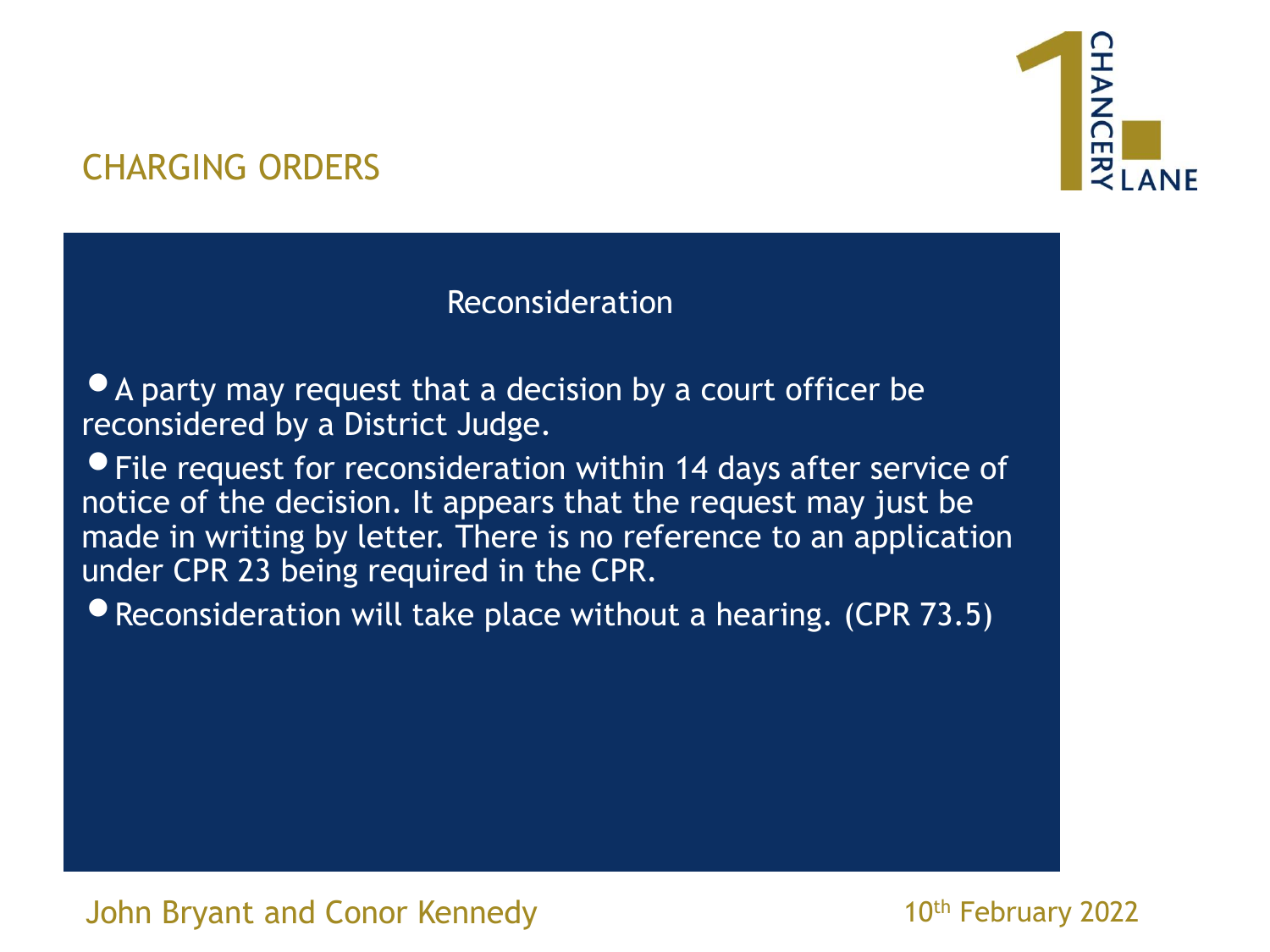## CHARGING ORDERS

### Reconsideration

- A party may request that a decision by a court officer be reconsidered by a District Judge.
- File request for reconsideration within 14 days after service of notice of the decision. It appears that the request may just be made in writing by letter. There is no reference to an application under CPR 23 being required in the CPR.
- Reconsideration will take place without a hearing. (CPR 73.5)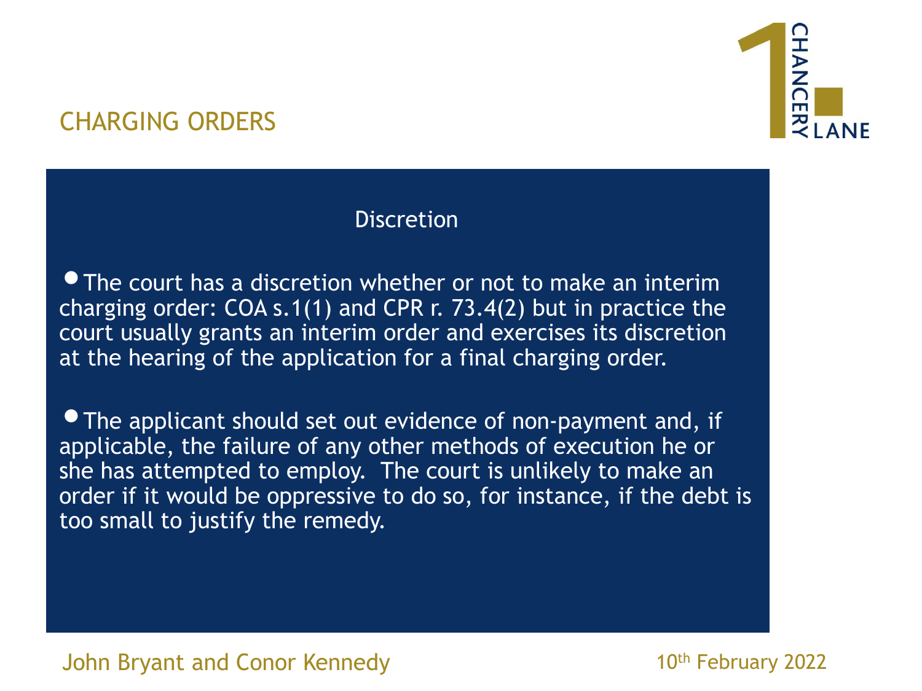## CHARGING ORDERS

### Discretion

- The court has a discretion whether or not to make an interim charging order: COA s.1(1) and CPR r. 73.4(2) but in practice the court usually grants an interim order and exercises its discretion at the hearing of the application for a final charging order.

- The applicant should set out evidence of non-payment and, if applicable, the failure of any other methods of execution he or she has attempted to employ. The court is unlikely to make an order if it would be oppressive to do so, for instance, if the debt is too small to justify the remedy.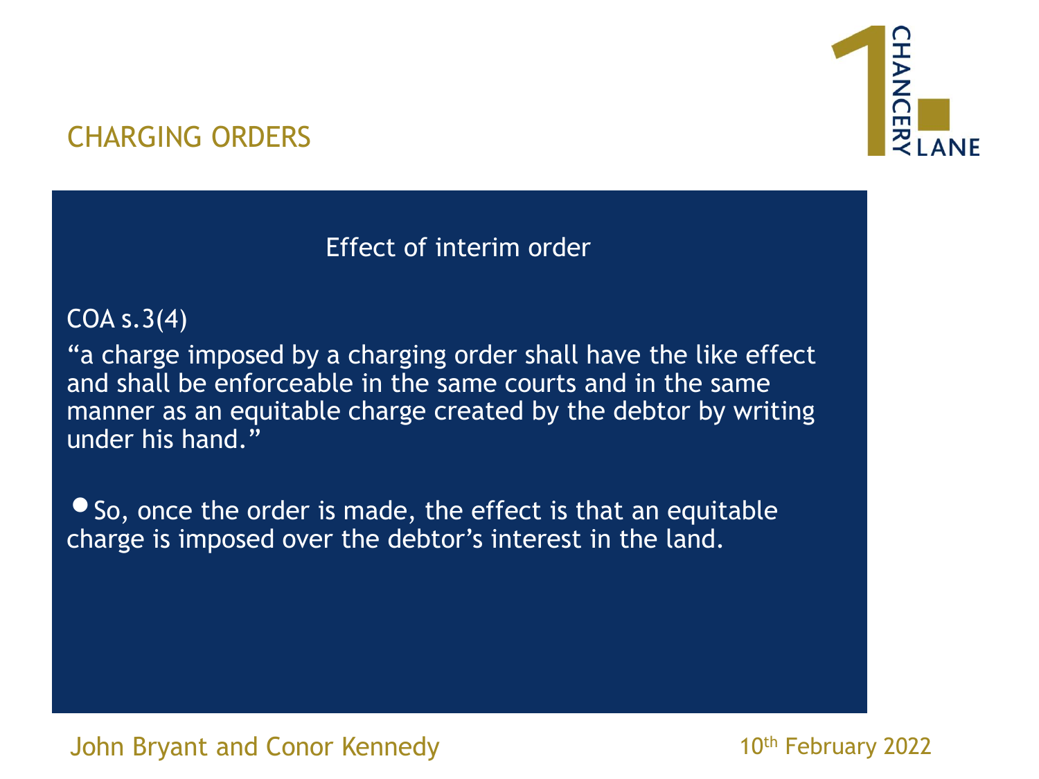# CHARGING ORDERS

## Effect of interim order

COA s.3(4)

"a charge imposed by a charging order shall have the like effect and shall be enforceable in the same courts and in the same manner as an equitable charge created by the debtor by writing under his hand."

- So, once the order is made, the effect is that an equitable charge is imposed over the debtor's interest in the land.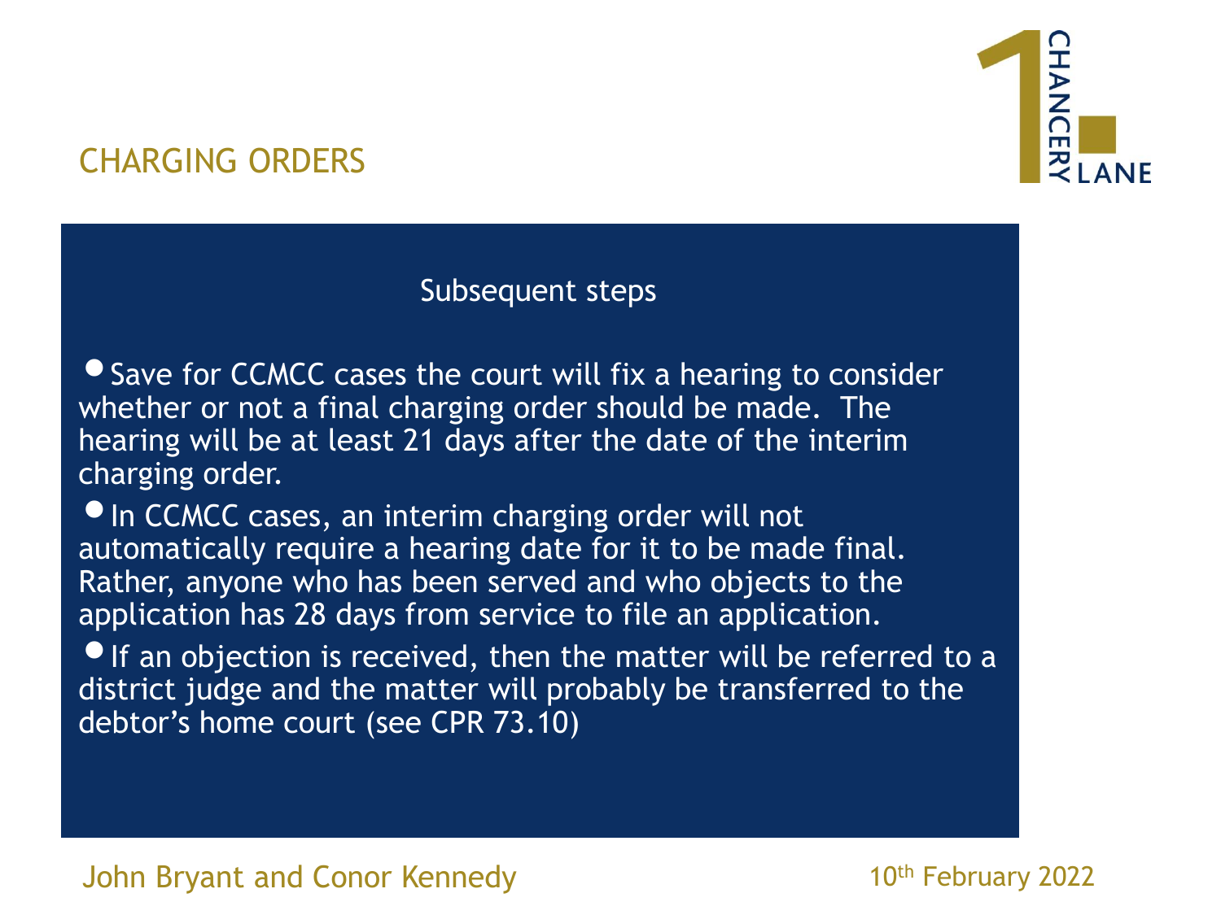## CHARGING ORDERS

### Subsequent steps

- Save for CCMCC cases the court will fix a hearing to consider whether or not a final charging order should be made. The hearing will be at least 21 days after the date of the interim charging order.
- In CCMCC cases, an interim charging order will not automatically require a hearing date for it to be made final. Rather, anyone who has been served and who objects to the application has 28 days from service to file an application.
- If an objection is received, then the matter will be referred to a district judge and the matter will probably be transferred to the debtor's home court (see CPR 73.10)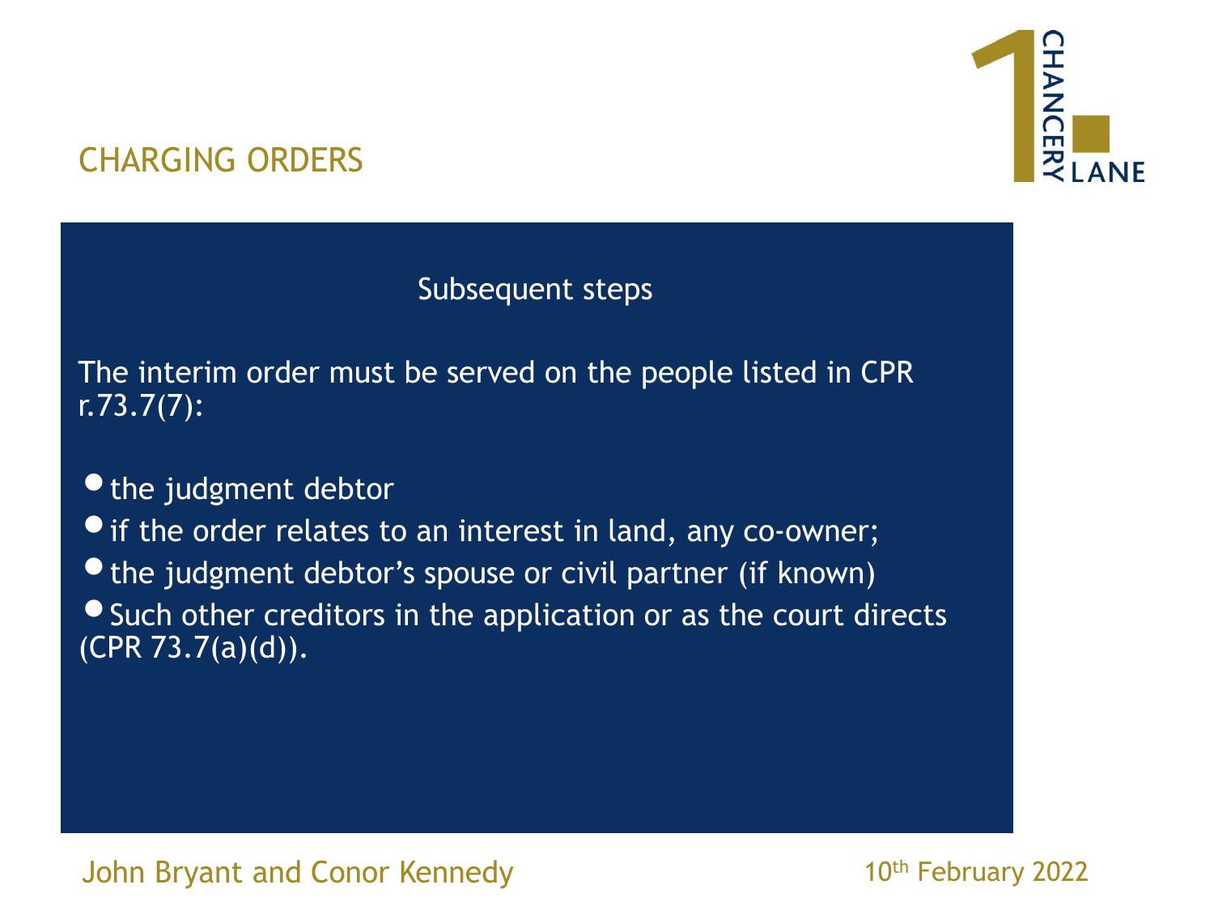## CHARGING ORDERS

### Subsequent steps

The interim order must be served on the people listed in CPR r.73.7(7):

- the judgment debtor
- if the order relates to an interest in land, any co-owner;
- the judgment debtor's spouse or civil partner (if known)
- Such other creditors in the application or as the court directs (CPR 73.7(a)(d)).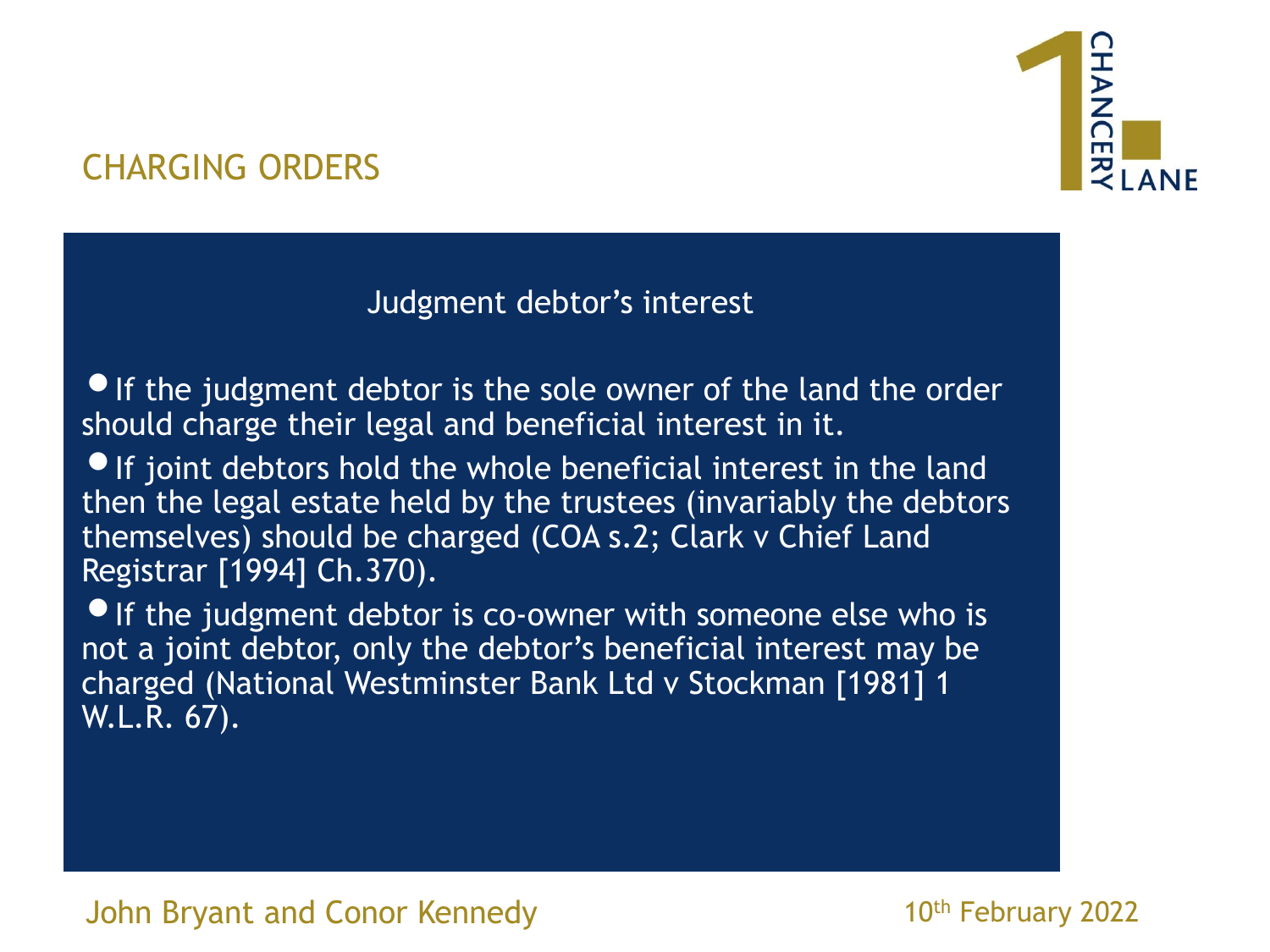## CHARGING ORDERS

### Judgment debtor's interest

- If the judgment debtor is the sole owner of the land the order should charge their legal and beneficial interest in it.
- If joint debtors hold the whole beneficial interest in the land then the legal estate held by the trustees (invariably the debtors themselves) should be charged (COA s.2; Clark v Chief Land Registrar [1994] Ch.370).
- If the judgment debtor is co-owner with someone else who is not a joint debtor, only the debtor's beneficial interest may be charged (National Westminster Bank Ltd v Stockman [1981] 1 W.L.R. 67).

John Bryant and Conor Kennedy

10th February 2022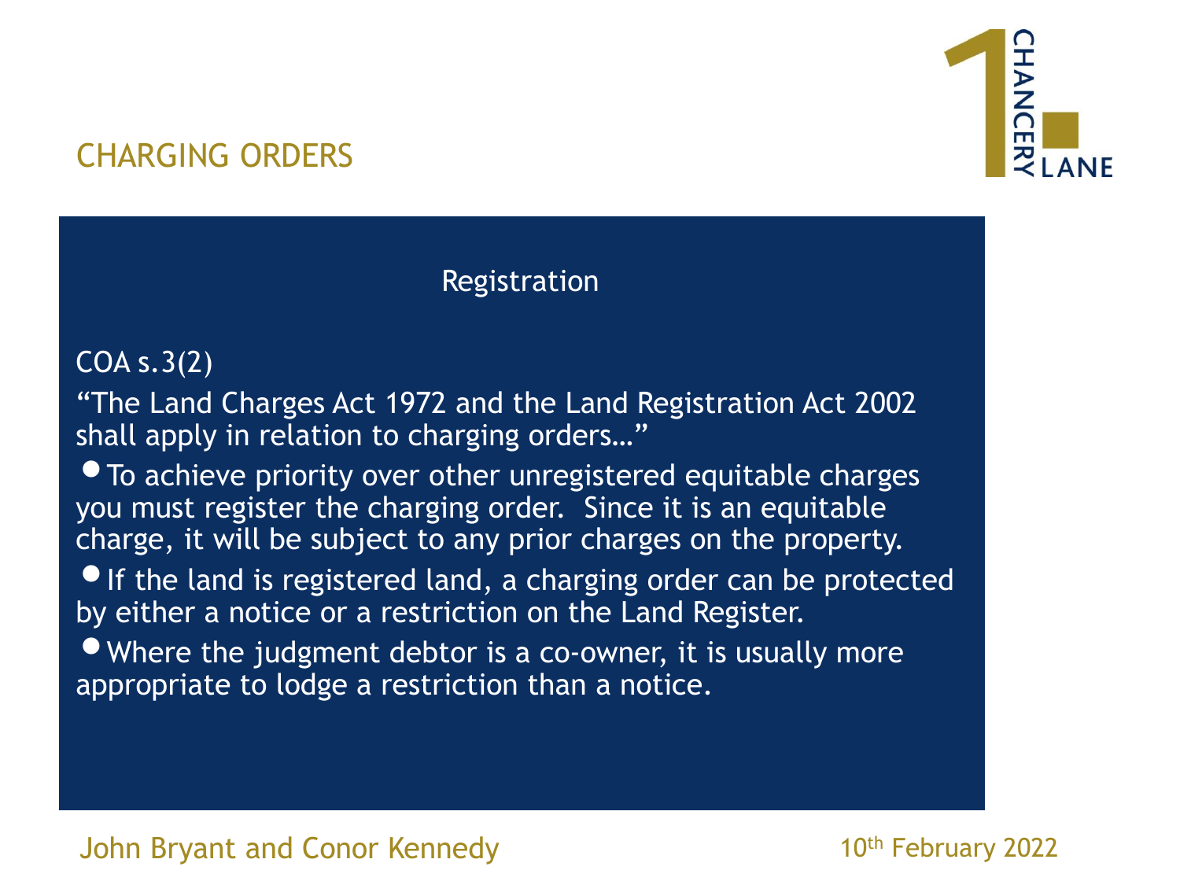# CHARGING ORDERS

## Registration

COA s.3(2)

"The Land Charges Act 1972 and the Land Registration Act 2002 shall apply in relation to charging orders…"

- To achieve priority over other unregistered equitable charges you must register the charging order. Since it is an equitable charge, it will be subject to any prior charges on the property.
- If the land is registered land, a charging order can be protected by either a notice or a restriction on the Land Register.
- Where the judgment debtor is a co-owner, it is usually more appropriate to lodge a restriction than a notice.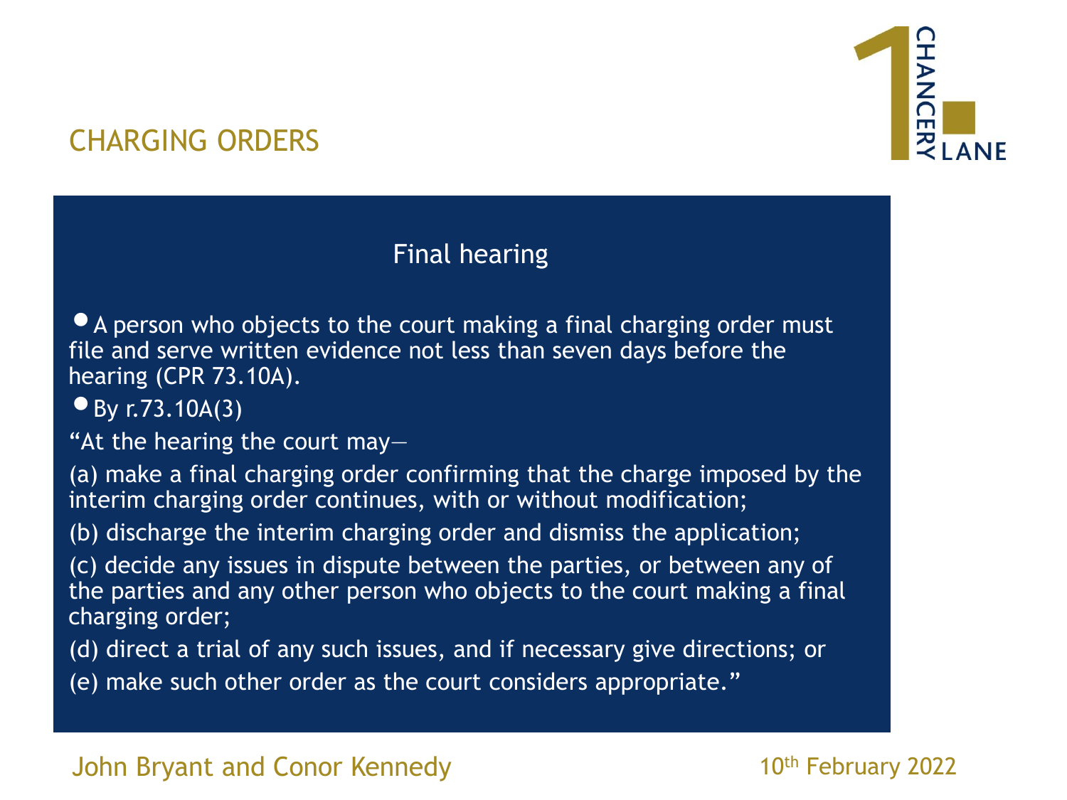## CHARGING ORDERS

### Final hearing

- A person who objects to the court making a final charging order must file and serve written evidence not less than seven days before the hearing (CPR 73.10A).
- By r.73.10A(3)

"At the hearing the court may—

(a) make a final charging order confirming that the charge imposed by the interim charging order continues, with or without modification;

(b) discharge the interim charging order and dismiss the application;

(c) decide any issues in dispute between the parties, or between any of the parties and any other person who objects to the court making a final charging order;

(d) direct a trial of any such issues, and if necessary give directions; or

(e) make such other order as the court considers appropriate."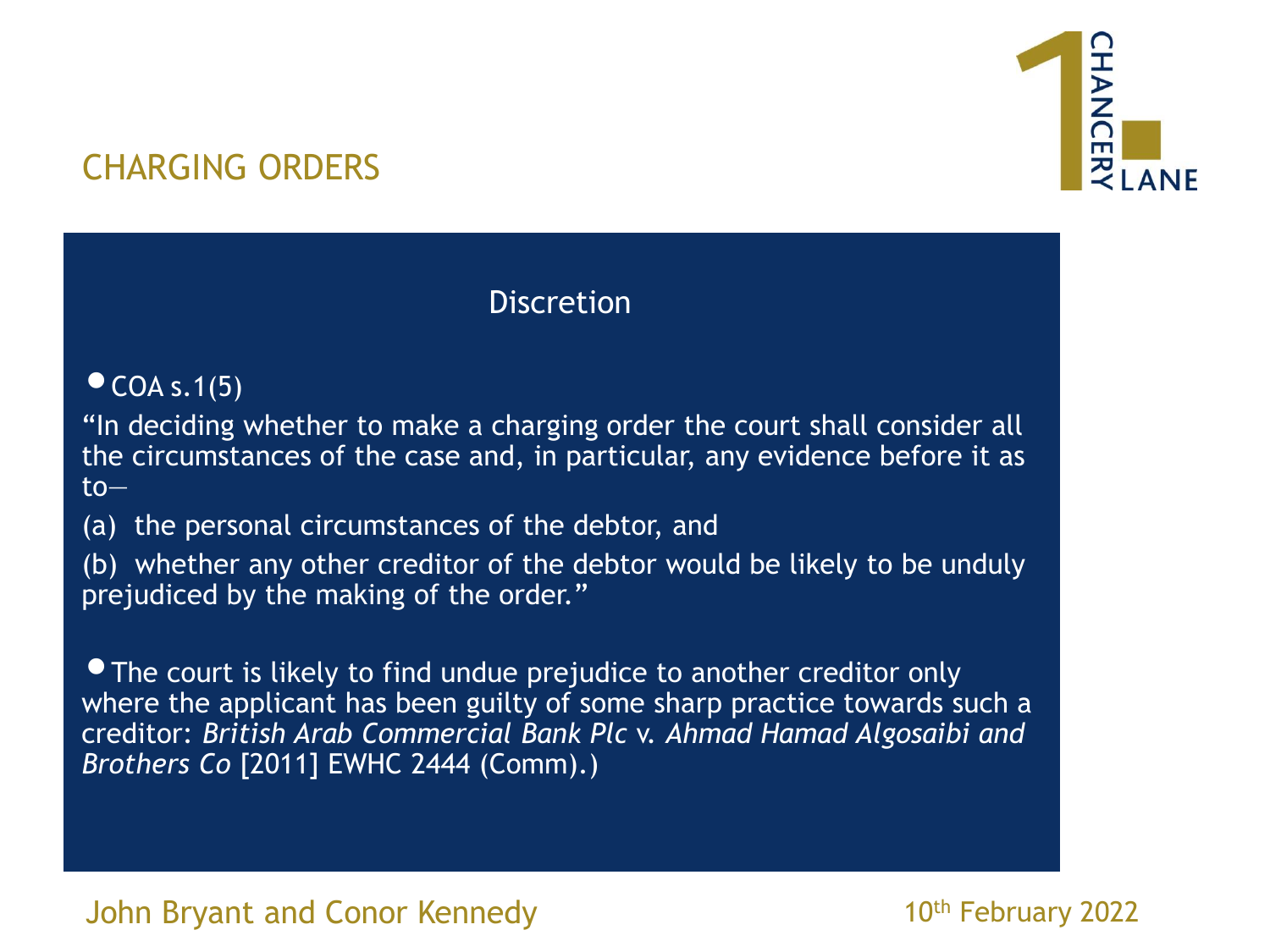# CHARGING ORDERS

## Discretion

- COA s.1(5)

"In deciding whether to make a charging order the court shall consider all the circumstances of the case and, in particular, any evidence before it as to—

(a) the personal circumstances of the debtor, and

(b) whether any other creditor of the debtor would be likely to be unduly prejudiced by the making of the order."

- The court is likely to find undue prejudice to another creditor only where the applicant has been guilty of some sharp practice towards such a creditor: *British Arab Commercial Bank Plc* v. *Ahmad Hamad Algosaibi and Brothers Co* [2011] EWHC 2444 (Comm).)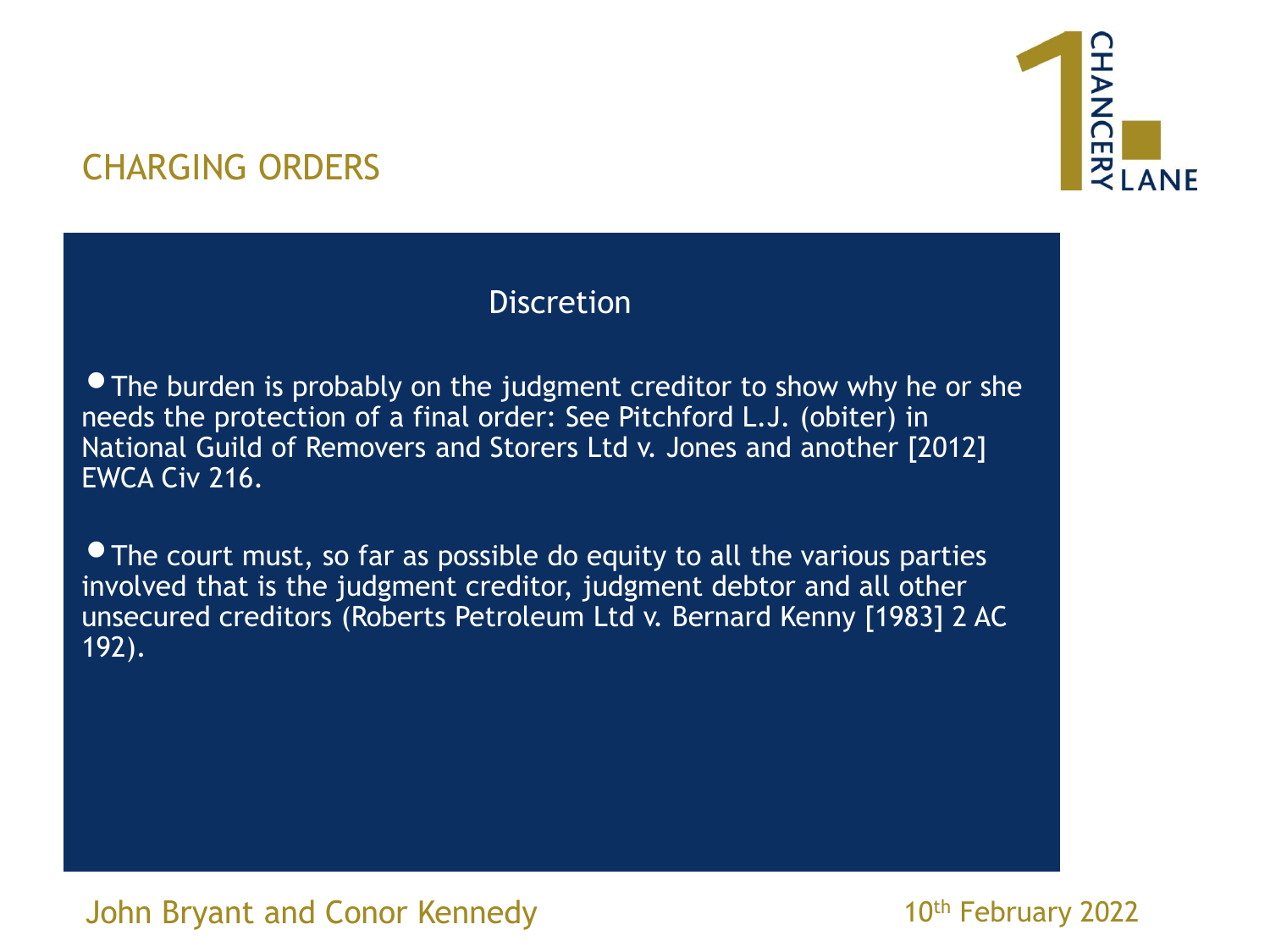## CHARGING ORDERS

### Discretion

- The burden is probably on the judgment creditor to show why he or she needs the protection of a final order: See Pitchford L.J. (obiter) in National Guild of Removers and Storers Ltd v. Jones and another [2012] EWCA Civ 216.

- The court must, so far as possible do equity to all the various parties involved that is the judgment creditor, judgment debtor and all other unsecured creditors (Roberts Petroleum Ltd v. Bernard Kenny [1983] 2 AC 192).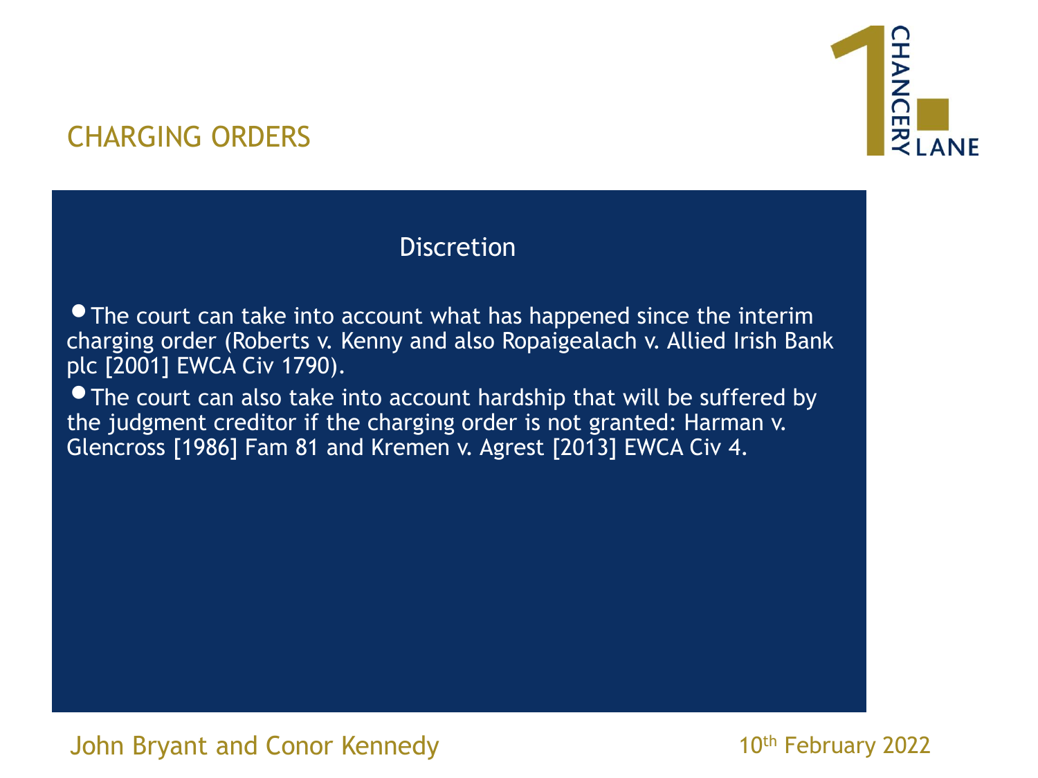## CHARGING ORDERS

### Discretion

- The court can take into account what has happened since the interim charging order (Roberts v. Kenny and also Ropaigealach v. Allied Irish Bank plc [2001] EWCA Civ 1790).
- The court can also take into account hardship that will be suffered by the judgment creditor if the charging order is not granted: Harman v. Glencross [1986] Fam 81 and Kremen v. Agrest [2013] EWCA Civ 4.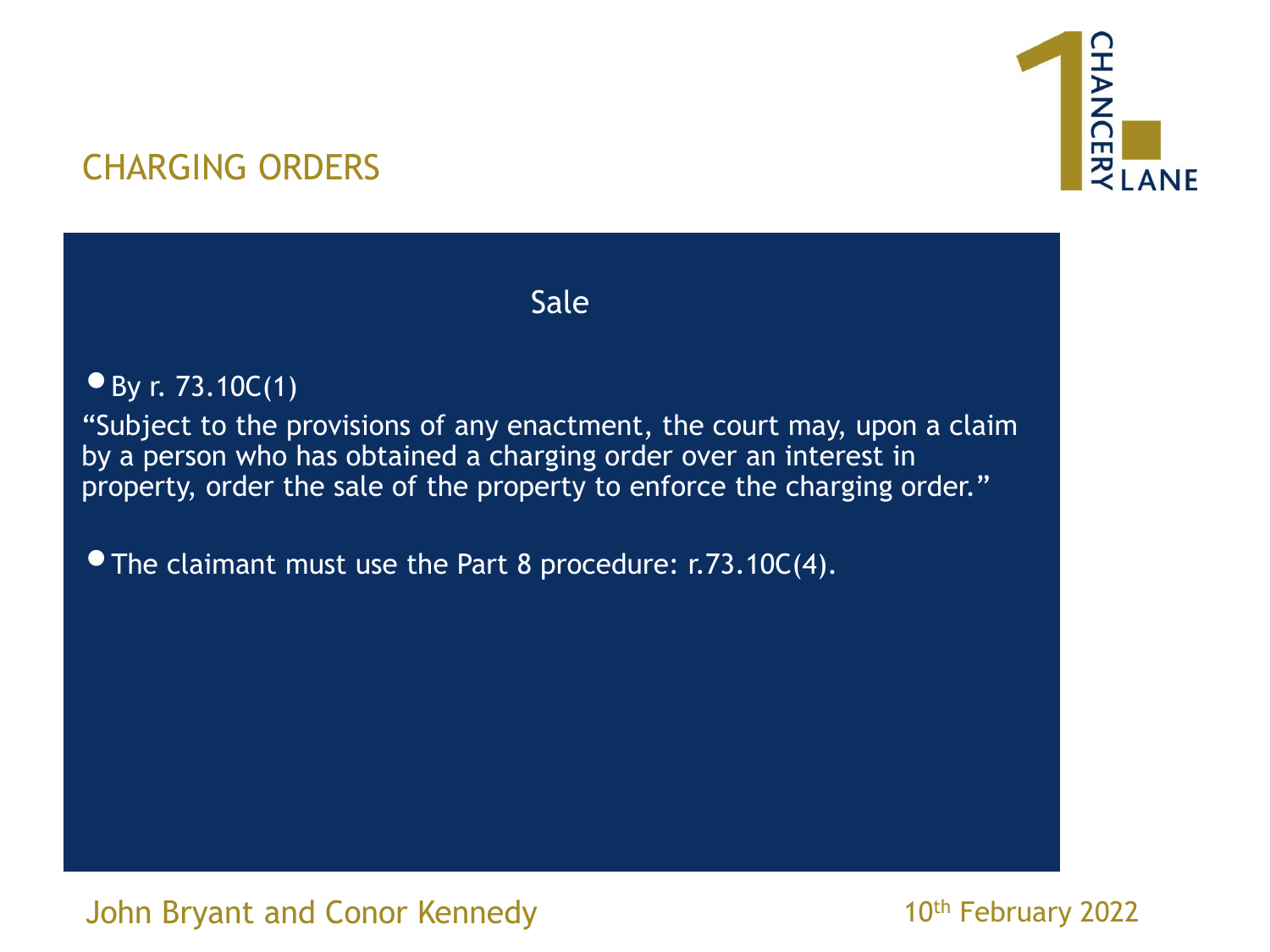## CHARGING ORDERS

### Sale

- By r. 73.10C(1)

"Subject to the provisions of any enactment, the court may, upon a claim by a person who has obtained a charging order over an interest in property, order the sale of the property to enforce the charging order."

- The claimant must use the Part 8 procedure: r.73.10C(4).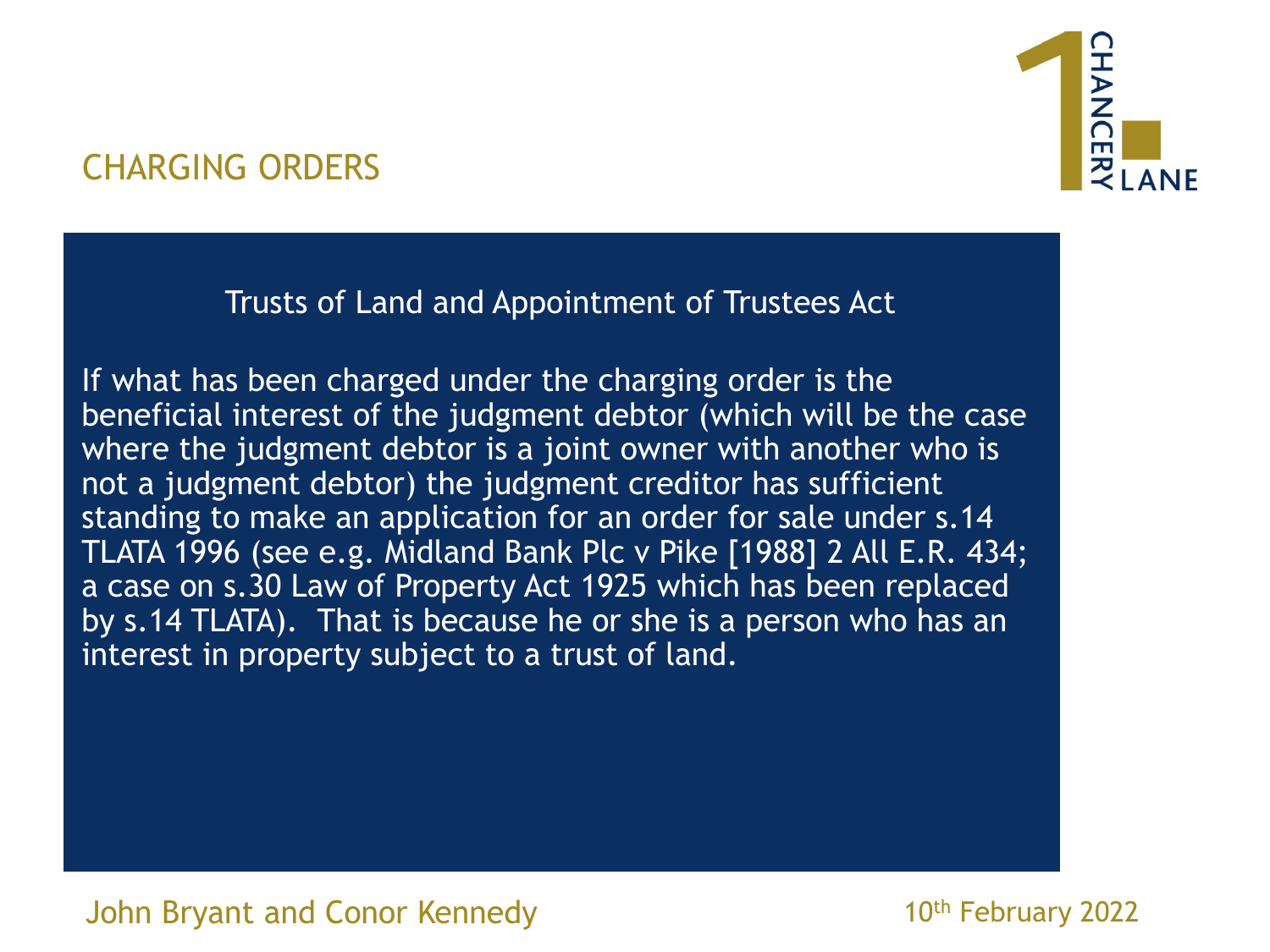## CHARGING ORDERS

### Trusts of Land and Appointment of Trustees Act

If what has been charged under the charging order is the beneficial interest of the judgment debtor (which will be the case where the judgment debtor is a joint owner with another who is not a judgment debtor) the judgment creditor has sufficient standing to make an application for an order for sale under s.14 TLATA 1996 (see e.g. Midland Bank Plc v Pike [1988] 2 All E.R. 434; a case on s.30 Law of Property Act 1925 which has been replaced by s.14 TLATA). That is because he or she is a person who has an interest in property subject to a trust of land.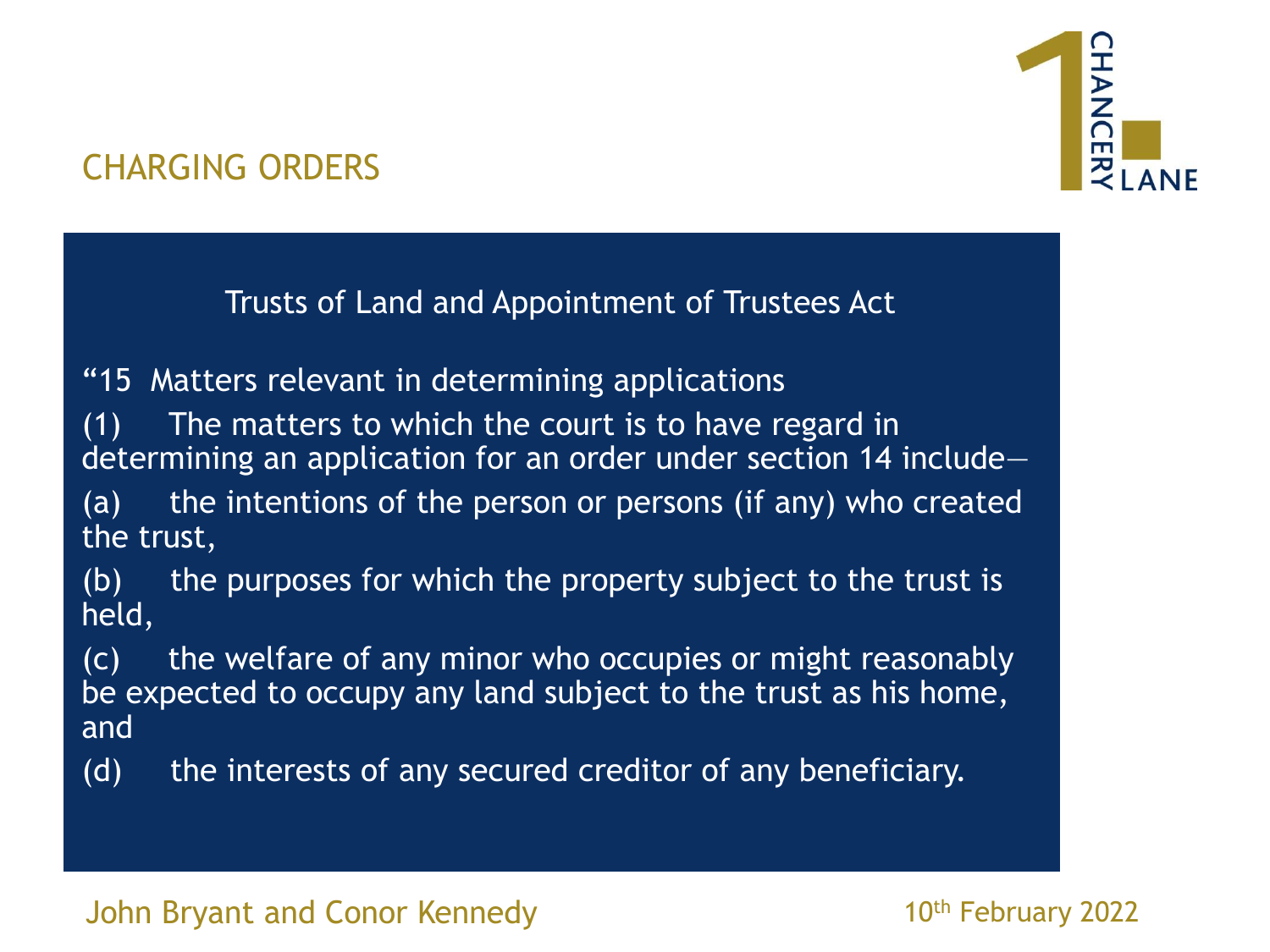## CHARGING ORDERS

Trusts of Land and Appointment of Trustees Act

"15 Matters relevant in determining applications

(1) The matters to which the court is to have regard in determining an application for an order under section 14 include—

(a) the intentions of the person or persons (if any) who created the trust,

(b) the purposes for which the property subject to the trust is held,

(c) the welfare of any minor who occupies or might reasonably be expected to occupy any land subject to the trust as his home, and

(d) the interests of any secured creditor of any beneficiary.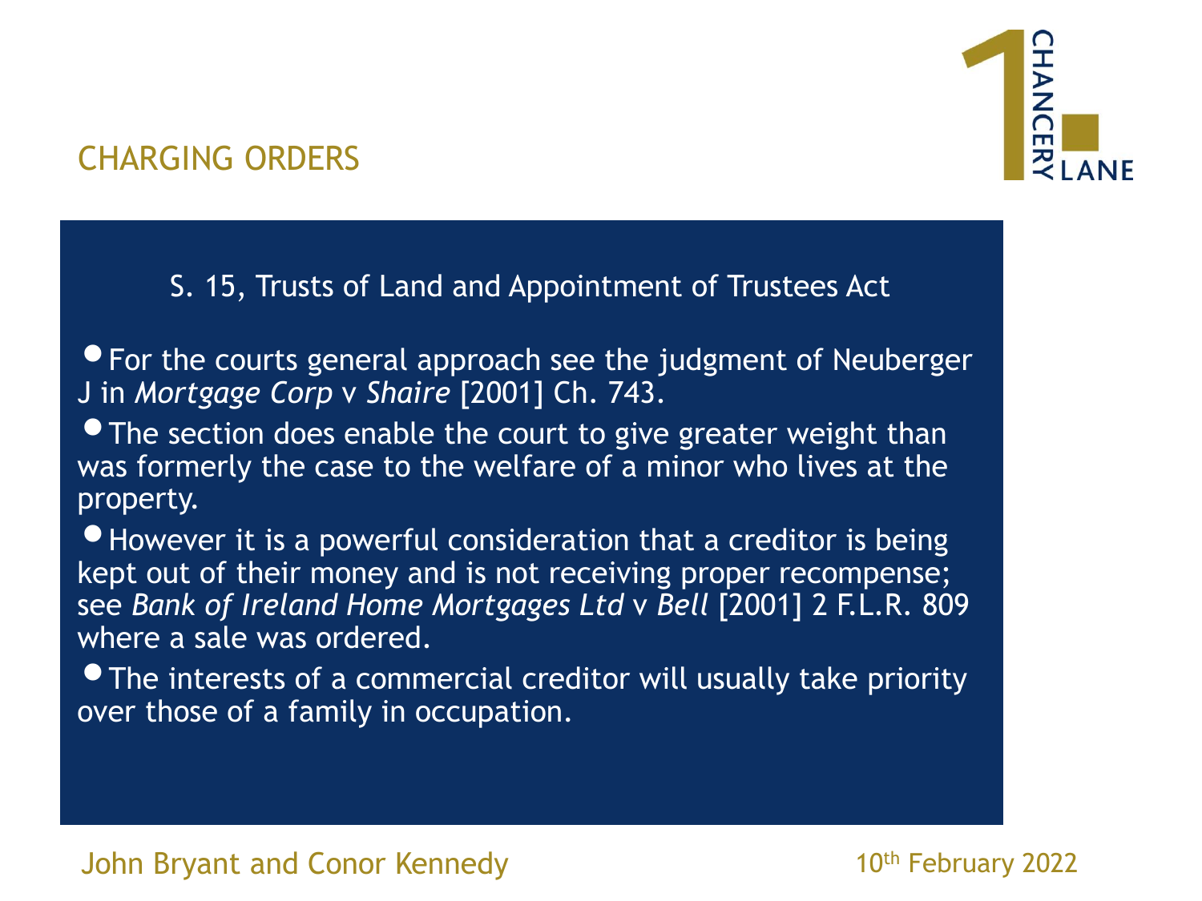# CHARGING ORDERS

S. 15, Trusts of Land and Appointment of Trustees Act

- For the courts general approach see the judgment of Neuberger J in *Mortgage Corp* v *Shaire* [2001] Ch. 743.
- The section does enable the court to give greater weight than was formerly the case to the welfare of a minor who lives at the property.
- However it is a powerful consideration that a creditor is being kept out of their money and is not receiving proper recompense; see *Bank of Ireland Home Mortgages Ltd* v *Bell* [2001] 2 F.L.R. 809 where a sale was ordered.
- The interests of a commercial creditor will usually take priority over those of a family in occupation.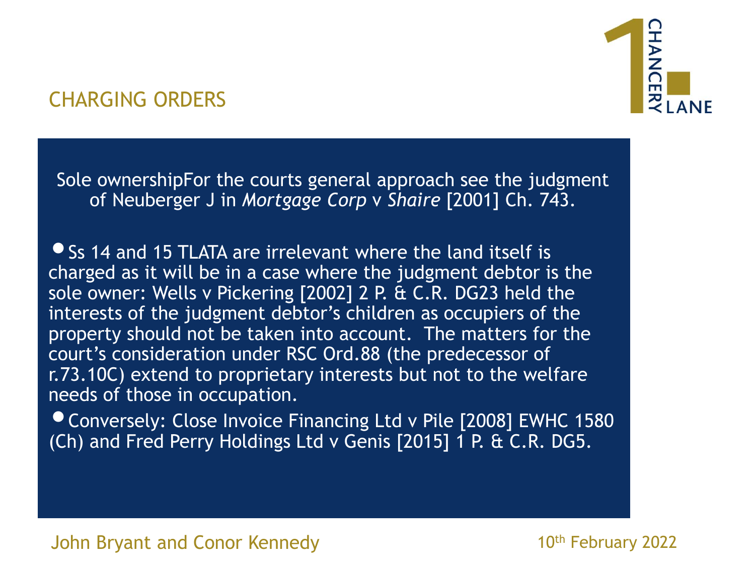## CHARGING ORDERS

Sole ownershipFor the courts general approach see the judgment of Neuberger J in *Mortgage Corp* v *Shaire* [2001] Ch. 743.

- Ss 14 and 15 TLATA are irrelevant where the land itself is charged as it will be in a case where the judgment debtor is the sole owner: Wells v Pickering [2002] 2 P. & C.R. DG23 held the interests of the judgment debtor's children as occupiers of the property should not be taken into account. The matters for the court's consideration under RSC Ord.88 (the predecessor of r.73.10C) extend to proprietary interests but not to the welfare needs of those in occupation.
- Conversely: Close Invoice Financing Ltd v Pile [2008] EWHC 1580 (Ch) and Fred Perry Holdings Ltd v Genis [2015] 1 P. & C.R. DG5.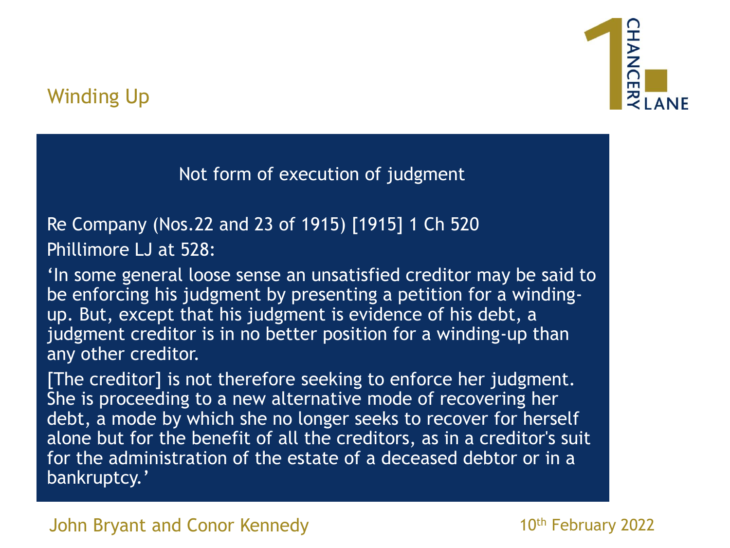## Winding Up

### Not form of execution of judgment

Re Company (Nos.22 and 23 of 1915) [1915] 1 Ch 520

Phillimore LJ at 528:

'In some general loose sense an unsatisfied creditor may be said to be enforcing his judgment by presenting a petition for a winding-up. But, except that his judgment is evidence of his debt, a judgment creditor is in no better position for a winding-up than any other creditor.

[The creditor] is not therefore seeking to enforce her judgment. She is proceeding to a new alternative mode of recovering her debt, a mode by which she no longer seeks to recover for herself alone but for the benefit of all the creditors, as in a creditor's suit for the administration of the estate of a deceased debtor or in a bankruptcy.'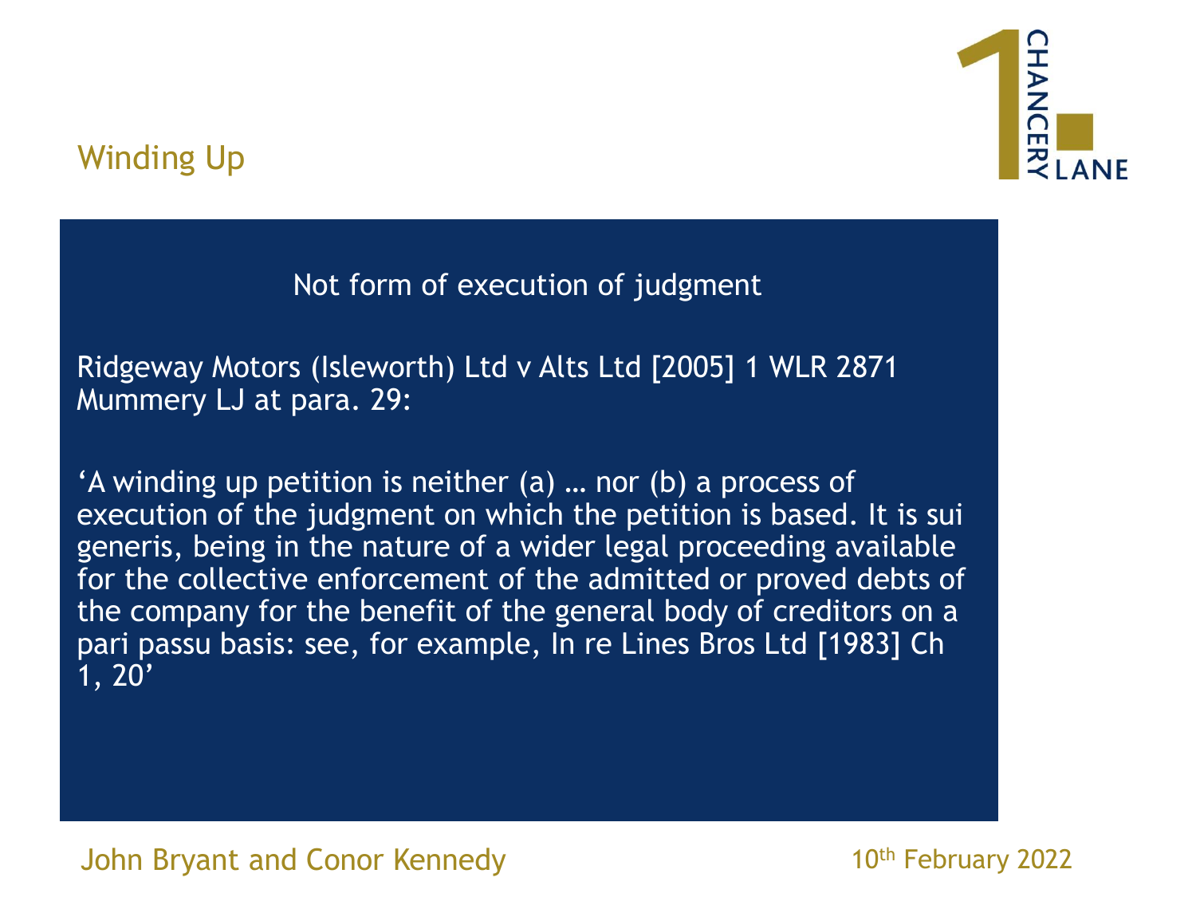## Winding Up

### Not form of execution of judgment

Ridgeway Motors (Isleworth) Ltd v Alts Ltd [2005] 1 WLR 2871 Mummery LJ at para. 29:

'A winding up petition is neither (a) … nor (b) a process of execution of the judgment on which the petition is based. It is sui generis, being in the nature of a wider legal proceeding available for the collective enforcement of the admitted or proved debts of the company for the benefit of the general body of creditors on a pari passu basis: see, for example, In re Lines Bros Ltd [1983] Ch 1, 20'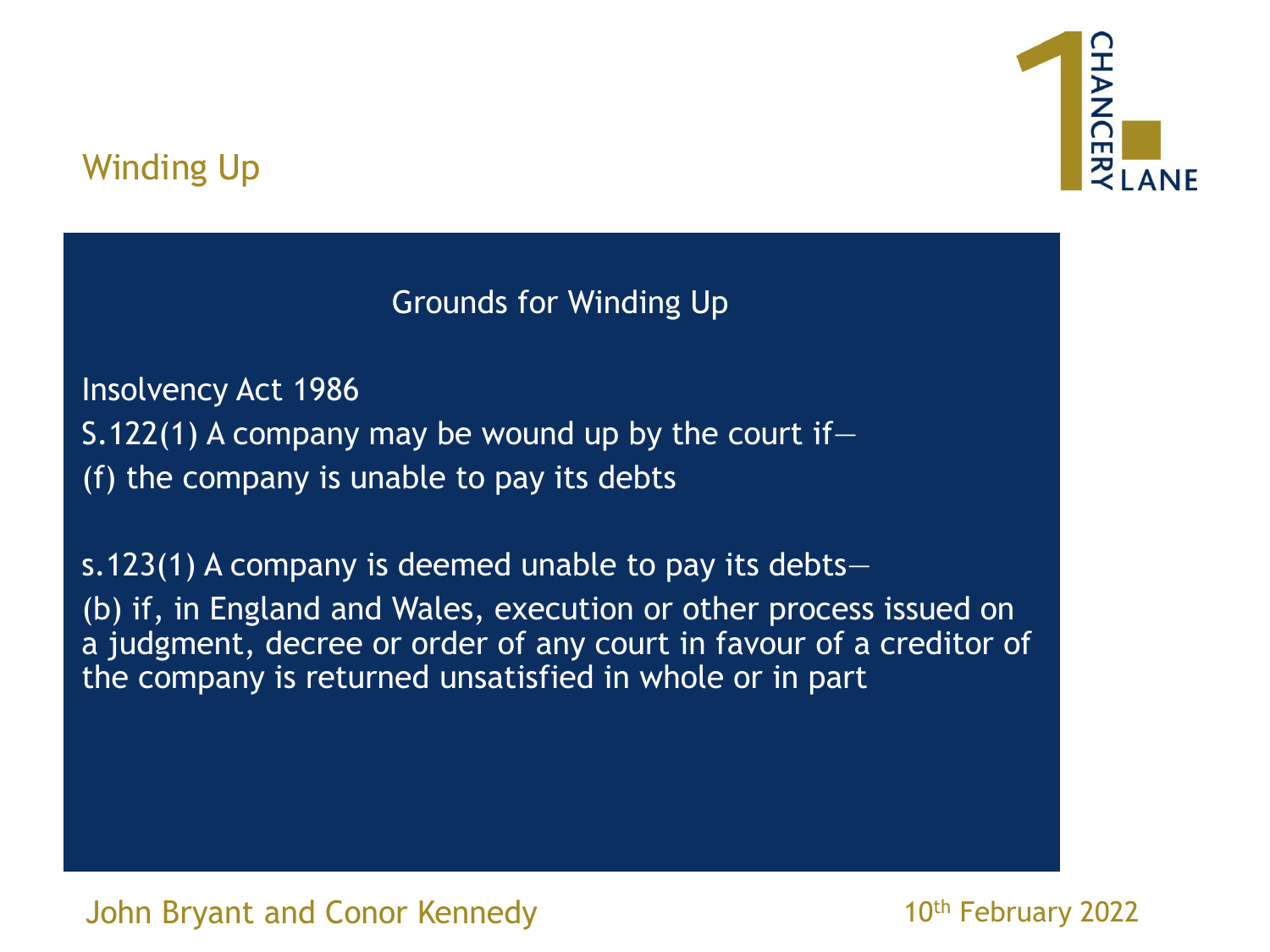# Winding Up

## Grounds for Winding Up

Insolvency Act 1986

S.122(1) A company may be wound up by the court if—

(f) the company is unable to pay its debts

s.123(1) A company is deemed unable to pay its debts—

(b) if, in England and Wales, execution or other process issued on a judgment, decree or order of any court in favour of a creditor of the company is returned unsatisfied in whole or in part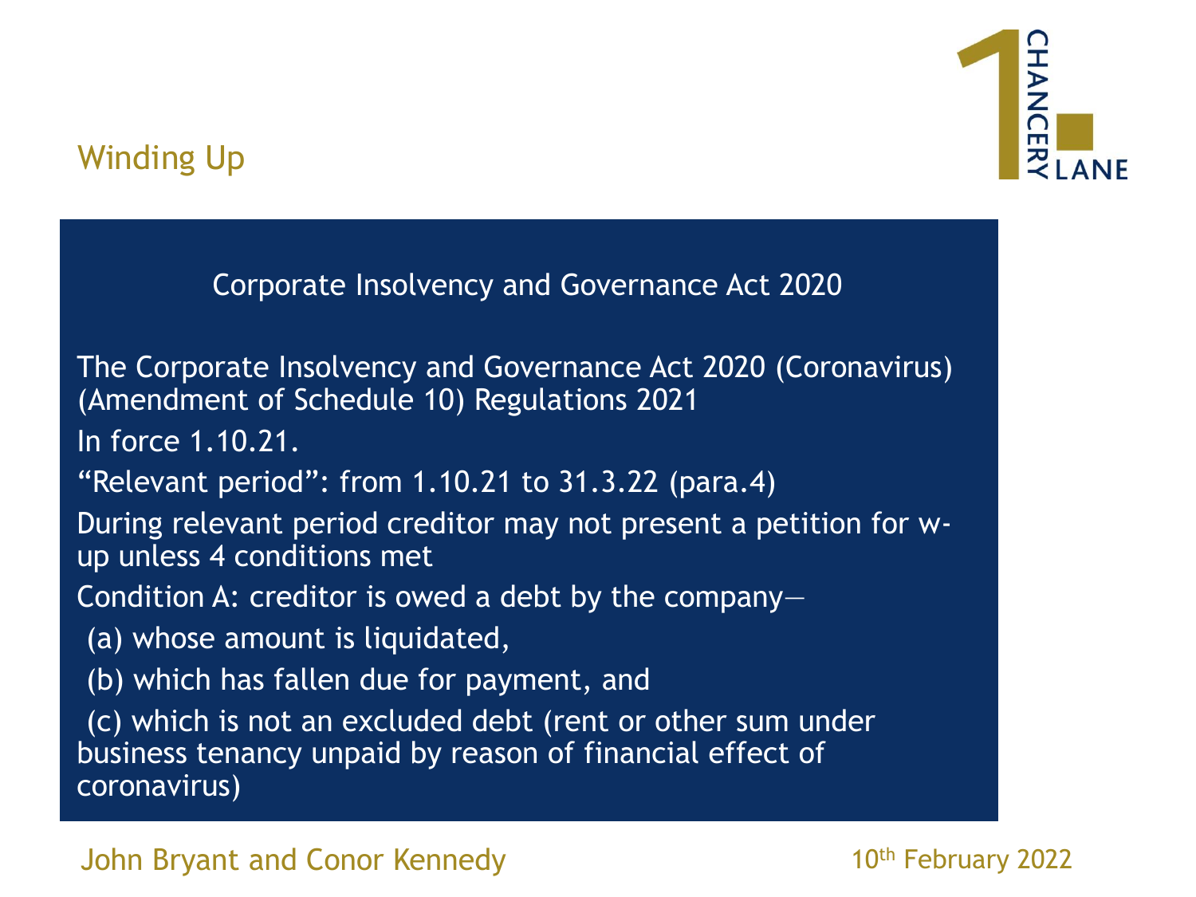## Winding Up

### Corporate Insolvency and Governance Act 2020

The Corporate Insolvency and Governance Act 2020 (Coronavirus) (Amendment of Schedule 10) Regulations 2021

In force 1.10.21.

"Relevant period": from 1.10.21 to 31.3.22 (para.4)

During relevant period creditor may not present a petition for w-up unless 4 conditions met

Condition A: creditor is owed a debt by the company—

(a) whose amount is liquidated,

(b) which has fallen due for payment, and

(c) which is not an excluded debt (rent or other sum under business tenancy unpaid by reason of financial effect of coronavirus)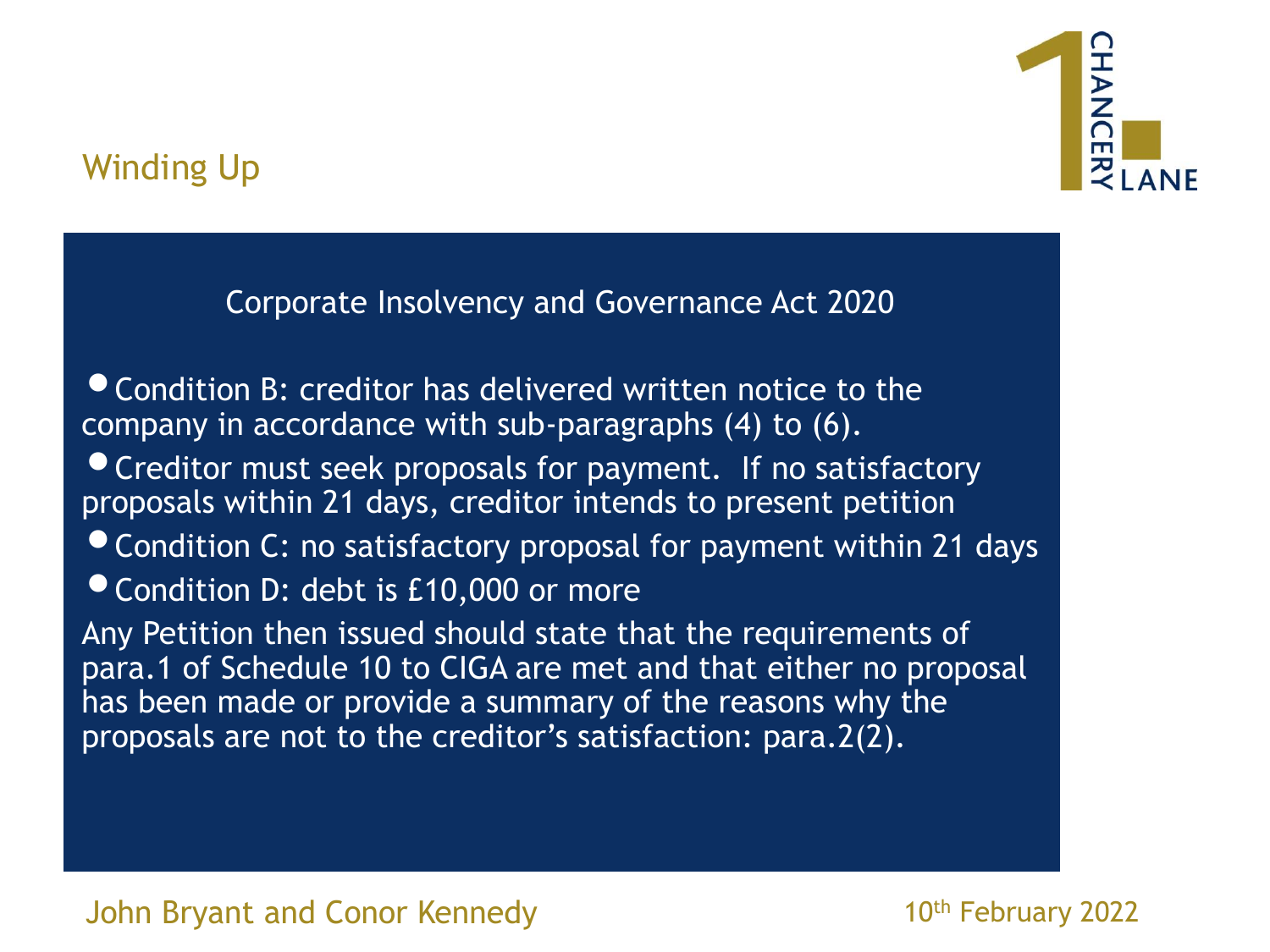## Winding Up

### Corporate Insolvency and Governance Act 2020

- Condition B: creditor has delivered written notice to the company in accordance with sub-paragraphs (4) to (6).
- Creditor must seek proposals for payment. If no satisfactory proposals within 21 days, creditor intends to present petition
- Condition C: no satisfactory proposal for payment within 21 days
- Condition D: debt is £10,000 or more

Any Petition then issued should state that the requirements of para.1 of Schedule 10 to CIGA are met and that either no proposal has been made or provide a summary of the reasons why the proposals are not to the creditor's satisfaction: para.2(2).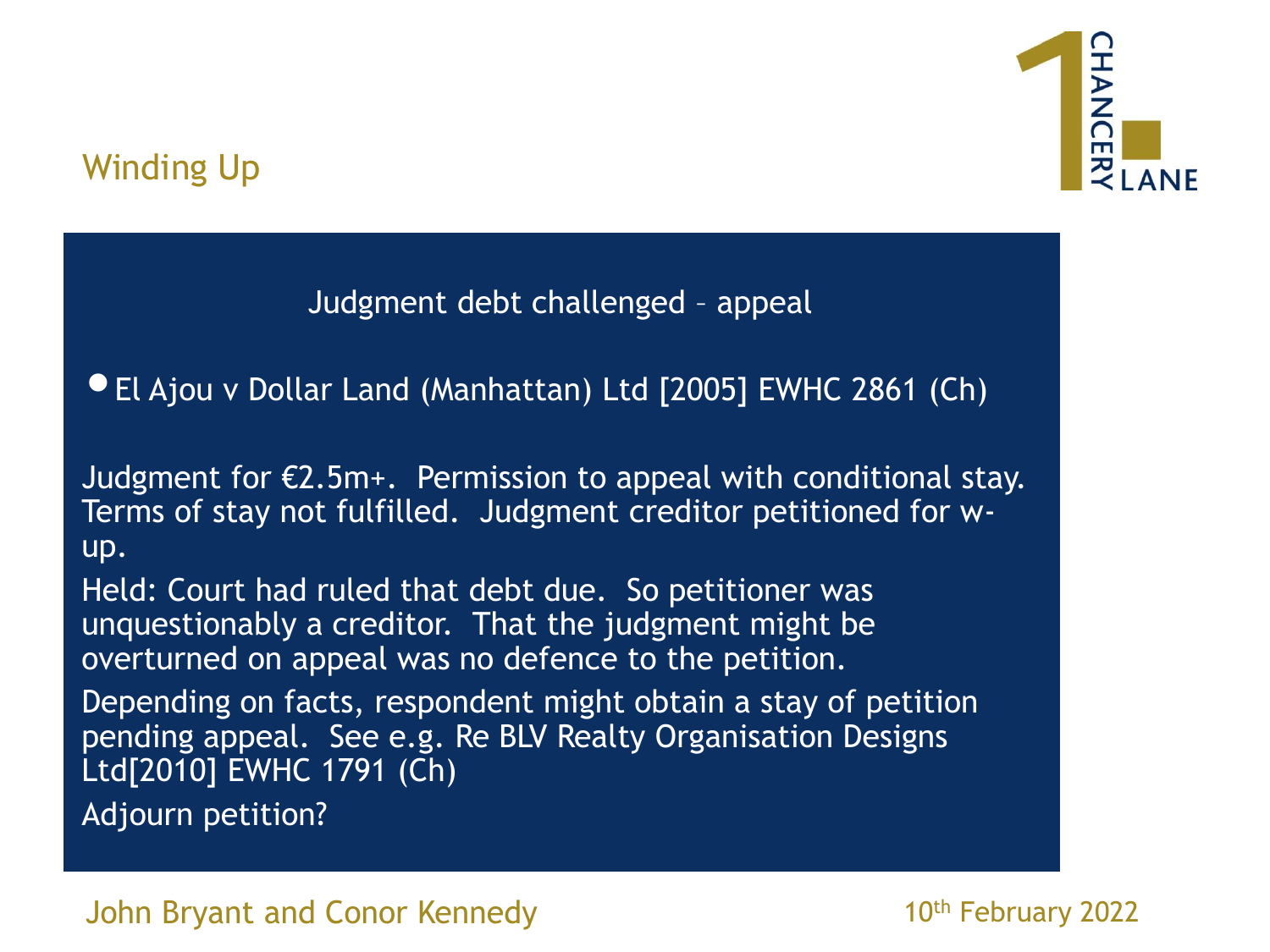## Winding Up

### Judgment debt challenged – appeal

- El Ajou v Dollar Land (Manhattan) Ltd [2005] EWHC 2861 (Ch)

Judgment for €2.5m+. Permission to appeal with conditional stay. Terms of stay not fulfilled. Judgment creditor petitioned for w-up.

Held: Court had ruled that debt due. So petitioner was unquestionably a creditor. That the judgment might be overturned on appeal was no defence to the petition.

Depending on facts, respondent might obtain a stay of petition pending appeal. See e.g. Re BLV Realty Organisation Designs Ltd[2010] EWHC 1791 (Ch)

Adjourn petition?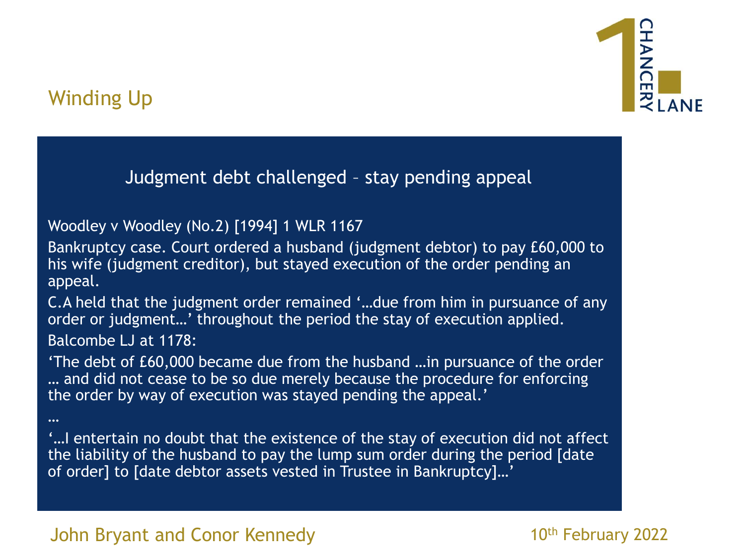## Winding Up

### Judgment debt challenged – stay pending appeal

Woodley v Woodley (No.2) [1994] 1 WLR 1167

Bankruptcy case. Court ordered a husband (judgment debtor) to pay £60,000 to his wife (judgment creditor), but stayed execution of the order pending an appeal.

C.A held that the judgment order remained '…due from him in pursuance of any order or judgment…' throughout the period the stay of execution applied.

Balcombe LJ at 1178:

'The debt of £60,000 became due from the husband …in pursuance of the order … and did not cease to be so due merely because the procedure for enforcing the order by way of execution was stayed pending the appeal.'

…

'…I entertain no doubt that the existence of the stay of execution did not affect the liability of the husband to pay the lump sum order during the period [date of order] to [date debtor assets vested in Trustee in Bankruptcy]…'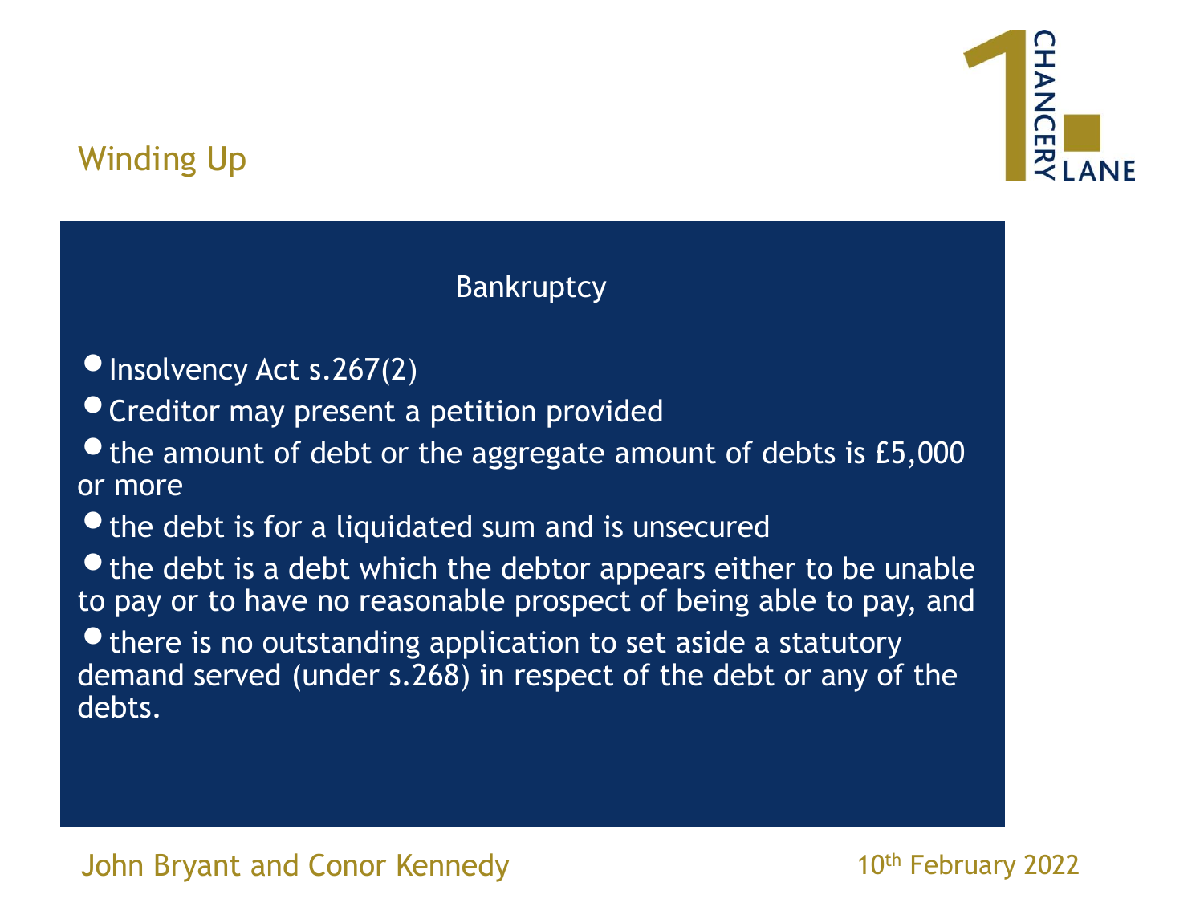## Winding Up

### Bankruptcy

- Insolvency Act s.267(2)
- Creditor may present a petition provided
- the amount of debt or the aggregate amount of debts is £5,000 or more
- the debt is for a liquidated sum and is unsecured
- the debt is a debt which the debtor appears either to be unable to pay or to have no reasonable prospect of being able to pay, and
- there is no outstanding application to set aside a statutory demand served (under s.268) in respect of the debt or any of the debts.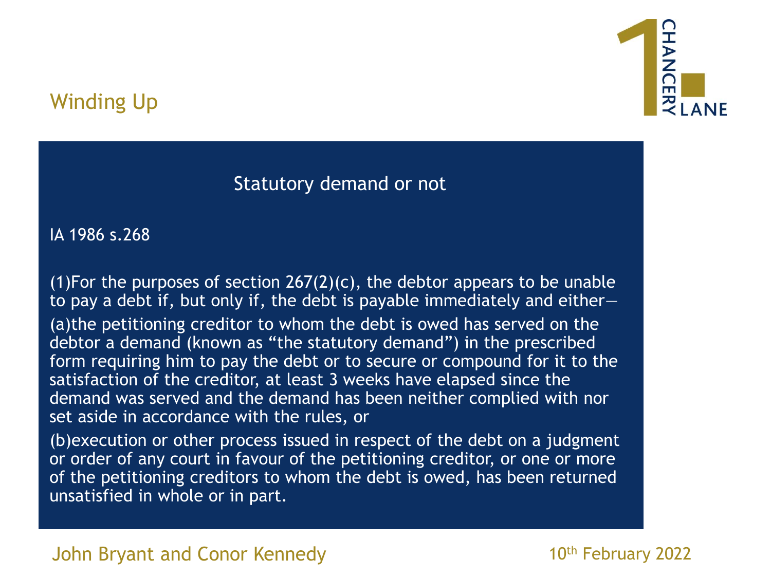## Winding Up

### Statutory demand or not

IA 1986 s.268

(1)For the purposes of section 267(2)(c), the debtor appears to be unable to pay a debt if, but only if, the debt is payable immediately and either—

(a)the petitioning creditor to whom the debt is owed has served on the debtor a demand (known as "the statutory demand") in the prescribed form requiring him to pay the debt or to secure or compound for it to the satisfaction of the creditor, at least 3 weeks have elapsed since the demand was served and the demand has been neither complied with nor set aside in accordance with the rules, or

(b)execution or other process issued in respect of the debt on a judgment or order of any court in favour of the petitioning creditor, or one or more of the petitioning creditors to whom the debt is owed, has been returned unsatisfied in whole or in part.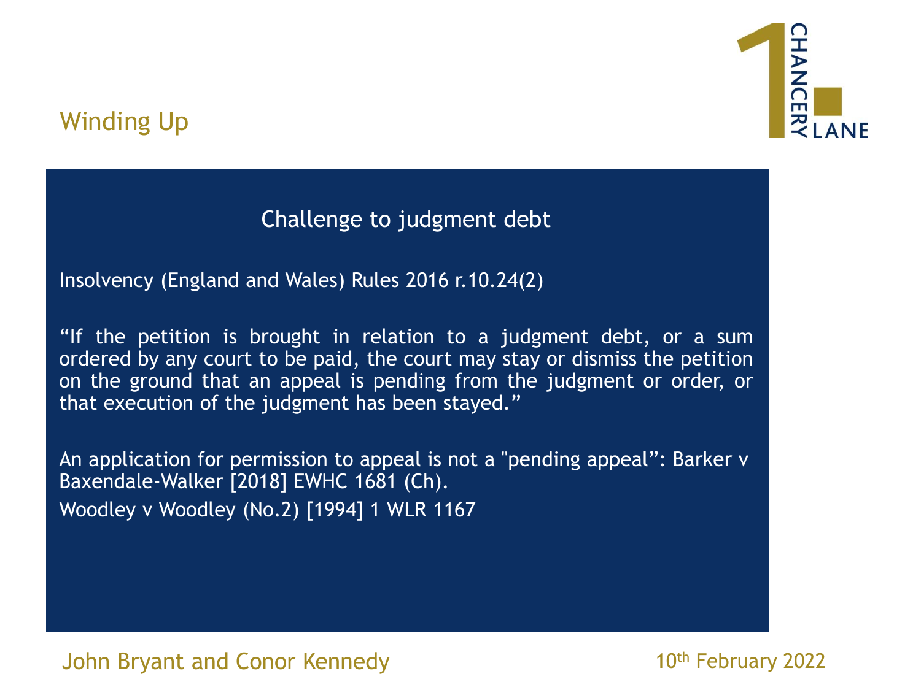## Winding Up

### Challenge to judgment debt

Insolvency (England and Wales) Rules 2016 r.10.24(2)

"If the petition is brought in relation to a judgment debt, or a sum ordered by any court to be paid, the court may stay or dismiss the petition on the ground that an appeal is pending from the judgment or order, or that execution of the judgment has been stayed."

An application for permission to appeal is not a "pending appeal": Barker v Baxendale-Walker [2018] EWHC 1681 (Ch).

Woodley v Woodley (No.2) [1994] 1 WLR 1167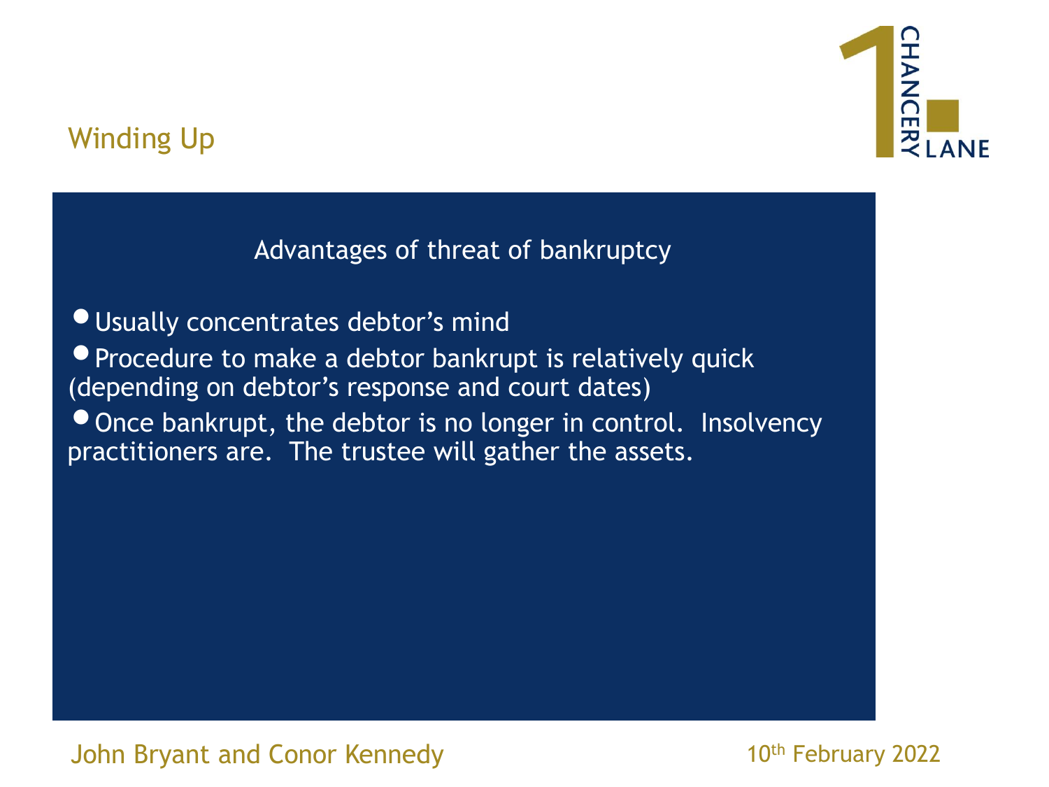## Winding Up

### Advantages of threat of bankruptcy

- Usually concentrates debtor's mind
- Procedure to make a debtor bankrupt is relatively quick (depending on debtor's response and court dates)
- Once bankrupt, the debtor is no longer in control. Insolvency practitioners are. The trustee will gather the assets.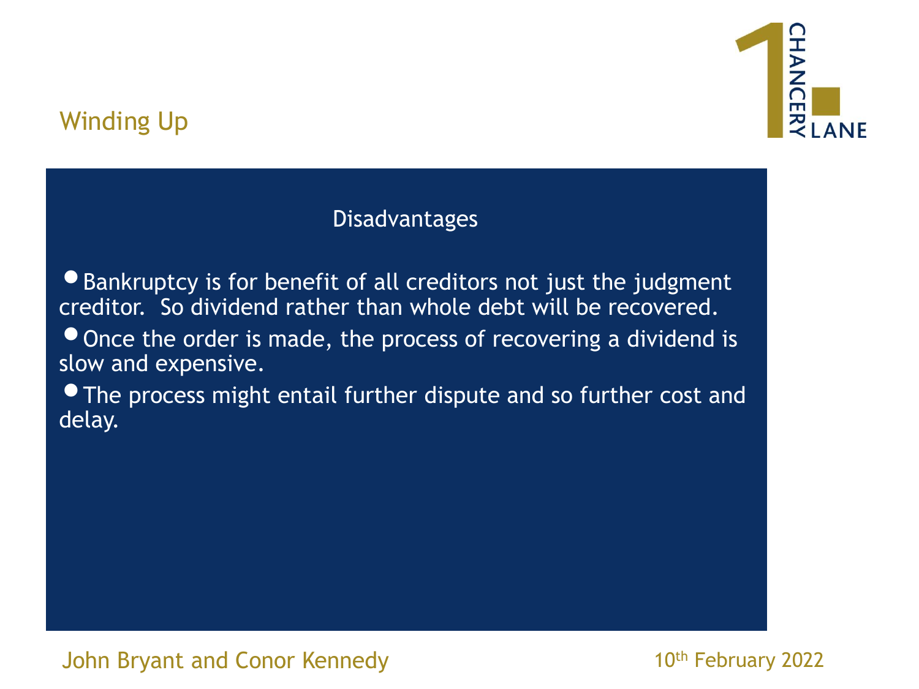## Winding Up

### Disadvantages

- Bankruptcy is for benefit of all creditors not just the judgment creditor. So dividend rather than whole debt will be recovered.
- Once the order is made, the process of recovering a dividend is slow and expensive.
- The process might entail further dispute and so further cost and delay.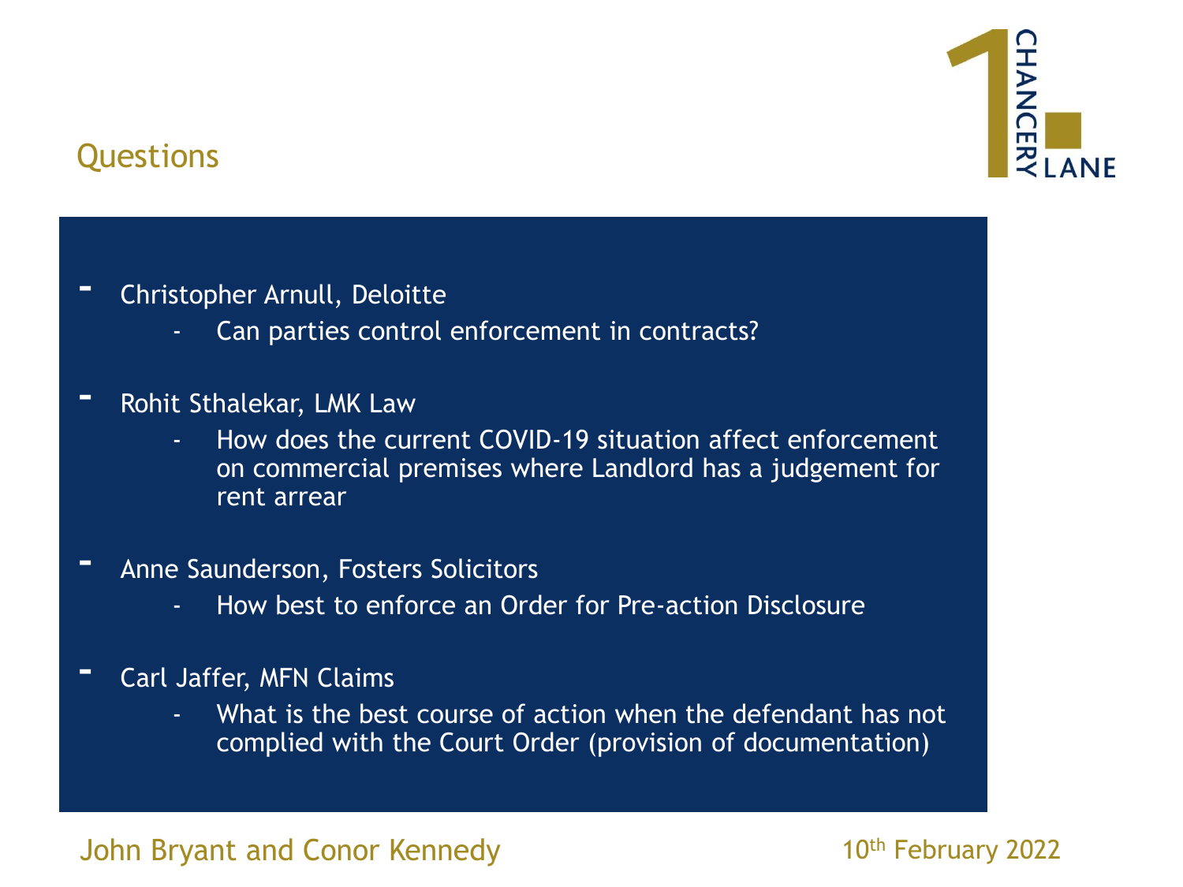## Questions

- Christopher Arnull, Deloitte
  - Can parties control enforcement in contracts?
- Rohit Sthalekar, LMK Law
  - How does the current COVID-19 situation affect enforcement on commercial premises where Landlord has a judgement for rent arrear
- Anne Saunderson, Fosters Solicitors
  - How best to enforce an Order for Pre-action Disclosure
- Carl Jaffer, MFN Claims
  - What is the best course of action when the defendant has not complied with the Court Order (provision of documentation)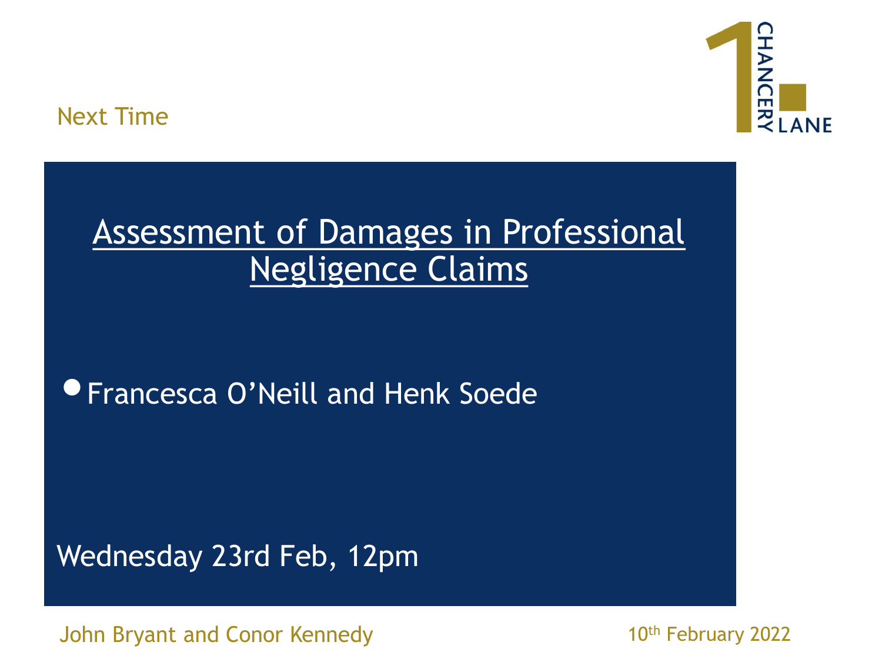## Next Time

# Assessment of Damages in Professional Negligence Claims

- Francesca O'Neill and Henk Soede

Wednesday 23rd Feb, 12pm